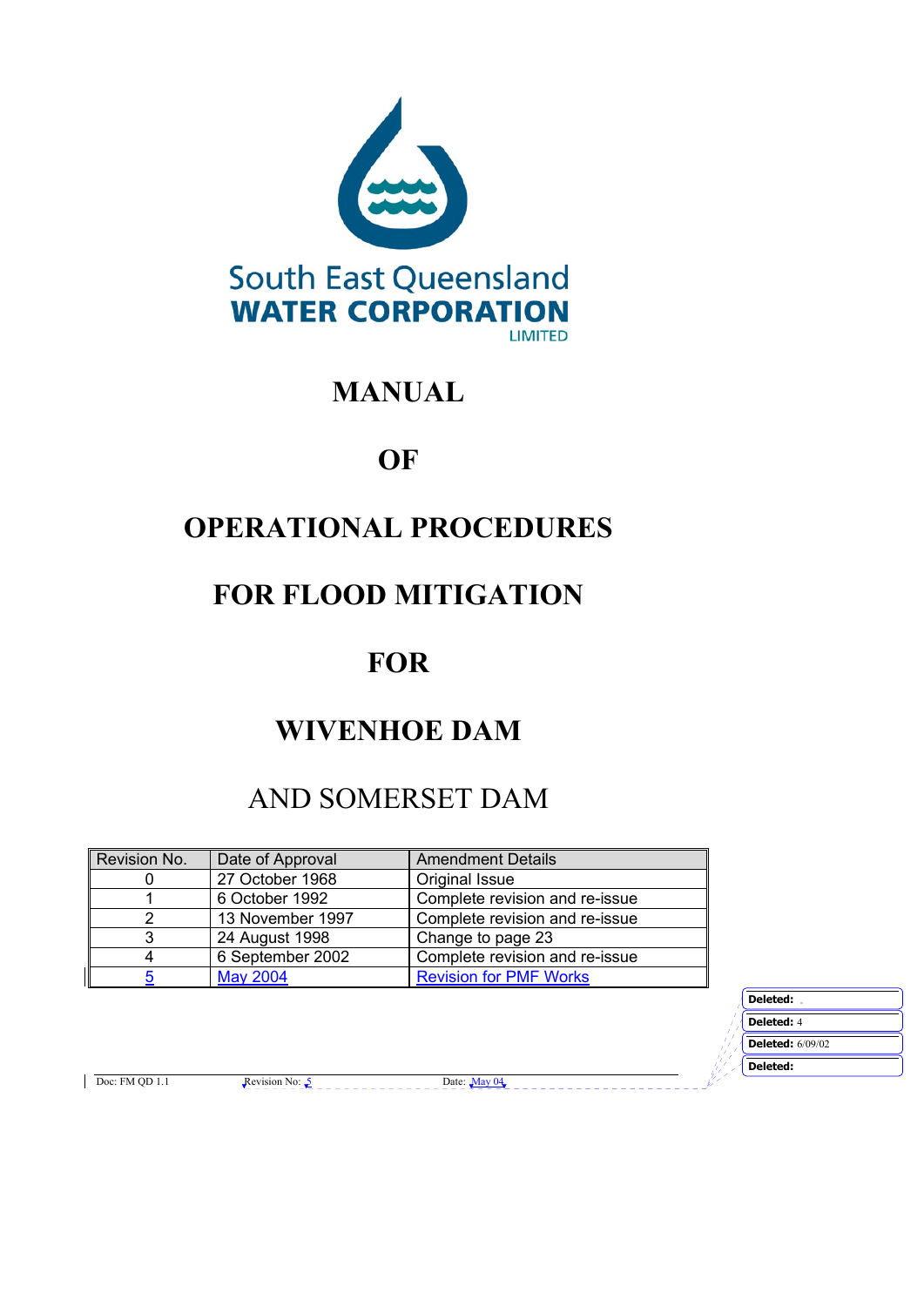South East Queensland
**WATER CORPORATION**
LIMITED

# MANUAL

# OF

# OPERATIONAL PROCEDURES

# FOR FLOOD MITIGATION

# FOR

# WIVENHOE DAM

## AND SOMERSET DAM

| Revision No. | Date of Approval | Amendment Details |
|---|---|---|
| 0 | 27 October 1968 | Original Issue |
| 1 | 6 October 1992 | Complete revision and re-issue |
| 2 | 13 November 1997 | Complete revision and re-issue |
| 3 | 24 August 1998 | Change to page 23 |
| 4 | 6 September 2002 | Complete revision and re-issue |
| 5 | May 2004 | Revision for PMF Works |

**Deleted:**

**Deleted:** 4

**Deleted:** 6/09/02

**Deleted:**

Doc: FM QD 1.1 Revision No: 5 Date: May 04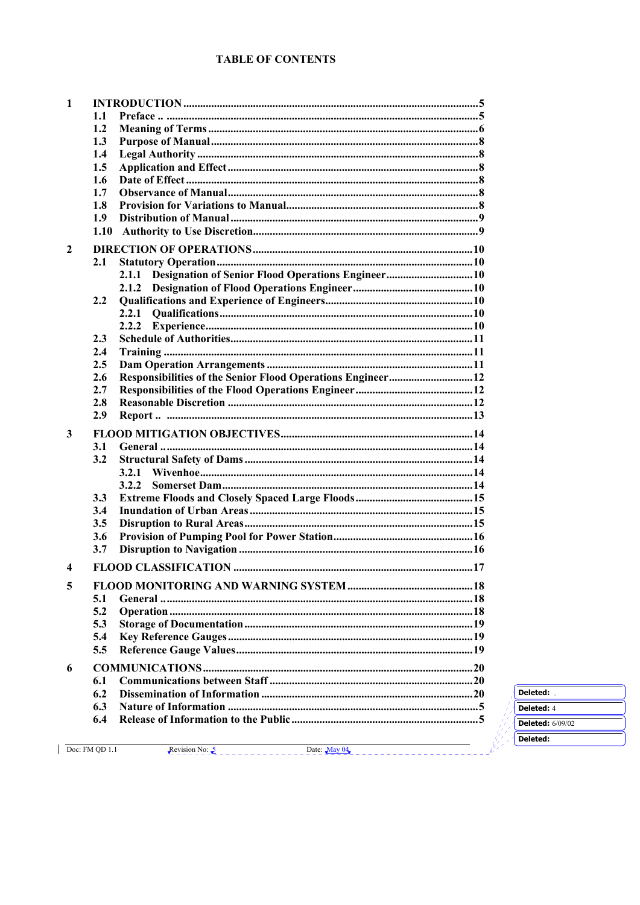# TABLE OF CONTENTS

| | | | |
|---|---|---|---|
| **1** | **INTRODUCTION** | | **5** |
| | **1.1** | **Preface ..** | **5** |
| | **1.2** | **Meaning of Terms** | **6** |
| | **1.3** | **Purpose of Manual** | **8** |
| | **1.4** | **Legal Authority** | **8** |
| | **1.5** | **Application and Effect** | **8** |
| | **1.6** | **Date of Effect** | **8** |
| | **1.7** | **Observance of Manual** | **8** |
| | **1.8** | **Provision for Variations to Manual** | **8** |
| | **1.9** | **Distribution of Manual** | **9** |
| | **1.10** | **Authority to Use Discretion** | **9** |
| **2** | **DIRECTION OF OPERATIONS** | | **10** |
| | **2.1** | **Statutory Operation** | **10** |
| | | **2.1.1 Designation of Senior Flood Operations Engineer** | **10** |
| | | **2.1.2 Designation of Flood Operations Engineer** | **10** |
| | **2.2** | **Qualifications and Experience of Engineers** | **10** |
| | | **2.2.1 Qualifications** | **10** |
| | | **2.2.2 Experience** | **10** |
| | **2.3** | **Schedule of Authorities** | **11** |
| | **2.4** | **Training** | **11** |
| | **2.5** | **Dam Operation Arrangements** | **11** |
| | **2.6** | **Responsibilities of the Senior Flood Operations Engineer** | **12** |
| | **2.7** | **Responsibilities of the Flood Operations Engineer** | **12** |
| | **2.8** | **Reasonable Discretion** | **12** |
| | **2.9** | **Report ..** | **13** |
| **3** | **FLOOD MITIGATION OBJECTIVES** | | **14** |
| | **3.1** | **General** | **14** |
| | **3.2** | **Structural Safety of Dams** | **14** |
| | | **3.2.1 Wivenhoe** | **14** |
| | | **3.2.2 Somerset Dam** | **14** |
| | **3.3** | **Extreme Floods and Closely Spaced Large Floods** | **15** |
| | **3.4** | **Inundation of Urban Areas** | **15** |
| | **3.5** | **Disruption to Rural Areas** | **15** |
| | **3.6** | **Provision of Pumping Pool for Power Station** | **16** |
| | **3.7** | **Disruption to Navigation** | **16** |
| **4** | **FLOOD CLASSIFICATION** | | **17** |
| **5** | **FLOOD MONITORING AND WARNING SYSTEM** | | **18** |
| | **5.1** | **General** | **18** |
| | **5.2** | **Operation** | **18** |
| | **5.3** | **Storage of Documentation** | **19** |
| | **5.4** | **Key Reference Gauges** | **19** |
| | **5.5** | **Reference Gauge Values** | **19** |
| **6** | **COMMUNICATIONS** | | **20** |
| | **6.1** | **Communications between Staff** | **20** |
| | **6.2** | **Dissemination of Information** | **20** |
| | **6.3** | **Nature of Information** | **5** |
| | **6.4** | **Release of Information to the Public** | **5** |

Deleted:
Deleted: 4
Deleted: 6/09/02
Deleted:

Doc: FM QD 1.1 Revision No: 5 Date: May 04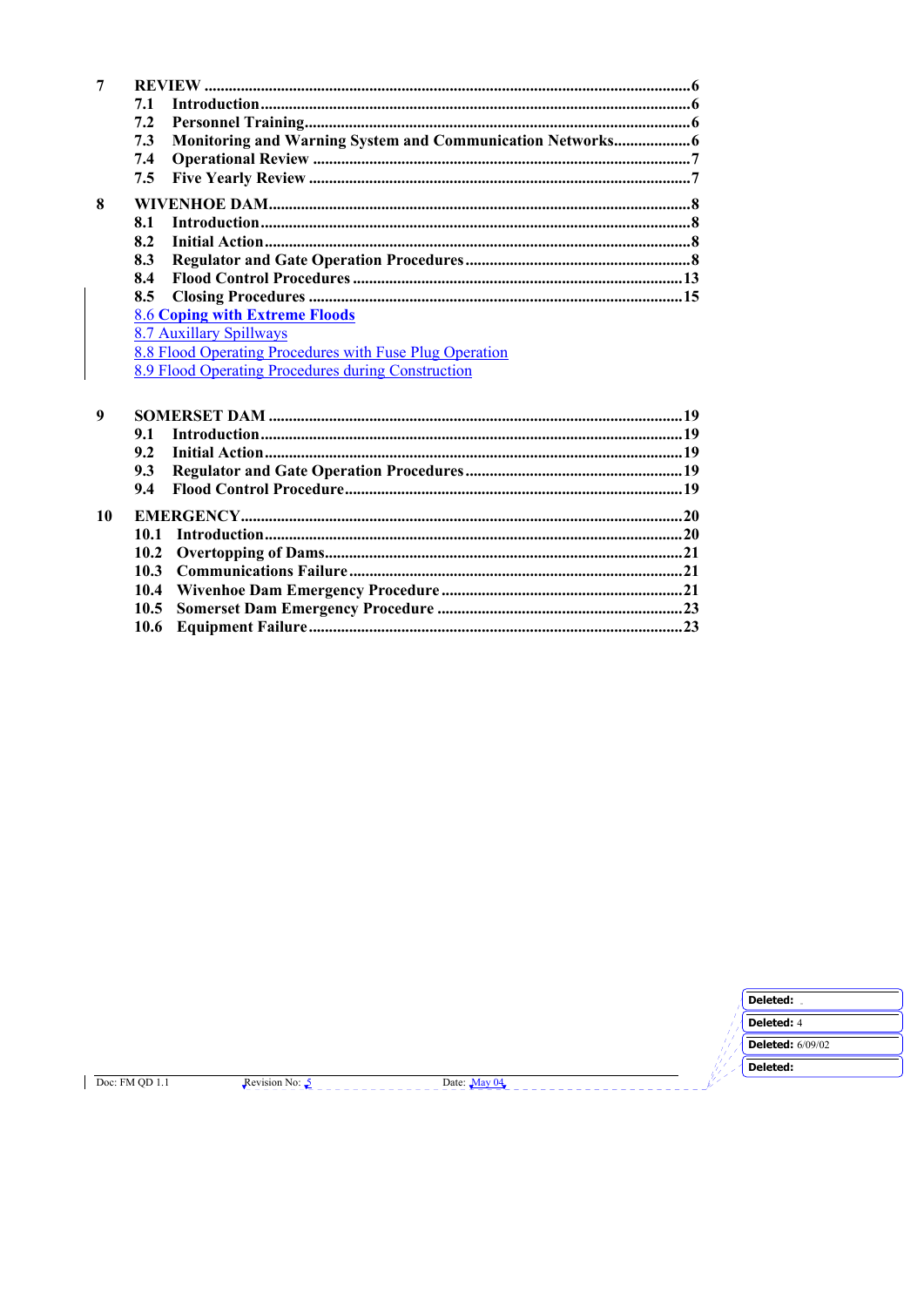7 **REVIEW** ....................................................................................................... 6

- **7.1 Introduction** ......................................................................................... 6
- **7.2 Personnel Training** ............................................................................. 6
- **7.3 Monitoring and Warning System and Communication Networks** ................... 6
- **7.4 Operational Review** ............................................................................. 7
- **7.5 Five Yearly Review** ............................................................................. 7

8 **WIVENHOE DAM** ....................................................................................... 8

- **8.1 Introduction** ......................................................................................... 8
- **8.2 Initial Action** ....................................................................................... 8
- **8.3 Regulator and Gate Operation Procedures** ................................................ 8
- **8.4 Flood Control Procedures** ................................................................... 13
- **8.5 Closing Procedures** ............................................................................. 15
- **8.6 Coping with Extreme Floods**
- 8.7 Auxillary Spillways
- 8.8 Flood Operating Procedures with Fuse Plug Operation
- 8.9 Flood Operating Procedures during Construction

9 **SOMERSET DAM** ...................................................................................... 19

- **9.1 Introduction** ....................................................................................... 19
- **9.2 Initial Action** ..................................................................................... 19
- **9.3 Regulator and Gate Operation Procedures** .............................................. 19
- **9.4 Flood Control Procedure** ..................................................................... 19

10 **EMERGENCY** ........................................................................................... 20

- **10.1 Introduction** ..................................................................................... 20
- **10.2 Overtopping of Dams** ......................................................................... 21
- **10.3 Communications Failure** .................................................................... 21
- **10.4 Wivenhoe Dam Emergency Procedure** .................................................. 21
- **10.5 Somerset Dam Emergency Procedure** ................................................... 23
- **10.6 Equipment Failure** ............................................................................. 23

Deleted:

Deleted: 4

Deleted: 6/09/02

Deleted: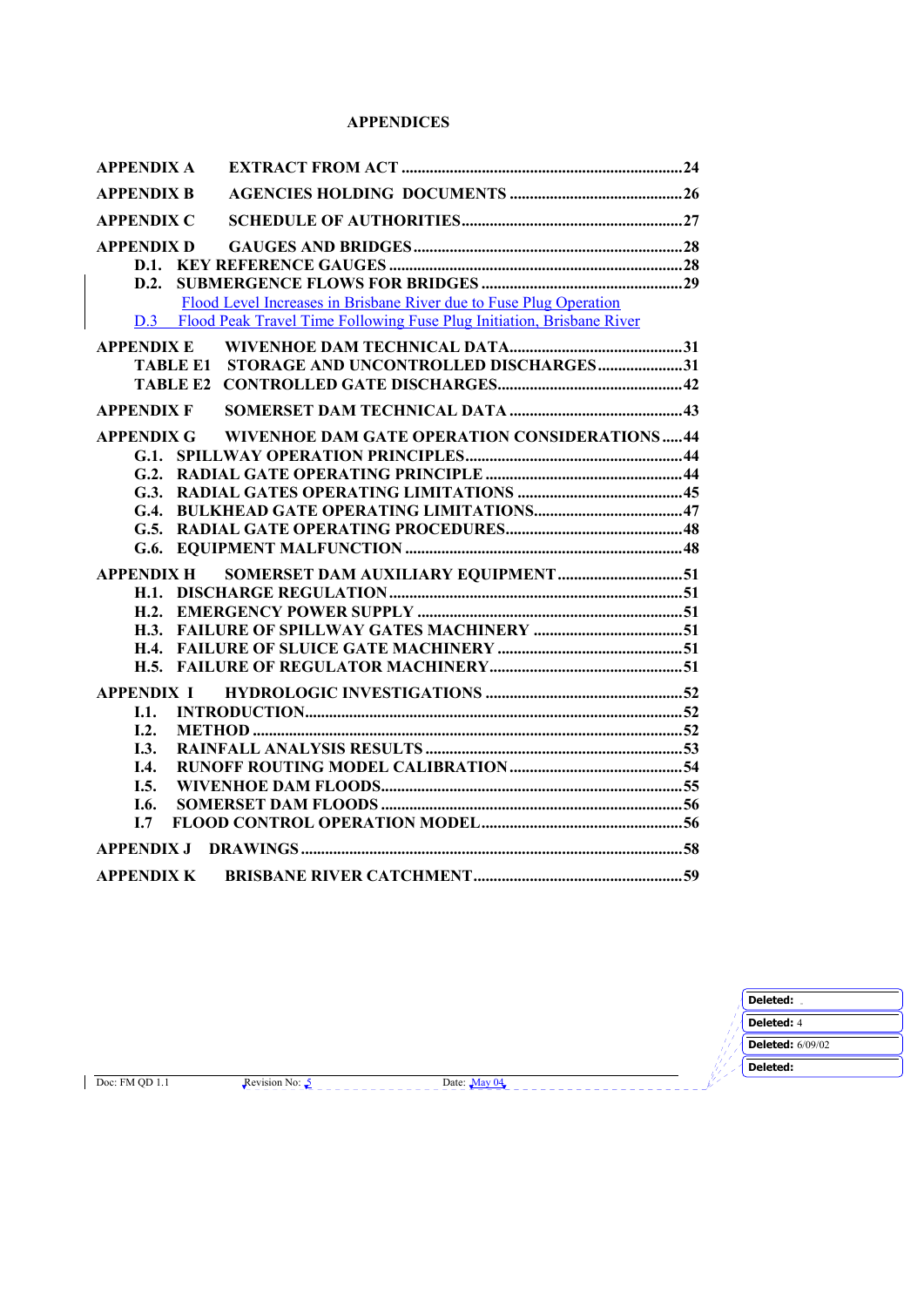# APPENDICES

| | | |
|---|---|---|
| **APPENDIX A** | **EXTRACT FROM ACT** | **24** |
| **APPENDIX B** | **AGENCIES HOLDING DOCUMENTS** | **26** |
| **APPENDIX C** | **SCHEDULE OF AUTHORITIES** | **27** |
| **APPENDIX D** | **GAUGES AND BRIDGES** | **28** |
| **D.1.** | **KEY REFERENCE GAUGES** | **28** |
| **D.2.** | **SUBMERGENCE FLOWS FOR BRIDGES** | **29** |
| | Flood Level Increases in Brisbane River due to Fuse Plug Operation | |
| D.3 | Flood Peak Travel Time Following Fuse Plug Initiation, Brisbane River | |
| **APPENDIX E** | **WIVENHOE DAM TECHNICAL DATA** | **31** |
| **TABLE E1** | **STORAGE AND UNCONTROLLED DISCHARGES** | **31** |
| **TABLE E2** | **CONTROLLED GATE DISCHARGES** | **42** |
| **APPENDIX F** | **SOMERSET DAM TECHNICAL DATA** | **43** |
| **APPENDIX G** | **WIVENHOE DAM GATE OPERATION CONSIDERATIONS** | **44** |
| **G.1.** | **SPILLWAY OPERATION PRINCIPLES** | **44** |
| **G.2.** | **RADIAL GATE OPERATING PRINCIPLE** | **44** |
| **G.3.** | **RADIAL GATES OPERATING LIMITATIONS** | **45** |
| **G.4.** | **BULKHEAD GATE OPERATING LIMITATIONS** | **47** |
| **G.5.** | **RADIAL GATE OPERATING PROCEDURES** | **48** |
| **G.6.** | **EQUIPMENT MALFUNCTION** | **48** |
| **APPENDIX H** | **SOMERSET DAM AUXILIARY EQUIPMENT** | **51** |
| **H.1.** | **DISCHARGE REGULATION** | **51** |
| **H.2.** | **EMERGENCY POWER SUPPLY** | **51** |
| **H.3.** | **FAILURE OF SPILLWAY GATES MACHINERY** | **51** |
| **H.4.** | **FAILURE OF SLUICE GATE MACHINERY** | **51** |
| **H.5.** | **FAILURE OF REGULATOR MACHINERY** | **51** |
| **APPENDIX I** | **HYDROLOGIC INVESTIGATIONS** | **52** |
| **I.1.** | **INTRODUCTION** | **52** |
| **I.2.** | **METHOD** | **52** |
| **I.3.** | **RAINFALL ANALYSIS RESULTS** | **53** |
| **I.4.** | **RUNOFF ROUTING MODEL CALIBRATION** | **54** |
| **I.5.** | **WIVENHOE DAM FLOODS** | **55** |
| **I.6.** | **SOMERSET DAM FLOODS** | **56** |
| **I.7** | **FLOOD CONTROL OPERATION MODEL** | **56** |
| **APPENDIX J** | **DRAWINGS** | **58** |
| **APPENDIX K** | **BRISBANE RIVER CATCHMENT** | **59** |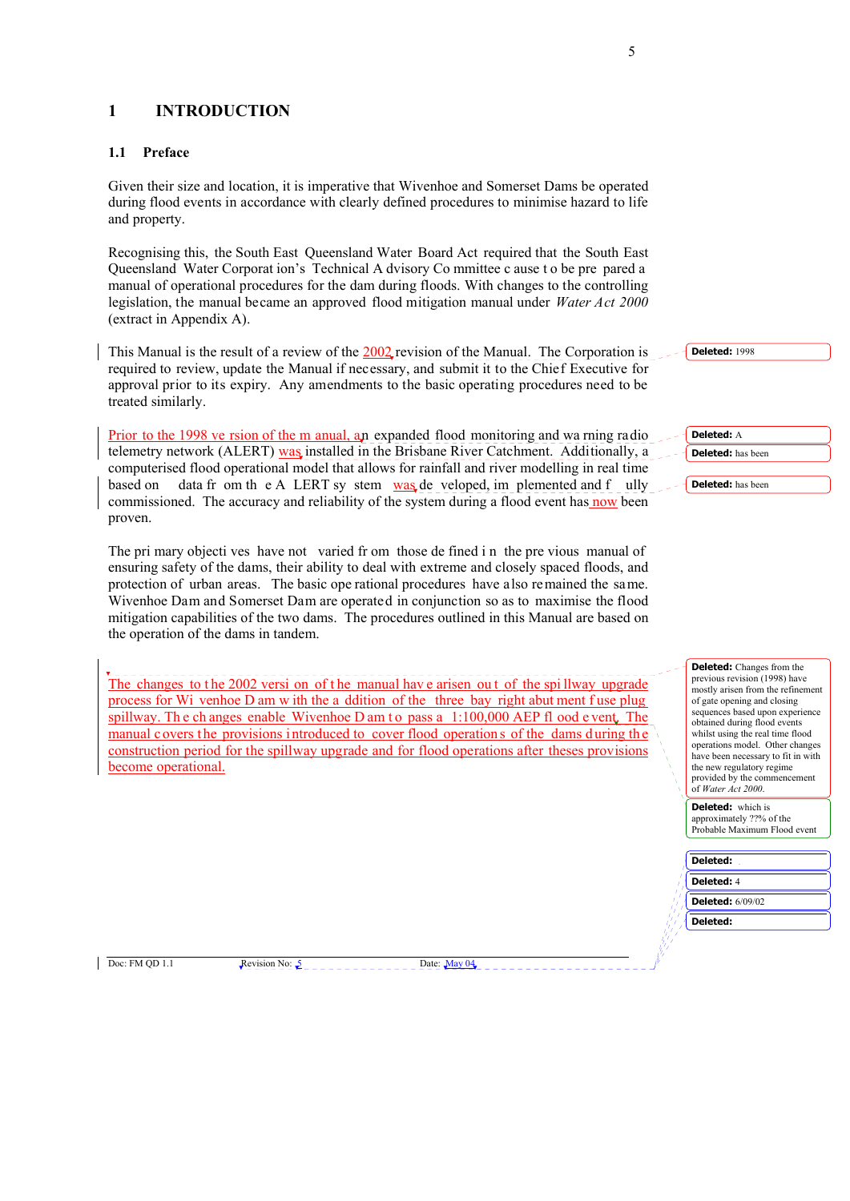# 1 INTRODUCTION

## 1.1 Preface

Given their size and location, it is imperative that Wivenhoe and Somerset Dams be operated during flood events in accordance with clearly defined procedures to minimise hazard to life and property.

Recognising this, the South East Queensland Water Board Act required that the South East Queensland Water Corporation's Technical Advisory Committee cause to be prepared a manual of operational procedures for the dam during floods. With changes to the controlling legislation, the manual became an approved flood mitigation manual under *Water Act 2000* (extract in Appendix A).

This Manual is the result of a review of the 2002 revision of the Manual. The Corporation is required to review, update the Manual if necessary, and submit it to the Chief Executive for approval prior to its expiry. Any amendments to the basic operating procedures need to be treated similarly.

Prior to the 1998 version of the manual, an expanded flood monitoring and warning radio telemetry network (ALERT) was installed in the Brisbane River Catchment. Additionally, a computerised flood operational model that allows for rainfall and river modelling in real time based on data from the ALERT system was developed, implemented and fully commissioned. The accuracy and reliability of the system during a flood event has now been proven.

The primary objectives have not varied from those defined in the previous manual of ensuring safety of the dams, their ability to deal with extreme and closely spaced floods, and protection of urban areas. The basic operational procedures have also remained the same. Wivenhoe Dam and Somerset Dam are operated in conjunction so as to maximise the flood mitigation capabilities of the two dams. The procedures outlined in this Manual are based on the operation of the dams in tandem.

The changes to the 2002 version of the manual have arisen out of the spillway upgrade process for Wivenhoe Dam with the addition of the three bay right abutment fuse plug spillway. The changes enable Wivenhoe Dam to pass a 1:100,000 AEP flood event. The manual covers the provisions introduced to cover flood operations of the dams during the construction period for the spillway upgrade and for flood operations after theses provisions become operational.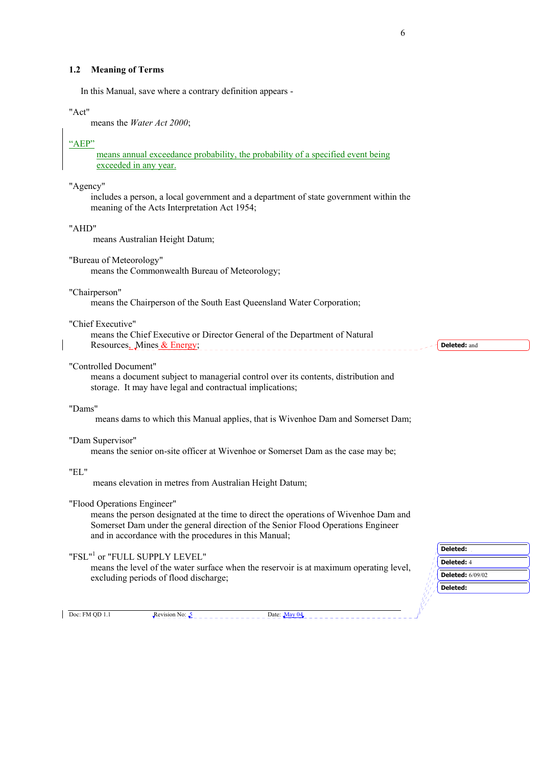## 1.2 Meaning of Terms

In this Manual, save where a contrary definition appears -

"Act"
means the *Water Act 2000*;

"AEP"
means annual exceedance probability, the probability of a specified event being exceeded in any year.

"Agency"
includes a person, a local government and a department of state government within the meaning of the Acts Interpretation Act 1954;

"AHD"
means Australian Height Datum;

"Bureau of Meteorology"
means the Commonwealth Bureau of Meteorology;

"Chairperson"
means the Chairperson of the South East Queensland Water Corporation;

"Chief Executive"
means the Chief Executive or Director General of the Department of Natural Resources, Mines & Energy;

"Controlled Document"
means a document subject to managerial control over its contents, distribution and storage. It may have legal and contractual implications;

"Dams"
means dams to which this Manual applies, that is Wivenhoe Dam and Somerset Dam;

"Dam Supervisor"
means the senior on-site officer at Wivenhoe or Somerset Dam as the case may be;

"EL"
means elevation in metres from Australian Height Datum;

"Flood Operations Engineer"
means the person designated at the time to direct the operations of Wivenhoe Dam and Somerset Dam under the general direction of the Senior Flood Operations Engineer and in accordance with the procedures in this Manual;

"FSL"[1] or "FULL SUPPLY LEVEL"
means the level of the water surface when the reservoir is at maximum operating level, excluding periods of flood discharge;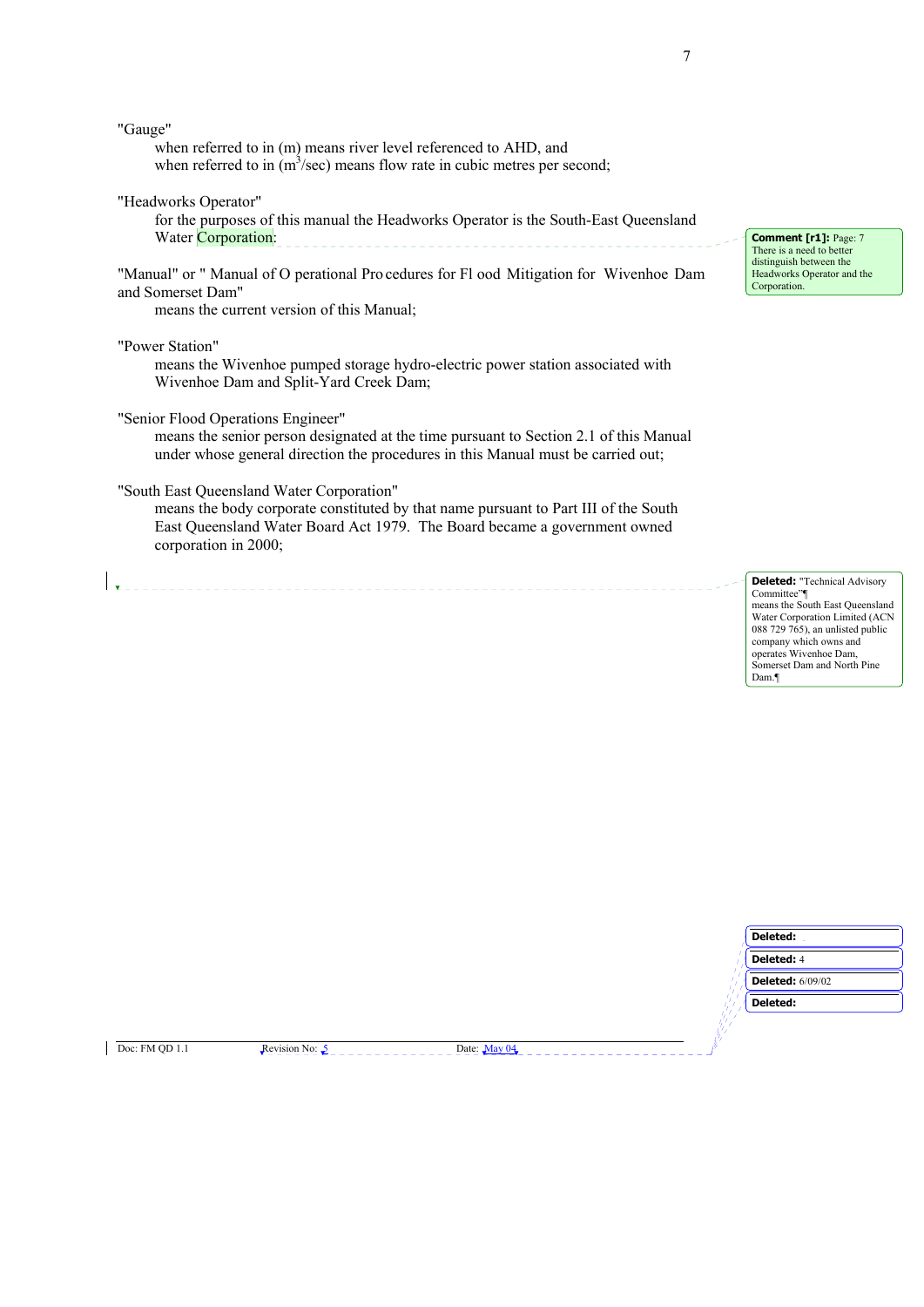"Gauge"

when referred to in (m) means river level referenced to AHD, and
when referred to in ($m^3$/sec) means flow rate in cubic metres per second;

"Headworks Operator"

for the purposes of this manual the Headworks Operator is the South-East Queensland Water Corporation:

"Manual" or " Manual of Operational Procedures for Flood Mitigation for Wivenhoe Dam and Somerset Dam"

means the current version of this Manual;

"Power Station"

means the Wivenhoe pumped storage hydro-electric power station associated with Wivenhoe Dam and Split-Yard Creek Dam;

"Senior Flood Operations Engineer"

means the senior person designated at the time pursuant to Section 2.1 of this Manual under whose general direction the procedures in this Manual must be carried out;

"South East Queensland Water Corporation"

means the body corporate constituted by that name pursuant to Part III of the South East Queensland Water Board Act 1979. The Board became a government owned corporation in 2000;

**Comment [r1]:** Page: 7 There is a need to better distinguish between the Headworks Operator and the Corporation.

**Deleted:** "Technical Advisory Committee" means the South East Queensland Water Corporation Limited (ACN 088 729 765), an unlisted public company which owns and operates Wivenhoe Dam, Somerset Dam and North Pine Dam.

**Deleted:**

**Deleted:** 4

**Deleted:** 6/09/02

**Deleted:**

Doc: FM QD 1.1 Revision No: 5 Date: May 04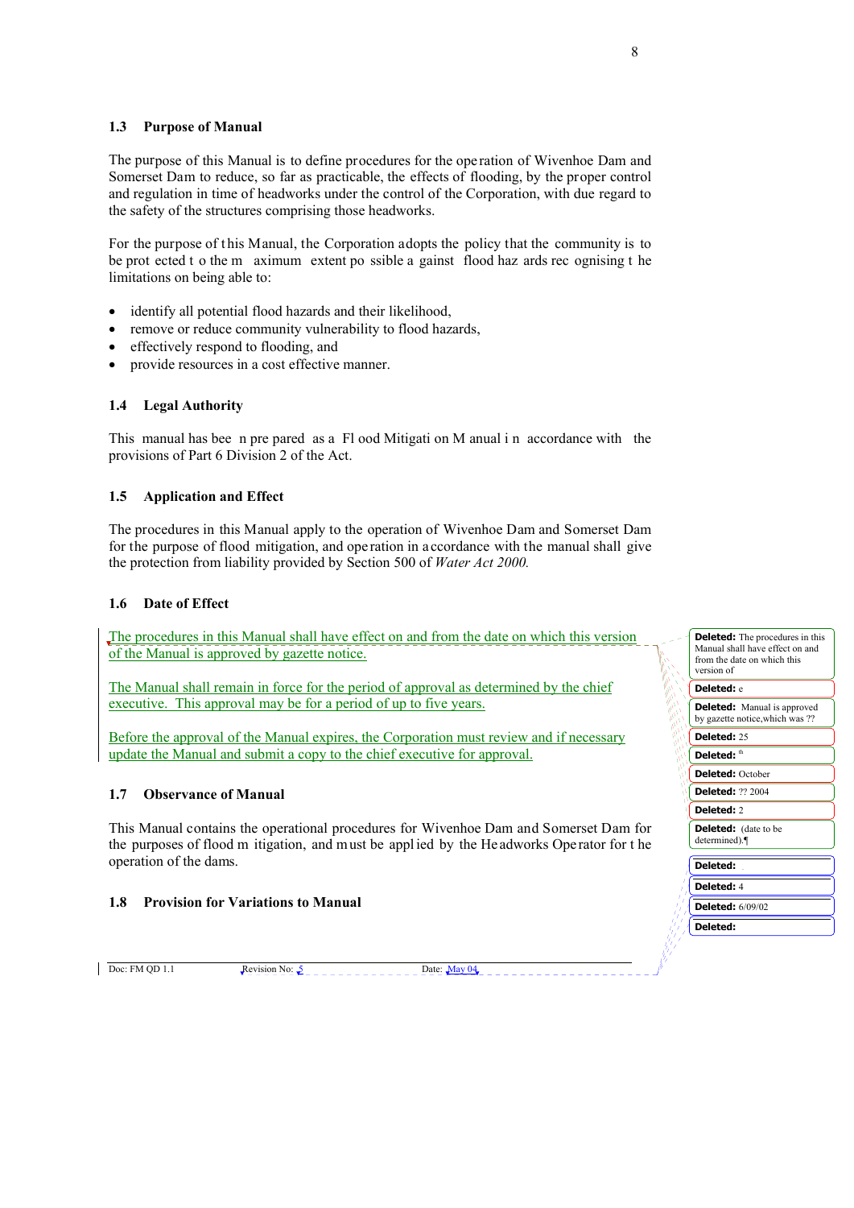### 1.3 Purpose of Manual

The purpose of this Manual is to define procedures for the operation of Wivenhoe Dam and Somerset Dam to reduce, so far as practicable, the effects of flooding, by the proper control and regulation in time of headworks under the control of the Corporation, with due regard to the safety of the structures comprising those headworks.

For the purpose of this Manual, the Corporation adopts the policy that the community is to be protected to the maximum extent possible against flood hazards recognising the limitations on being able to:

- identify all potential flood hazards and their likelihood,
- remove or reduce community vulnerability to flood hazards,
- effectively respond to flooding, and
- provide resources in a cost effective manner.

### 1.4 Legal Authority

This manual has been prepared as a Flood Mitigation Manual in accordance with the provisions of Part 6 Division 2 of the Act.

### 1.5 Application and Effect

The procedures in this Manual apply to the operation of Wivenhoe Dam and Somerset Dam for the purpose of flood mitigation, and operation in accordance with the manual shall give the protection from liability provided by Section 500 of *Water Act 2000.*

### 1.6 Date of Effect

The procedures in this Manual shall have effect on and from the date on which this version of the Manual is approved by gazette notice.

The Manual shall remain in force for the period of approval as determined by the chief executive. This approval may be for a period of up to five years.

Before the approval of the Manual expires, the Corporation must review and if necessary update the Manual and submit a copy to the chief executive for approval.

### 1.7 Observance of Manual

This Manual contains the operational procedures for Wivenhoe Dam and Somerset Dam for the purposes of flood mitigation, and must be applied by the Headworks Operator for the operation of the dams.

### 1.8 Provision for Variations to Manual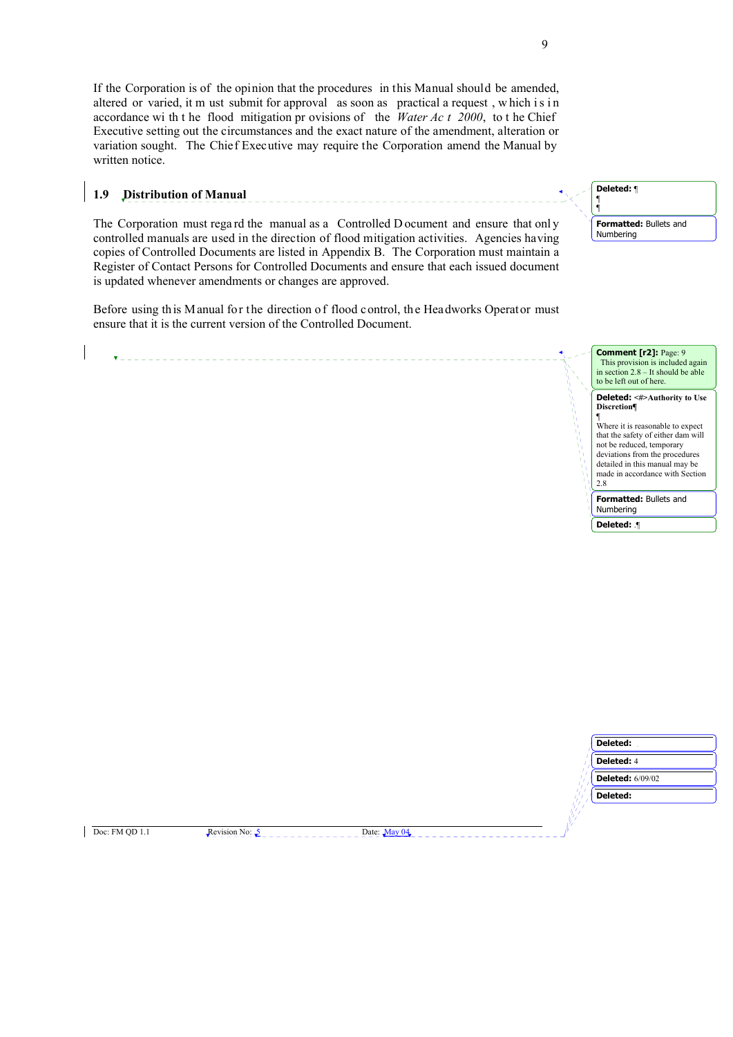If the Corporation is of the opinion that the procedures in this Manual should be amended, altered or varied, it must submit for approval as soon as practical a request, which is in accordance with the flood mitigation provisions of the *Water Act 2000*, to the Chief Executive setting out the circumstances and the exact nature of the amendment, alteration or variation sought. The Chief Executive may require the Corporation amend the Manual by written notice.

## 1.9 Distribution of Manual

The Corporation must regard the manual as a Controlled Document and ensure that only controlled manuals are used in the direction of flood mitigation activities. Agencies having copies of Controlled Documents are listed in Appendix B. The Corporation must maintain a Register of Contact Persons for Controlled Documents and ensure that each issued document is updated whenever amendments or changes are approved.

Before using this Manual for the direction of flood control, the Headworks Operator must ensure that it is the current version of the Controlled Document.

**Deleted:** ¶ ¶ ¶

**Formatted:** Bullets and Numbering

**Comment [r2]:** Page: 9 This provision is included again in section 2.8 – It should be able to be left out of here.

**Deleted:** <#>**Authority to Use Discretion**¶ ¶ Where it is reasonable to expect that the safety of either dam will not be reduced, temporary deviations from the procedures detailed in this manual may be made in accordance with Section 2.8

**Formatted:** Bullets and Numbering

**Deleted:** .¶

**Deleted:**

**Deleted:** 4

**Deleted:** 6/09/02

**Deleted:**

Doc: FM QD 1.1 Revision No: 5 Date: May 04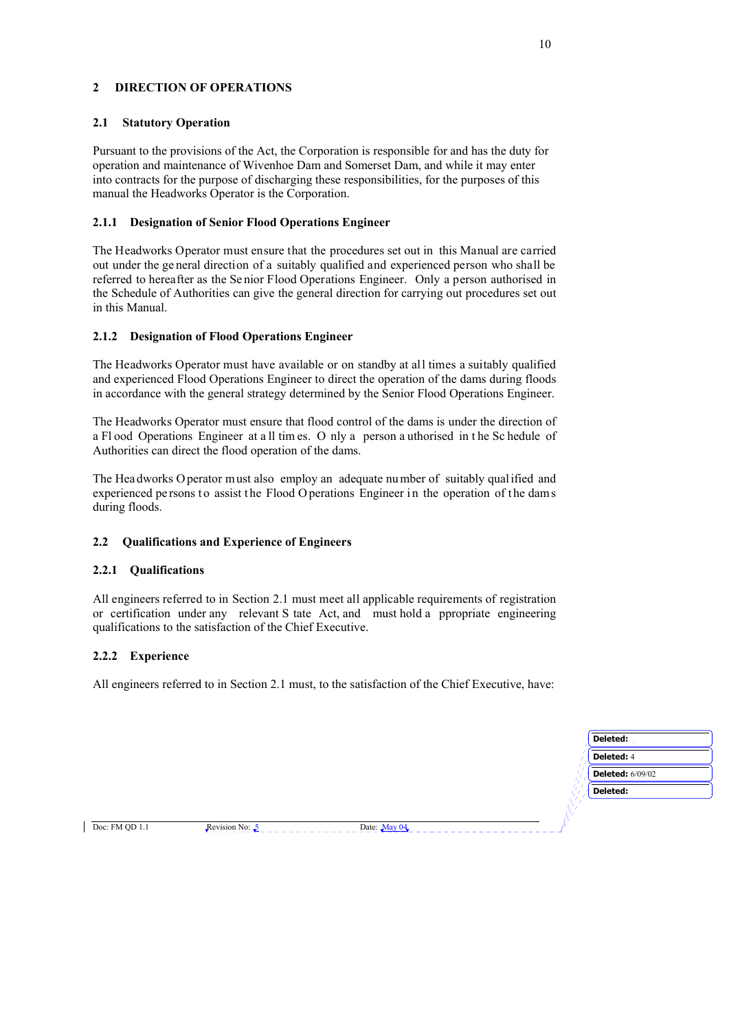## 2 DIRECTION OF OPERATIONS

### 2.1 Statutory Operation

Pursuant to the provisions of the Act, the Corporation is responsible for and has the duty for operation and maintenance of Wivenhoe Dam and Somerset Dam, and while it may enter into contracts for the purpose of discharging these responsibilities, for the purposes of this manual the Headworks Operator is the Corporation.

#### 2.1.1 Designation of Senior Flood Operations Engineer

The Headworks Operator must ensure that the procedures set out in this Manual are carried out under the general direction of a suitably qualified and experienced person who shall be referred to hereafter as the Senior Flood Operations Engineer. Only a person authorised in the Schedule of Authorities can give the general direction for carrying out procedures set out in this Manual.

#### 2.1.2 Designation of Flood Operations Engineer

The Headworks Operator must have available or on standby at all times a suitably qualified and experienced Flood Operations Engineer to direct the operation of the dams during floods in accordance with the general strategy determined by the Senior Flood Operations Engineer.

The Headworks Operator must ensure that flood control of the dams is under the direction of a Flood Operations Engineer at all times. Only a person authorised in the Schedule of Authorities can direct the flood operation of the dams.

The Headworks Operator must also employ an adequate number of suitably qualified and experienced persons to assist the Flood Operations Engineer in the operation of the dams during floods.

### 2.2 Qualifications and Experience of Engineers

#### 2.2.1 Qualifications

All engineers referred to in Section 2.1 must meet all applicable requirements of registration or certification under any relevant State Act, and must hold appropriate engineering qualifications to the satisfaction of the Chief Executive.

#### 2.2.2 Experience

All engineers referred to in Section 2.1 must, to the satisfaction of the Chief Executive, have: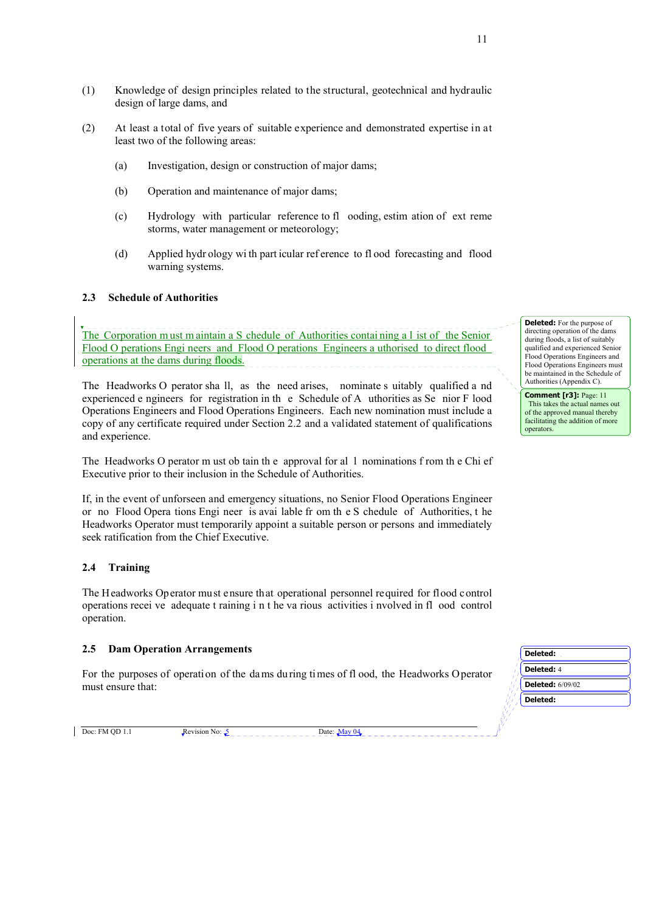(1) Knowledge of design principles related to the structural, geotechnical and hydraulic design of large dams, and

(2) At least a total of five years of suitable experience and demonstrated expertise in at least two of the following areas:

   (a) Investigation, design or construction of major dams;

   (b) Operation and maintenance of major dams;

   (c) Hydrology with particular reference to flooding, estimation of extreme storms, water management or meteorology;

   (d) Applied hydrology with particular reference to flood forecasting and flood warning systems.

### 2.3 Schedule of Authorities

The Corporation must maintain a Schedule of Authorities containing a list of the Senior Flood Operations Engineers and Flood Operations Engineers authorised to direct flood operations at the dams during floods.

The Headworks Operator shall, as the need arises, nominate suitably qualified and experienced engineers for registration in the Schedule of Authorities as Senior Flood Operations Engineers and Flood Operations Engineers. Each new nomination must include a copy of any certificate required under Section 2.2 and a validated statement of qualifications and experience.

The Headworks Operator must obtain the approval for all nominations from the Chief Executive prior to their inclusion in the Schedule of Authorities.

If, in the event of unforseen and emergency situations, no Senior Flood Operations Engineer or no Flood Operations Engineer is available from the Schedule of Authorities, the Headworks Operator must temporarily appoint a suitable person or persons and immediately seek ratification from the Chief Executive.

### 2.4 Training

The Headworks Operator must ensure that operational personnel required for flood control operations receive adequate training in the various activities involved in flood control operation.

### 2.5 Dam Operation Arrangements

For the purposes of operation of the dams during times of flood, the Headworks Operator must ensure that: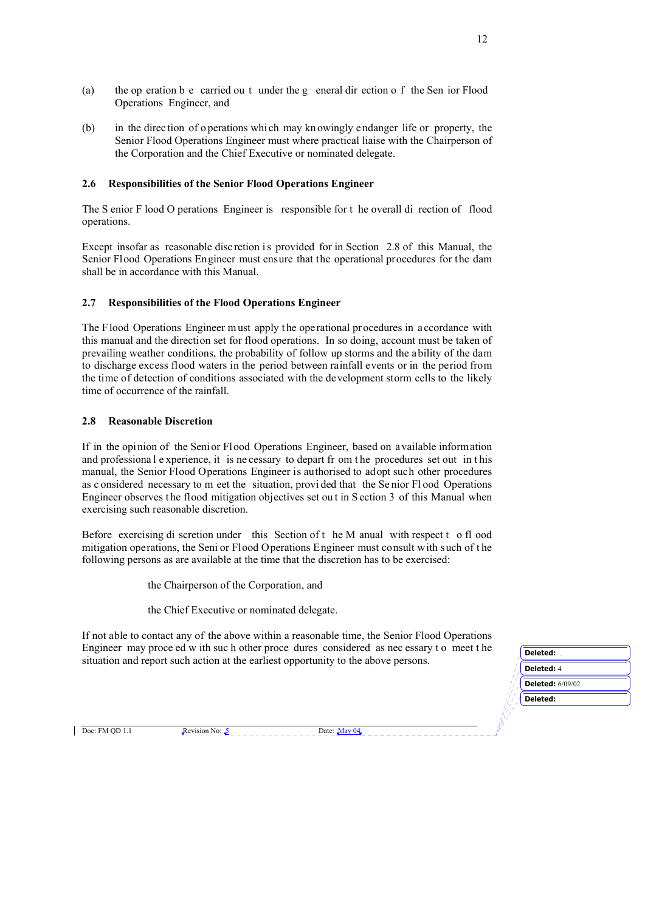(a) the operation be carried out under the general direction of the Senior Flood Operations Engineer, and

(b) in the direction of operations which may knowingly endanger life or property, the Senior Flood Operations Engineer must where practical liaise with the Chairperson of the Corporation and the Chief Executive or nominated delegate.

### 2.6 Responsibilities of the Senior Flood Operations Engineer

The Senior Flood Operations Engineer is responsible for the overall direction of flood operations.

Except insofar as reasonable discretion is provided for in Section 2.8 of this Manual, the Senior Flood Operations Engineer must ensure that the operational procedures for the dam shall be in accordance with this Manual.

### 2.7 Responsibilities of the Flood Operations Engineer

The Flood Operations Engineer must apply the operational procedures in accordance with this manual and the direction set for flood operations. In so doing, account must be taken of prevailing weather conditions, the probability of follow up storms and the ability of the dam to discharge excess flood waters in the period between rainfall events or in the period from the time of detection of conditions associated with the development storm cells to the likely time of occurrence of the rainfall.

### 2.8 Reasonable Discretion

If in the opinion of the Senior Flood Operations Engineer, based on available information and professional experience, it is necessary to depart from the procedures set out in this manual, the Senior Flood Operations Engineer is authorised to adopt such other procedures as considered necessary to meet the situation, provided that the Senior Flood Operations Engineer observes the flood mitigation objectives set out in Section 3 of this Manual when exercising such reasonable discretion.

Before exercising discretion under this Section of the Manual with respect to flood mitigation operations, the Senior Flood Operations Engineer must consult with such of the following persons as are available at the time that the discretion has to be exercised:

the Chairperson of the Corporation, and

the Chief Executive or nominated delegate.

If not able to contact any of the above within a reasonable time, the Senior Flood Operations Engineer may proceed with such other procedures considered as necessary to meet the situation and report such action at the earliest opportunity to the above persons.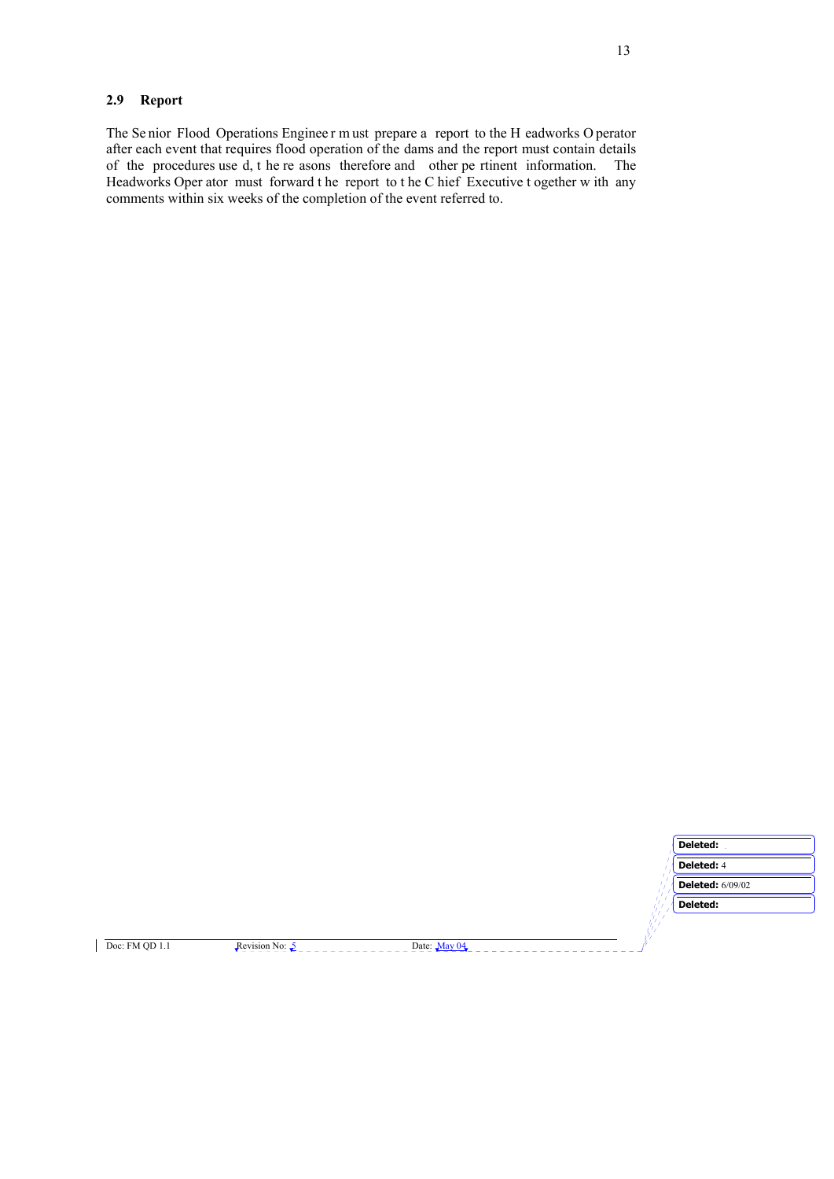## 2.9 Report

The Senior Flood Operations Engineer must prepare a report to the Headworks Operator after each event that requires flood operation of the dams and the report must contain details of the procedures used, the reasons therefore and other pertinent information. The Headworks Operator must forward the report to the Chief Executive together with any comments within six weeks of the completion of the event referred to.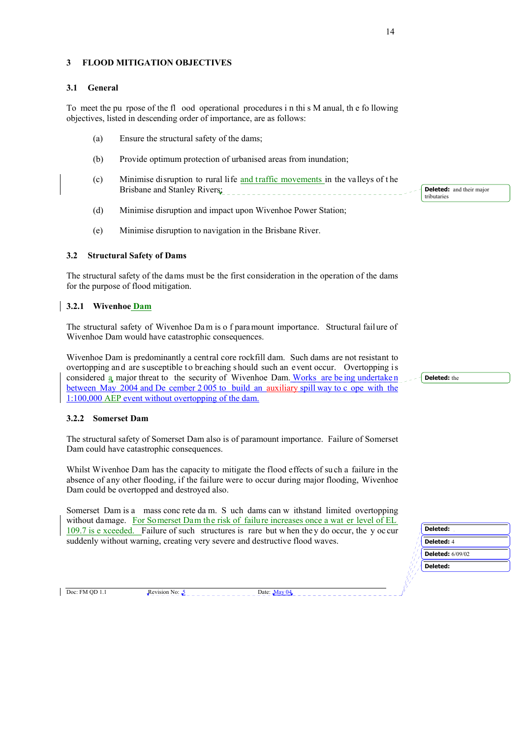## 3 FLOOD MITIGATION OBJECTIVES

### 3.1 General

To meet the purpose of the flood operational procedures in this Manual, the following objectives, listed in descending order of importance, are as follows:

(a) Ensure the structural safety of the dams;

(b) Provide optimum protection of urbanised areas from inundation;

(c) Minimise disruption to rural life and traffic movements in the valleys of the Brisbane and Stanley Rivers;

(d) Minimise disruption and impact upon Wivenhoe Power Station;

(e) Minimise disruption to navigation in the Brisbane River.

### 3.2 Structural Safety of Dams

The structural safety of the dams must be the first consideration in the operation of the dams for the purpose of flood mitigation.

#### 3.2.1 Wivenhoe Dam

The structural safety of Wivenhoe Dam is of paramount importance. Structural failure of Wivenhoe Dam would have catastrophic consequences.

Wivenhoe Dam is predominantly a central core rockfill dam. Such dams are not resistant to overtopping and are susceptible to breaching should such an event occur. Overtopping is considered a major threat to the security of Wivenhoe Dam. Works are being undertaken between May 2004 and December 2005 to build an auxiliary spillway to cope with the 1:100,000 AEP event without overtopping of the dam.

#### 3.2.2 Somerset Dam

The structural safety of Somerset Dam also is of paramount importance. Failure of Somerset Dam could have catastrophic consequences.

Whilst Wivenhoe Dam has the capacity to mitigate the flood effects of such a failure in the absence of any other flooding, if the failure were to occur during major flooding, Wivenhoe Dam could be overtopped and destroyed also.

Somerset Dam is a mass concrete dam. Such dams can withstand limited overtopping without damage. For Somerset Dam the risk of failure increases once a water level of EL 109.7 is exceeded. Failure of such structures is rare but when they do occur, they occur suddenly without warning, creating very severe and destructive flood waves.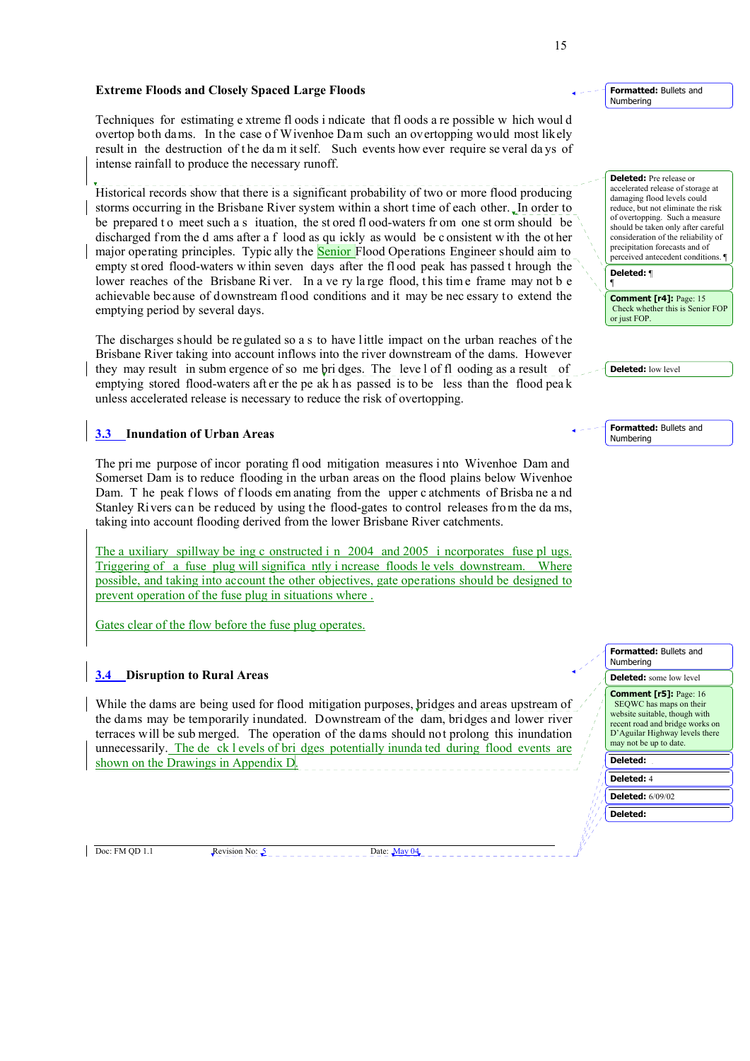**Extreme Floods and Closely Spaced Large Floods**

Techniques for estimating extreme floods indicate that floods are possible which would overtop both dams. In the case of Wivenhoe Dam such an overtopping would most likely result in the destruction of the dam itself. Such events however require several days of intense rainfall to produce the necessary runoff.

Historical records show that there is a significant probability of two or more flood producing storms occurring in the Brisbane River system within a short time of each other. In order to be prepared to meet such a situation, the stored flood-waters from one storm should be discharged from the dams after a flood as quickly as would be consistent with the other major operating principles. Typically the Senior Flood Operations Engineer should aim to empty stored flood-waters within seven days after the flood peak has passed through the lower reaches of the Brisbane River. In a very large flood, this time frame may not be achievable because of downstream flood conditions and it may be necessary to extend the emptying period by several days.

The discharges should be regulated so as to have little impact on the urban reaches of the Brisbane River taking into account inflows into the river downstream of the dams. However they may result in submergence of some bridges. The level of flooding as a result of emptying stored flood-waters after the peak has passed is to be less than the flood peak unless accelerated release is necessary to reduce the risk of overtopping.

## 3.3 Inundation of Urban Areas

The prime purpose of incorporating flood mitigation measures into Wivenhoe Dam and Somerset Dam is to reduce flooding in the urban areas on the flood plains below Wivenhoe Dam. The peak flows of floods emanating from the upper catchments of Brisbane and Stanley Rivers can be reduced by using the flood-gates to control releases from the dams, taking into account flooding derived from the lower Brisbane River catchments.

The auxiliary spillway being constructed in 2004 and 2005 incorporates fuse plugs. Triggering of a fuse plug will significantly increase floods levels downstream. Where possible, and taking into account the other objectives, gate operations should be designed to prevent operation of the fuse plug in situations where .

Gates clear of the flow before the fuse plug operates.

## 3.4 Disruption to Rural Areas

While the dams are being used for flood mitigation purposes, bridges and areas upstream of the dams may be temporarily inundated. Downstream of the dam, bridges and lower river terraces will be submerged. The operation of the dams should not prolong this inundation unnecessarily. The deck levels of bridges potentially inundated during flood events are shown on the Drawings in Appendix D.

Formatted: Bullets and Numbering

Deleted: Pre release or accelerated release of storage at damaging flood levels could reduce, but not eliminate the risk of overtopping. Such a measure should be taken only after careful consideration of the reliability of precipitation forecasts and of perceived antecedent conditions. ¶

Deleted: ¶ ¶

Comment [r4]: Page: 15 Check whether this is Senior FOP or just FOP.

Deleted: low level

Formatted: Bullets and Numbering

Formatted: Bullets and Numbering

Deleted: some low level

Comment [r5]: Page: 16 SEQWC has maps on their website suitable, though with recent road and bridge works on D'Aguilar Highway levels there may not be up to date.

Deleted:

Deleted: 4

Deleted: 6/09/02

Deleted:

Doc: FM QD 1.1 Revision No: 5 Date: May 04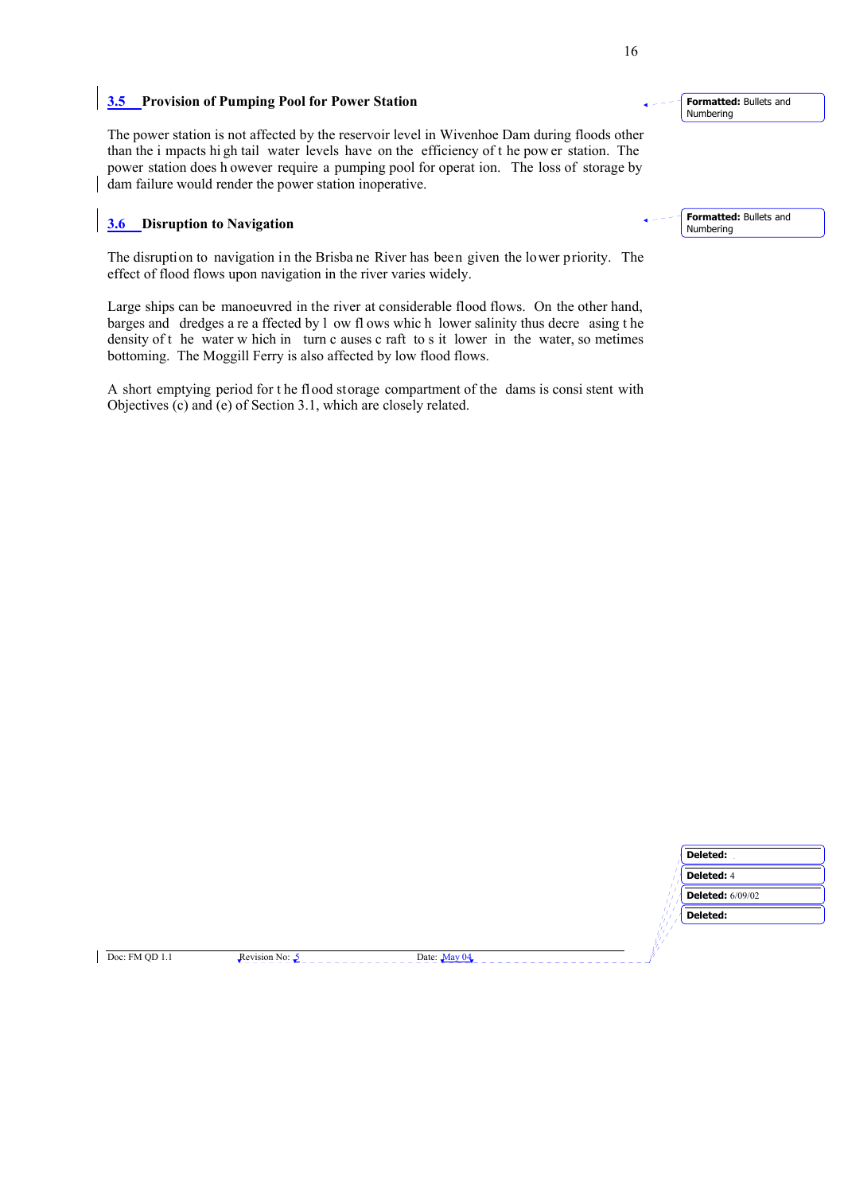## 3.5 Provision of Pumping Pool for Power Station

The power station is not affected by the reservoir level in Wivenhoe Dam during floods other than the impacts high tail water levels have on the efficiency of the power station. The power station does however require a pumping pool for operation. The loss of storage by dam failure would render the power station inoperative.

## 3.6 Disruption to Navigation

The disruption to navigation in the Brisbane River has been given the lower priority. The effect of flood flows upon navigation in the river varies widely.

Large ships can be manoeuvred in the river at considerable flood flows. On the other hand, barges and dredges are affected by low flows which lower salinity thus decreasing the density of the water which in turn causes craft to sit lower in the water, sometimes bottoming. The Moggill Ferry is also affected by low flood flows.

A short emptying period for the flood storage compartment of the dams is consistent with Objectives (c) and (e) of Section 3.1, which are closely related.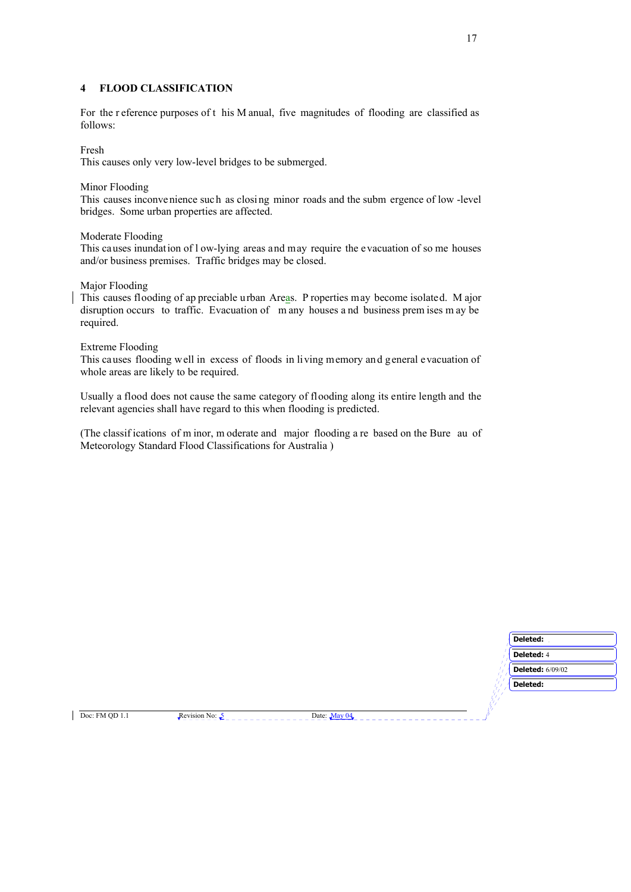## 4 FLOOD CLASSIFICATION

For the reference purposes of this Manual, five magnitudes of flooding are classified as follows:

Fresh
This causes only very low-level bridges to be submerged.

Minor Flooding
This causes inconvenience such as closing minor roads and the submergence of low-level bridges. Some urban properties are affected.

Moderate Flooding
This causes inundation of low-lying areas and may require the evacuation of some houses and/or business premises. Traffic bridges may be closed.

Major Flooding
This causes flooding of appreciable urban Areas. Properties may become isolated. Major disruption occurs to traffic. Evacuation of many houses and business premises may be required.

Extreme Flooding
This causes flooding well in excess of floods in living memory and general evacuation of whole areas are likely to be required.

Usually a flood does not cause the same category of flooding along its entire length and the relevant agencies shall have regard to this when flooding is predicted.

(The classifications of minor, moderate and major flooding are based on the Bureau of Meteorology Standard Flood Classifications for Australia )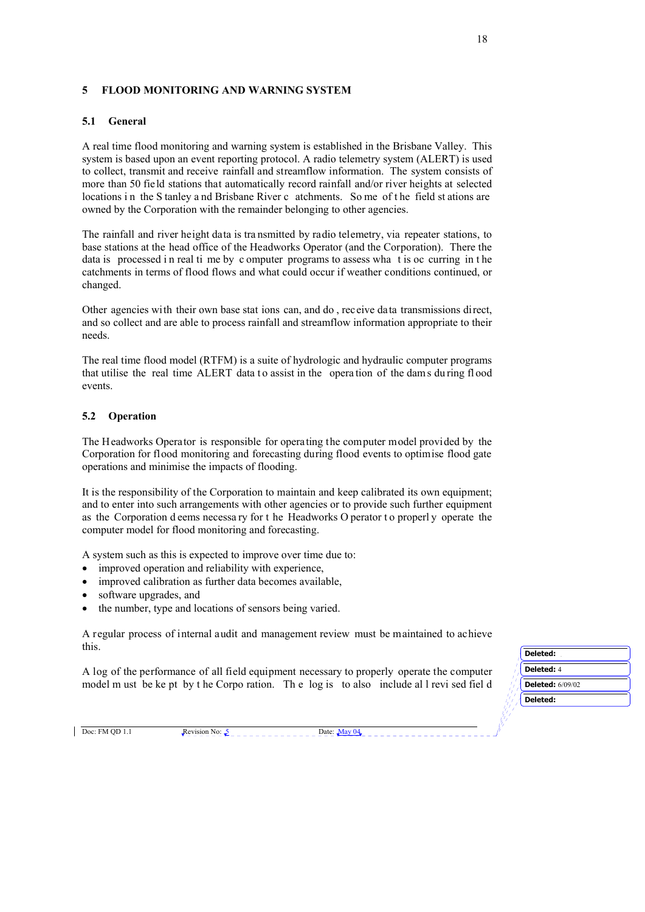## 5 FLOOD MONITORING AND WARNING SYSTEM

### 5.1 General

A real time flood monitoring and warning system is established in the Brisbane Valley. This system is based upon an event reporting protocol. A radio telemetry system (ALERT) is used to collect, transmit and receive rainfall and streamflow information. The system consists of more than 50 field stations that automatically record rainfall and/or river heights at selected locations in the Stanley and Brisbane River catchments. Some of the field stations are owned by the Corporation with the remainder belonging to other agencies.

The rainfall and river height data is transmitted by radio telemetry, via repeater stations, to base stations at the head office of the Headworks Operator (and the Corporation). There the data is processed in real time by computer programs to assess what is occurring in the catchments in terms of flood flows and what could occur if weather conditions continued, or changed.

Other agencies with their own base stations can, and do, receive data transmissions direct, and so collect and are able to process rainfall and streamflow information appropriate to their needs.

The real time flood model (RTFM) is a suite of hydrologic and hydraulic computer programs that utilise the real time ALERT data to assist in the operation of the dams during flood events.

### 5.2 Operation

The Headworks Operator is responsible for operating the computer model provided by the Corporation for flood monitoring and forecasting during flood events to optimise flood gate operations and minimise the impacts of flooding.

It is the responsibility of the Corporation to maintain and keep calibrated its own equipment; and to enter into such arrangements with other agencies or to provide such further equipment as the Corporation deems necessary for the Headworks Operator to properly operate the computer model for flood monitoring and forecasting.

A system such as this is expected to improve over time due to:

- improved operation and reliability with experience,
- improved calibration as further data becomes available,
- software upgrades, and
- the number, type and locations of sensors being varied.

A regular process of internal audit and management review must be maintained to achieve this.

A log of the performance of all field equipment necessary to properly operate the computer model must be kept by the Corporation. The log is to also include all revised field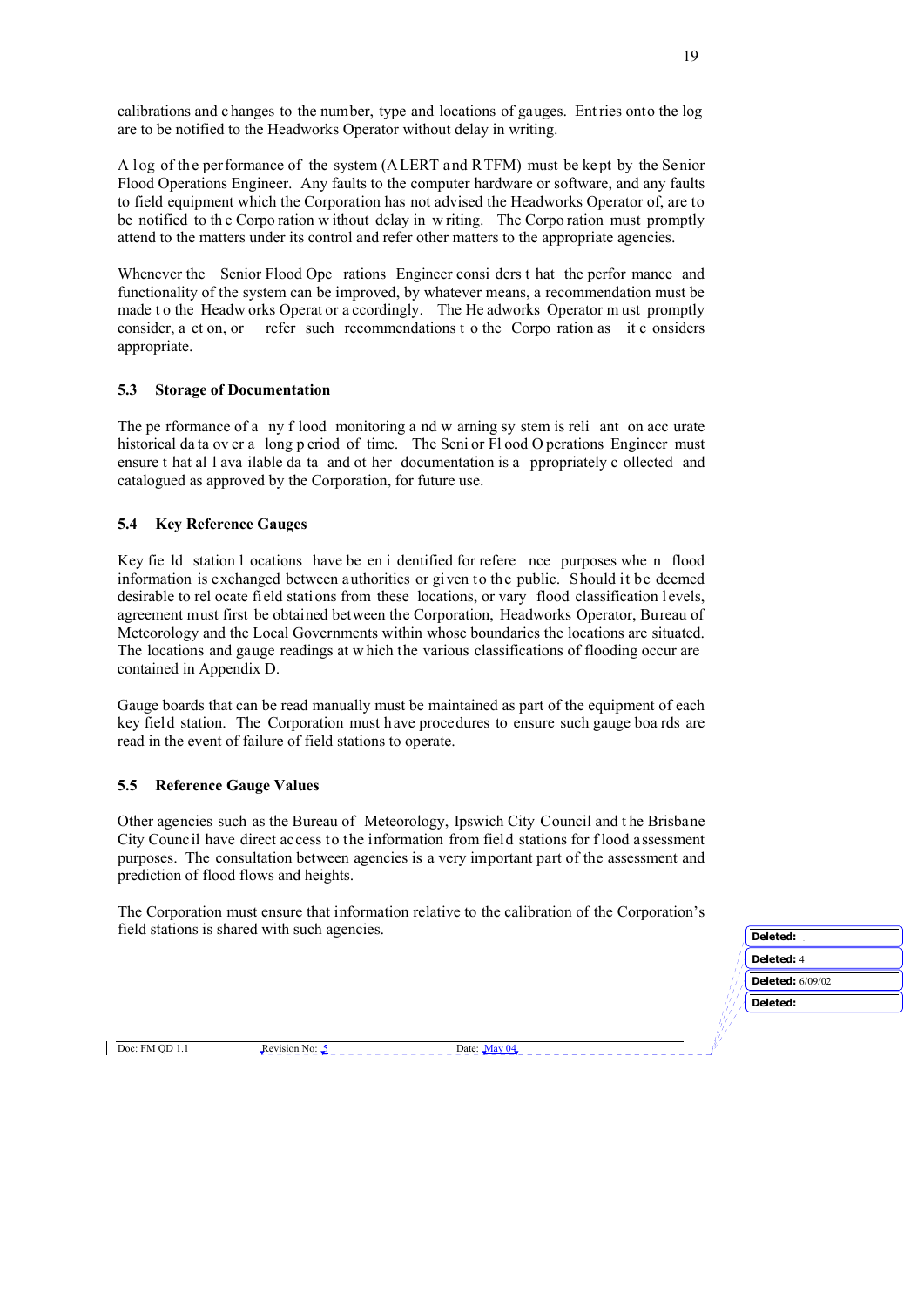calibrations and changes to the number, type and locations of gauges. Entries onto the log are to be notified to the Headworks Operator without delay in writing.

A log of the performance of the system (ALERT and RTFM) must be kept by the Senior Flood Operations Engineer. Any faults to the computer hardware or software, and any faults to field equipment which the Corporation has not advised the Headworks Operator of, are to be notified to the Corporation without delay in writing. The Corporation must promptly attend to the matters under its control and refer other matters to the appropriate agencies.

Whenever the Senior Flood Operations Engineer considers that the performance and functionality of the system can be improved, by whatever means, a recommendation must be made to the Headworks Operator accordingly. The Headworks Operator must promptly consider, act on, or refer such recommendations to the Corporation as it considers appropriate.

### 5.3 Storage of Documentation

The performance of any flood monitoring and warning system is reliant on accurate historical data over a long period of time. The Senior Flood Operations Engineer must ensure that all available data and other documentation is appropriately collected and catalogued as approved by the Corporation, for future use.

### 5.4 Key Reference Gauges

Key field station locations have been identified for reference purposes when flood information is exchanged between authorities or given to the public. Should it be deemed desirable to relocate field stations from these locations, or vary flood classification levels, agreement must first be obtained between the Corporation, Headworks Operator, Bureau of Meteorology and the Local Governments within whose boundaries the locations are situated. The locations and gauge readings at which the various classifications of flooding occur are contained in Appendix D.

Gauge boards that can be read manually must be maintained as part of the equipment of each key field station. The Corporation must have procedures to ensure such gauge boards are read in the event of failure of field stations to operate.

### 5.5 Reference Gauge Values

Other agencies such as the Bureau of Meteorology, Ipswich City Council and the Brisbane City Council have direct access to the information from field stations for flood assessment purposes. The consultation between agencies is a very important part of the assessment and prediction of flood flows and heights.

The Corporation must ensure that information relative to the calibration of the Corporation's field stations is shared with such agencies.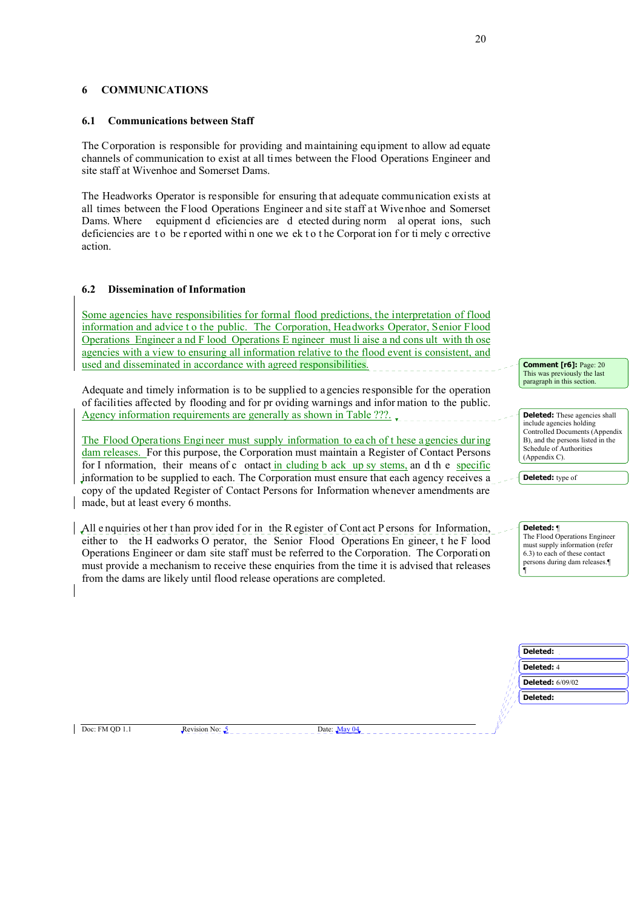## 6 COMMUNICATIONS

### 6.1 Communications between Staff

The Corporation is responsible for providing and maintaining equipment to allow adequate channels of communication to exist at all times between the Flood Operations Engineer and site staff at Wivenhoe and Somerset Dams.

The Headworks Operator is responsible for ensuring that adequate communication exists at all times between the Flood Operations Engineer and site staff at Wivenhoe and Somerset Dams. Where equipment deficiencies are detected during normal operations, such deficiencies are to be reported within one week to the Corporation for timely corrective action.

### 6.2 Dissemination of Information

Some agencies have responsibilities for formal flood predictions, the interpretation of flood information and advice to the public. The Corporation, Headworks Operator, Senior Flood Operations Engineer and Flood Operations Engineer must liaise and consult with those agencies with a view to ensuring all information relative to the flood event is consistent, and used and disseminated in accordance with agreed responsibilities.

Adequate and timely information is to be supplied to agencies responsible for the operation of facilities affected by flooding and for providing warnings and information to the public. Agency information requirements are generally as shown in Table ???.

The Flood Operations Engineer must supply information to each of these agencies during dam releases. For this purpose, the Corporation must maintain a Register of Contact Persons for Information, their means of contact including back up systems, and the specific information to be supplied to each. The Corporation must ensure that each agency receives a copy of the updated Register of Contact Persons for Information whenever amendments are made, but at least every 6 months.

All enquiries other than provided for in the Register of Contact Persons for Information, either to the Headworks Operator, the Senior Flood Operations Engineer, the Flood Operations Engineer or dam site staff must be referred to the Corporation. The Corporation must provide a mechanism to receive these enquiries from the time it is advised that releases from the dams are likely until flood release operations are completed.

Comment [r6]: Page: 20
This was previously the last paragraph in this section.

Deleted: These agencies shall include agencies holding Controlled Documents (Appendix B), and the persons listed in the Schedule of Authorities (Appendix C).

Deleted: type of

Deleted: ¶
The Flood Operations Engineer must supply information (refer 6.3) to each of these contact persons during dam releases.¶
¶

Deleted:

Deleted: 4

Deleted: 6/09/02

Deleted:

Doc: FM QD 1.1 Revision No: 5 Date: May 04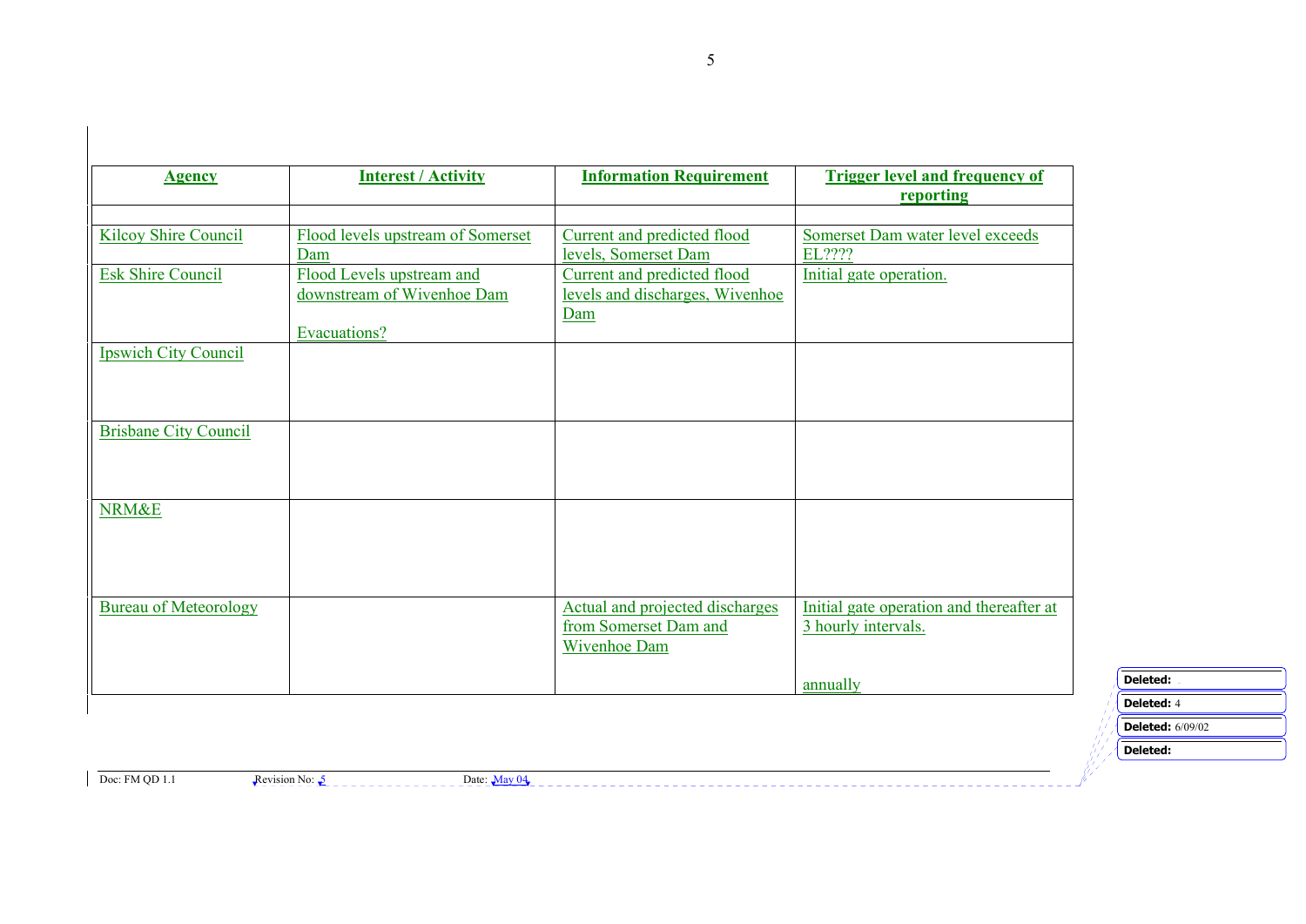| Agency | Interest / Activity | Information Requirement | Trigger level and frequency of reporting |
|---|---|---|---|
| | | | |
| Kilcoy Shire Council | Flood levels upstream of Somerset Dam | Current and predicted flood levels, Somerset Dam | Somerset Dam water level exceeds EL???? |
| Esk Shire Council | Flood Levels upstream and downstream of Wivenhoe Dam<br><br>Evacuations? | Current and predicted flood levels and discharges, Wivenhoe Dam | Initial gate operation. |
| Ipswich City Council | | | |
| Brisbane City Council | | | |
| NRM&E | | | |
| Bureau of Meteorology | | Actual and projected discharges from Somerset Dam and Wivenhoe Dam | Initial gate operation and thereafter at 3 hourly intervals.<br><br>annually |

Deleted:

Deleted: 4

Deleted: 6/09/02

Deleted:

Doc: FM QD 1.1 Revision No: 5 Date: May 04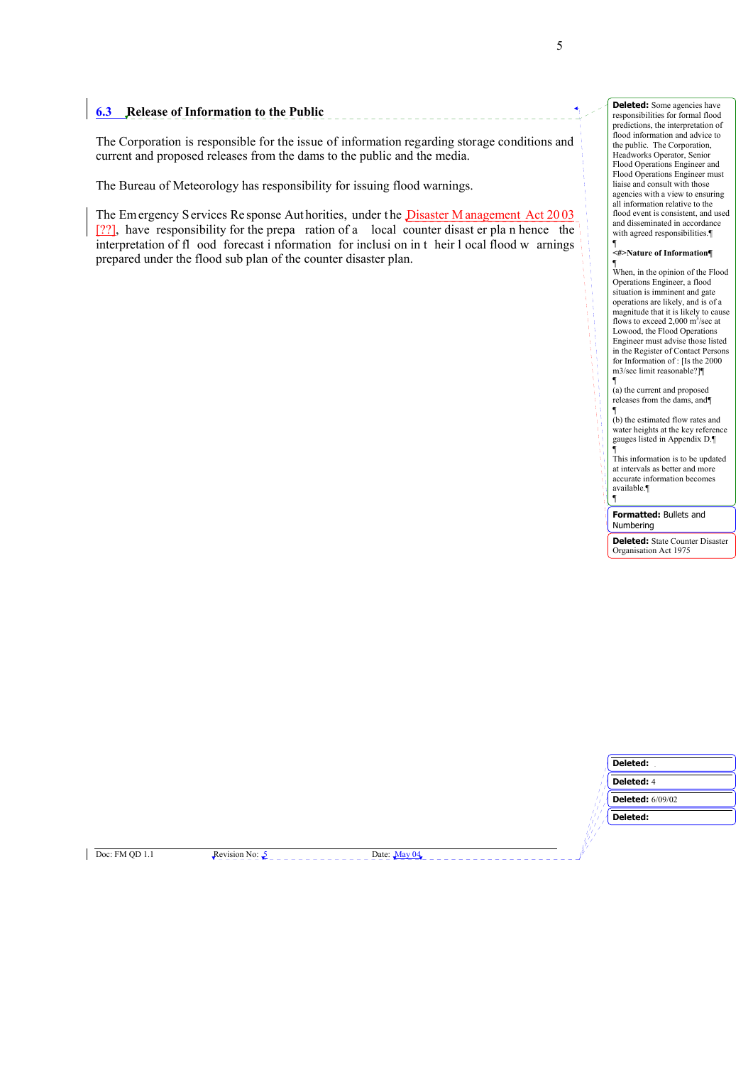## 6.3 Release of Information to the Public

The Corporation is responsible for the issue of information regarding storage conditions and current and proposed releases from the dams to the public and the media.

The Bureau of Meteorology has responsibility for issuing flood warnings.

The Emergency Services Response Authorities, under the Disaster Management Act 2003 [??], have responsibility for the preparation of a local counter disaster plan hence the interpretation of flood forecast information for inclusion in their local flood warnings prepared under the flood sub plan of the counter disaster plan.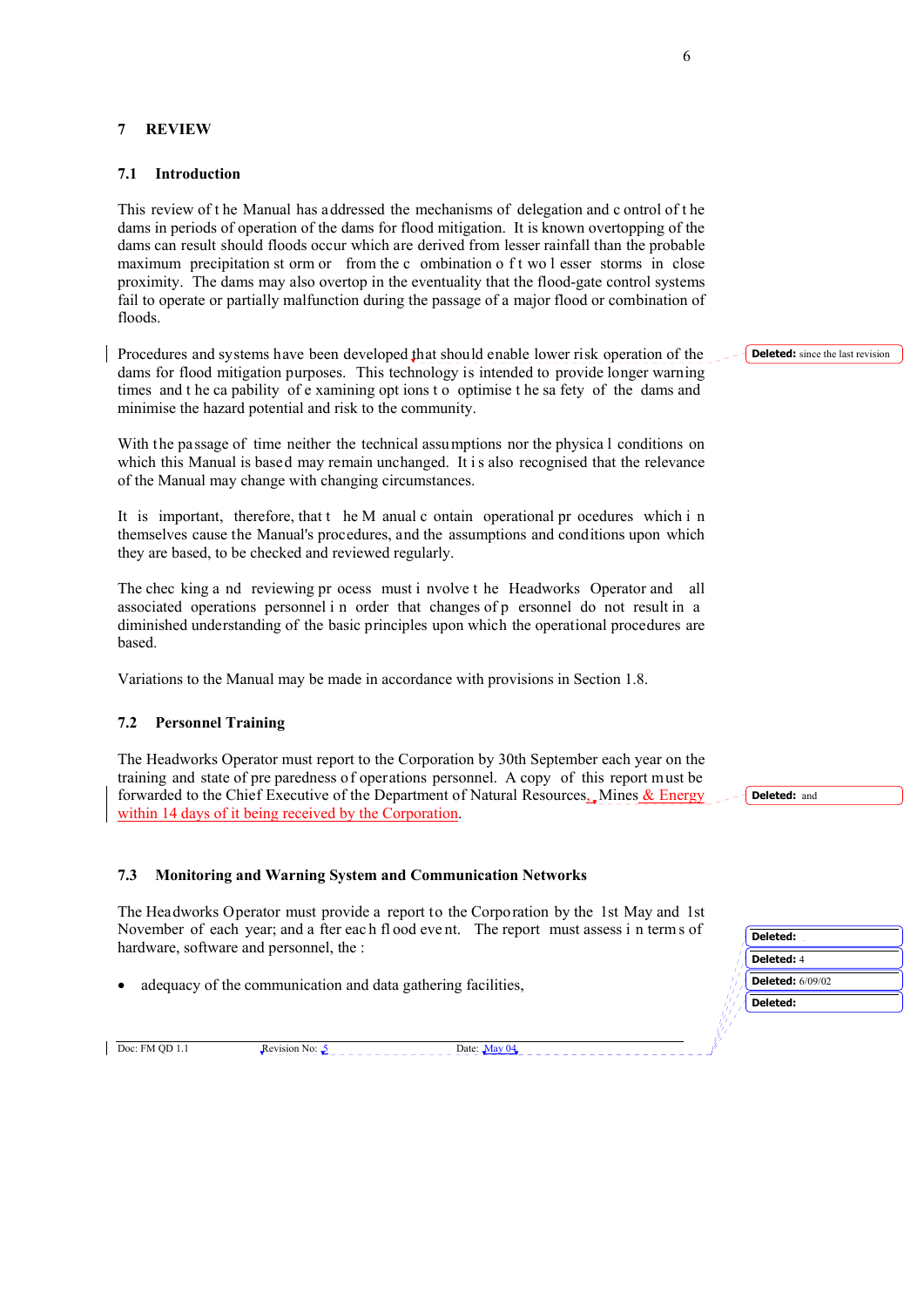# 7 REVIEW

## 7.1 Introduction

This review of the Manual has addressed the mechanisms of delegation and control of the dams in periods of operation of the dams for flood mitigation. It is known overtopping of the dams can result should floods occur which are derived from lesser rainfall than the probable maximum precipitation storm or from the combination of two lesser storms in close proximity. The dams may also overtop in the eventuality that the flood-gate control systems fail to operate or partially malfunction during the passage of a major flood or combination of floods.

Procedures and systems have been developed that should enable lower risk operation of the dams for flood mitigation purposes. This technology is intended to provide longer warning times and the capability of examining options to optimise the safety of the dams and minimise the hazard potential and risk to the community.

With the passage of time neither the technical assumptions nor the physical conditions on which this Manual is based may remain unchanged. It is also recognised that the relevance of the Manual may change with changing circumstances.

It is important, therefore, that the Manual contain operational procedures which in themselves cause the Manual's procedures, and the assumptions and conditions upon which they are based, to be checked and reviewed regularly.

The checking and reviewing process must involve the Headworks Operator and all associated operations personnel in order that changes of personnel do not result in a diminished understanding of the basic principles upon which the operational procedures are based.

Variations to the Manual may be made in accordance with provisions in Section 1.8.

## 7.2 Personnel Training

The Headworks Operator must report to the Corporation by 30th September each year on the training and state of preparedness of operations personnel. A copy of this report must be forwarded to the Chief Executive of the Department of Natural Resources, Mines & Energy within 14 days of it being received by the Corporation.

## 7.3 Monitoring and Warning System and Communication Networks

The Headworks Operator must provide a report to the Corporation by the 1st May and 1st November of each year; and after each flood event. The report must assess in terms of hardware, software and personnel, the :

- adequacy of the communication and data gathering facilities,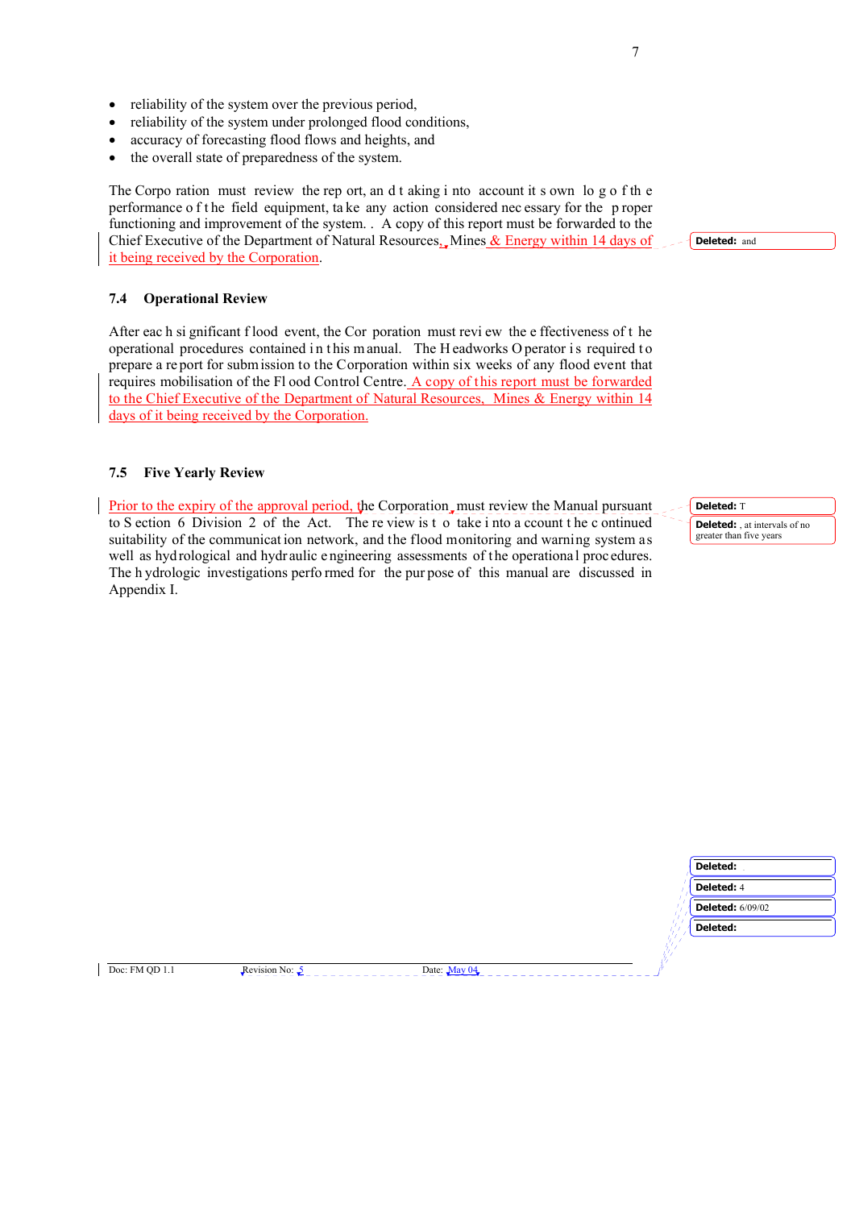- reliability of the system over the previous period,
- reliability of the system under prolonged flood conditions,
- accuracy of forecasting flood flows and heights, and
- the overall state of preparedness of the system.

The Corporation must review the report, and taking into account its own log of the performance of the field equipment, take any action considered necessary for the proper functioning and improvement of the system. . A copy of this report must be forwarded to the Chief Executive of the Department of Natural Resources, Mines & Energy within 14 days of it being received by the Corporation.

### 7.4 Operational Review

After each significant flood event, the Corporation must review the effectiveness of the operational procedures contained in this manual. The Headworks Operator is required to prepare a report for submission to the Corporation within six weeks of any flood event that requires mobilisation of the Flood Control Centre. A copy of this report must be forwarded to the Chief Executive of the Department of Natural Resources, Mines & Energy within 14 days of it being received by the Corporation.

### 7.5 Five Yearly Review

Prior to the expiry of the approval period, the Corporation must review the Manual pursuant to Section 6 Division 2 of the Act. The review is to take into account the continued suitability of the communication network, and the flood monitoring and warning system as well as hydrological and hydraulic engineering assessments of the operational procedures. The hydrologic investigations performed for the purpose of this manual are discussed in Appendix I.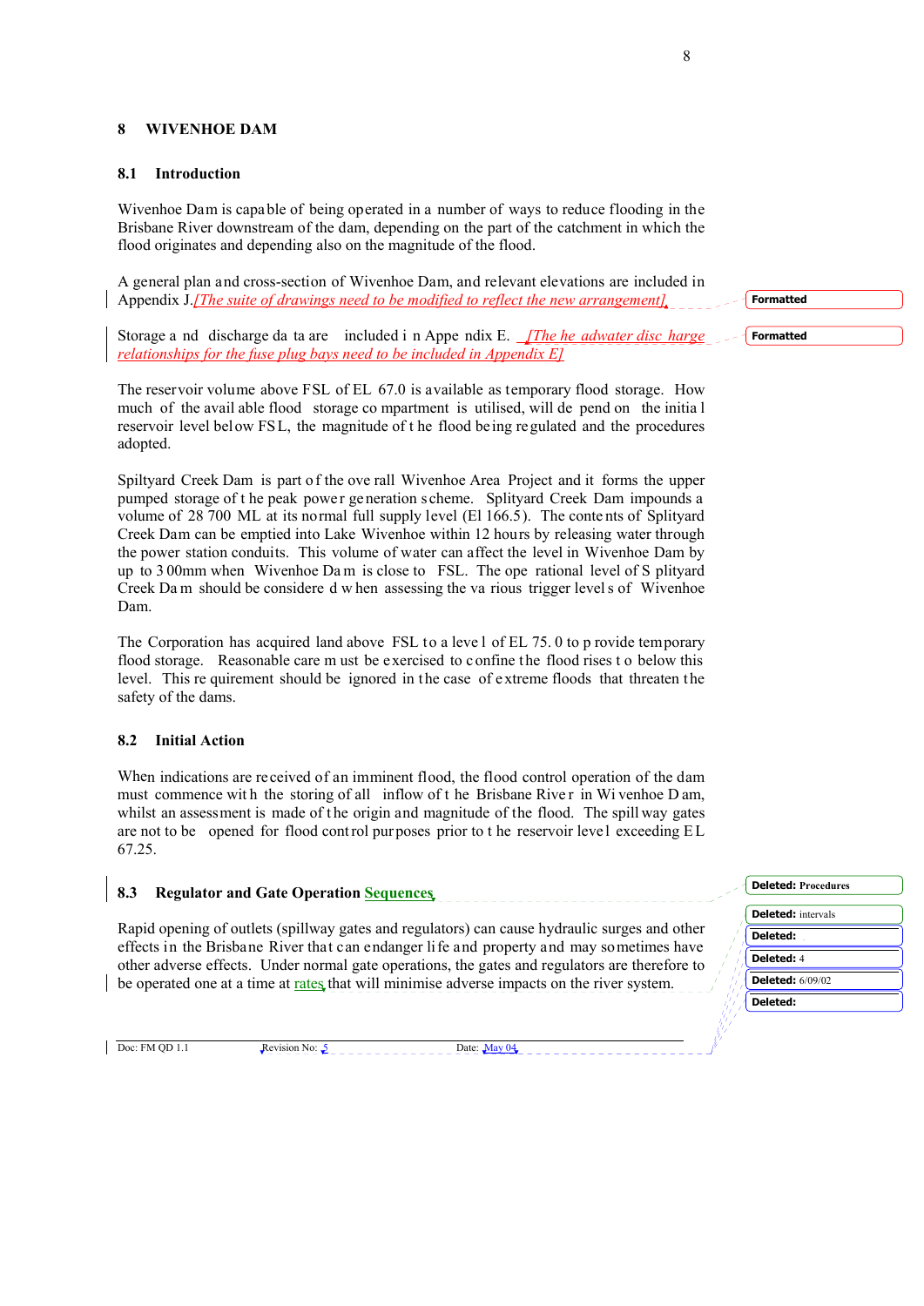## 8 WIVENHOE DAM

### 8.1 Introduction

Wivenhoe Dam is capable of being operated in a number of ways to reduce flooding in the Brisbane River downstream of the dam, depending on the part of the catchment in which the flood originates and depending also on the magnitude of the flood.

A general plan and cross-section of Wivenhoe Dam, and relevant elevations are included in Appendix J. *[The suite of drawings need to be modified to reflect the new arrangement]*

Storage and discharge data are included in Appendix E. *[The headwater discharge relationships for the fuse plug bays need to be included in Appendix E]*

The reservoir volume above FSL of EL 67.0 is available as temporary flood storage. How much of the available flood storage compartment is utilised, will depend on the initial reservoir level below FSL, the magnitude of the flood being regulated and the procedures adopted.

Spiltyard Creek Dam is part of the overall Wivenhoe Area Project and it forms the upper pumped storage of the peak power generation scheme. Splityard Creek Dam impounds a volume of 28 700 ML at its normal full supply level (El 166.5). The contents of Splityard Creek Dam can be emptied into Lake Wivenhoe within 12 hours by releasing water through the power station conduits. This volume of water can affect the level in Wivenhoe Dam by up to 300mm when Wivenhoe Dam is close to FSL. The operational level of Splityard Creek Dam should be considered when assessing the various trigger levels of Wivenhoe Dam.

The Corporation has acquired land above FSL to a level of EL 75.0 to provide temporary flood storage. Reasonable care must be exercised to confine the flood rises to below this level. This requirement should be ignored in the case of extreme floods that threaten the safety of the dams.

### 8.2 Initial Action

When indications are received of an imminent flood, the flood control operation of the dam must commence with the storing of all inflow of the Brisbane River in Wivenhoe Dam, whilst an assessment is made of the origin and magnitude of the flood. The spillway gates are not to be opened for flood control purposes prior to the reservoir level exceeding EL 67.25.

### 8.3 Regulator and Gate Operation Sequences

Rapid opening of outlets (spillway gates and regulators) can cause hydraulic surges and other effects in the Brisbane River that can endanger life and property and may sometimes have other adverse effects. Under normal gate operations, the gates and regulators are therefore to be operated one at a time at rates that will minimise adverse impacts on the river system.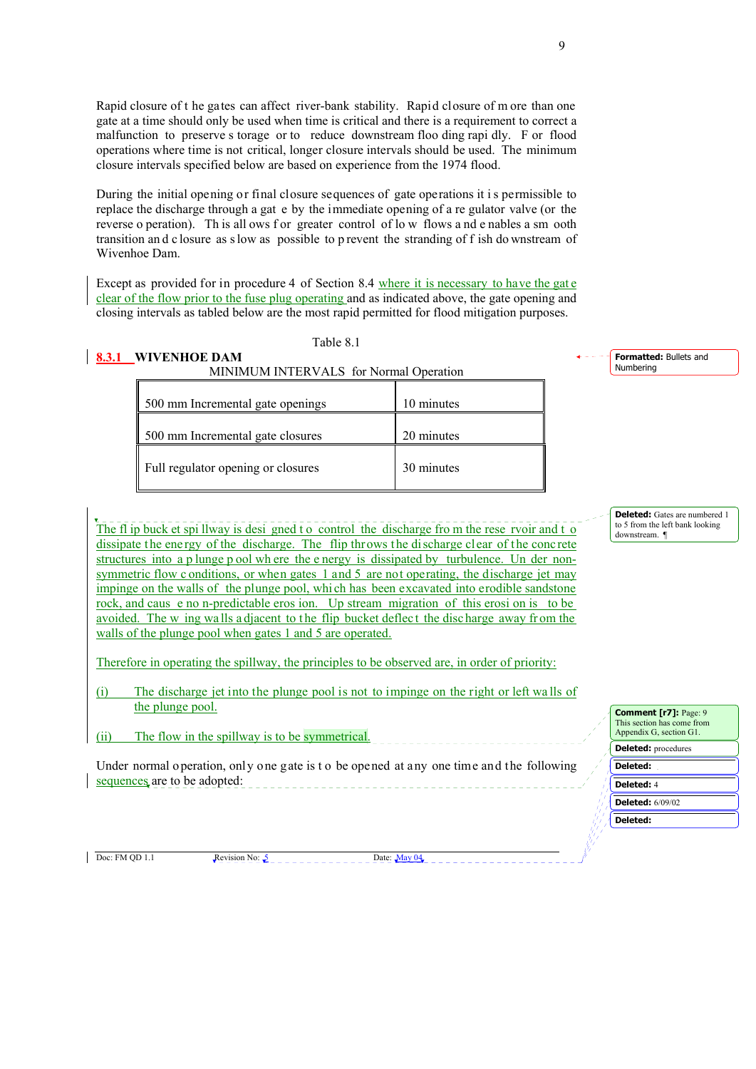Rapid closure of the gates can affect river-bank stability. Rapid closure of more than one gate at a time should only be used when time is critical and there is a requirement to correct a malfunction to preserve storage or to reduce downstream flooding rapidly. For flood operations where time is not critical, longer closure intervals should be used. The minimum closure intervals specified below are based on experience from the 1974 flood.

During the initial opening or final closure sequences of gate operations it is permissible to replace the discharge through a gate by the immediate opening of a regulator valve (or the reverse operation). This allows for greater control of low flows and enables a smooth transition and closure as slow as possible to prevent the stranding of fish downstream of Wivenhoe Dam.

Except as provided for in procedure 4 of Section 8.4 where it is necessary to have the gate clear of the flow prior to the fuse plug operating and as indicated above, the gate opening and closing intervals as tabled below are the most rapid permitted for flood mitigation purposes.

Table 8.1

### 8.3.1 WIVENHOE DAM

MINIMUM INTERVALS for Normal Operation

| | |
|---|---|
| 500 mm Incremental gate openings | 10 minutes |
| 500 mm Incremental gate closures | 20 minutes |
| Full regulator opening or closures | 30 minutes |

The flip bucket spillway is designed to control the discharge from the reservoir and to dissipate the energy of the discharge. The flip throws the discharge clear of the concrete structures into a plunge pool where the energy is dissipated by turbulence. Under non-symmetric flow conditions, or when gates 1 and 5 are not operating, the discharge jet may impinge on the walls of the plunge pool, which has been excavated into erodible sandstone rock, and cause non-predictable erosion. Upstream migration of this erosion is to be avoided. The wing walls adjacent to the flip bucket deflect the discharge away from the walls of the plunge pool when gates 1 and 5 are operated.

Therefore in operating the spillway, the principles to be observed are, in order of priority:

(i) The discharge jet into the plunge pool is not to impinge on the right or left walls of the plunge pool.

(ii) The flow in the spillway is to be symmetrical.

Under normal operation, only one gate is to be opened at any one time and the following sequences are to be adopted:

Doc: FM QD 1.1 Revision No: 5 Date: May 04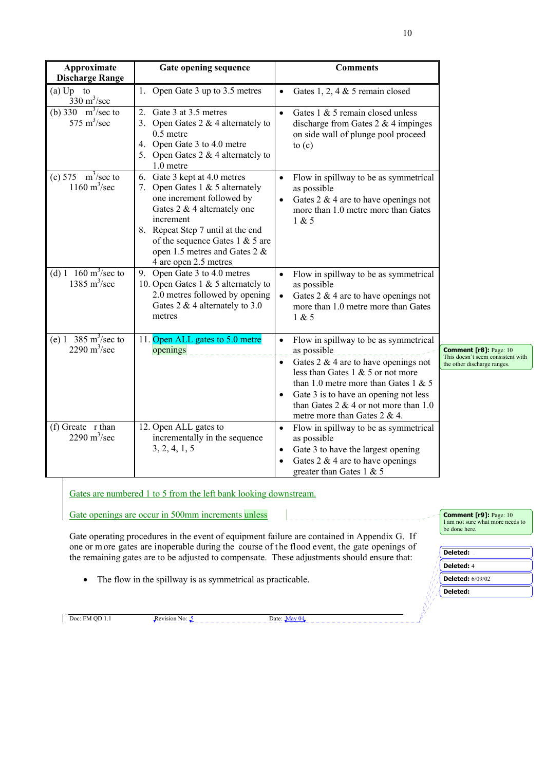| Approximate Discharge Range | Gate opening sequence | Comments |
|---|---|---|
| (a) Up to 330 m$^3$/sec | 1. Open Gate 3 up to 3.5 metres | • Gates 1, 2, 4 & 5 remain closed |
| (b) 330 m$^3$/sec to 575 m$^3$/sec | 2. Gate 3 at 3.5 metres<br>3. Open Gates 2 & 4 alternately to 0.5 metre<br>4. Open Gate 3 to 4.0 metre<br>5. Open Gates 2 & 4 alternately to 1.0 metre | • Gates 1 & 5 remain closed unless discharge from Gates 2 & 4 impinges on side wall of plunge pool proceed to (c) |
| (c) 575 m$^3$/sec to 1160 m$^3$/sec | 6. Gate 3 kept at 4.0 metres<br>7. Open Gates 1 & 5 alternately one increment followed by Gates 2 & 4 alternately one increment<br>8. Repeat Step 7 until at the end of the sequence Gates 1 & 5 are open 1.5 metres and Gates 2 & 4 are open 2.5 metres | • Flow in spillway to be as symmetrical as possible<br>• Gates 2 & 4 are to have openings not more than 1.0 metre more than Gates 1 & 5 |
| (d) 1160 m$^3$/sec to 1385 m$^3$/sec | 9. Open Gate 3 to 4.0 metres<br>10. Open Gates 1 & 5 alternately to 2.0 metres followed by opening Gates 2 & 4 alternately to 3.0 metres | • Flow in spillway to be as symmetrical as possible<br>• Gates 2 & 4 are to have openings not more than 1.0 metre more than Gates 1 & 5 |
| (e) 1385 m$^3$/sec to 2290 m$^3$/sec | 11. Open ALL gates to 5.0 metre openings | • Flow in spillway to be as symmetrical as possible<br>• Gates 2 & 4 are to have openings not less than Gates 1 & 5 or not more than 1.0 metre more than Gates 1 & 5<br>• Gate 3 is to have an opening not less than Gates 2 & 4 or not more than 1.0 metre more than Gates 2 & 4. |
| (f) Greater than 2290 m$^3$/sec | 12. Open ALL gates to incrementally in the sequence 3, 2, 4, 1, 5 | • Flow in spillway to be as symmetrical as possible<br>• Gate 3 to have the largest opening<br>• Gates 2 & 4 are to have openings greater than Gates 1 & 5 |

Comment [r8]: Page: 10 This doesn't seem consistent with the other discharge ranges.

Gates are numbered 1 to 5 from the left bank looking downstream.

Gate openings are occur in 500mm increments unless

Comment [r9]: Page: 10 I am not sure what more needs to be done here.

Gate operating procedures in the event of equipment failure are contained in Appendix G. If one or more gates are inoperable during the course of the flood event, the gate openings of the remaining gates are to be adjusted to compensate. These adjustments should ensure that:

- The flow in the spillway is as symmetrical as practicable.

Deleted:

Deleted: 4

Deleted: 6/09/02

Deleted:

Doc: FM QD 1.1 Revision No: 5 Date: May 04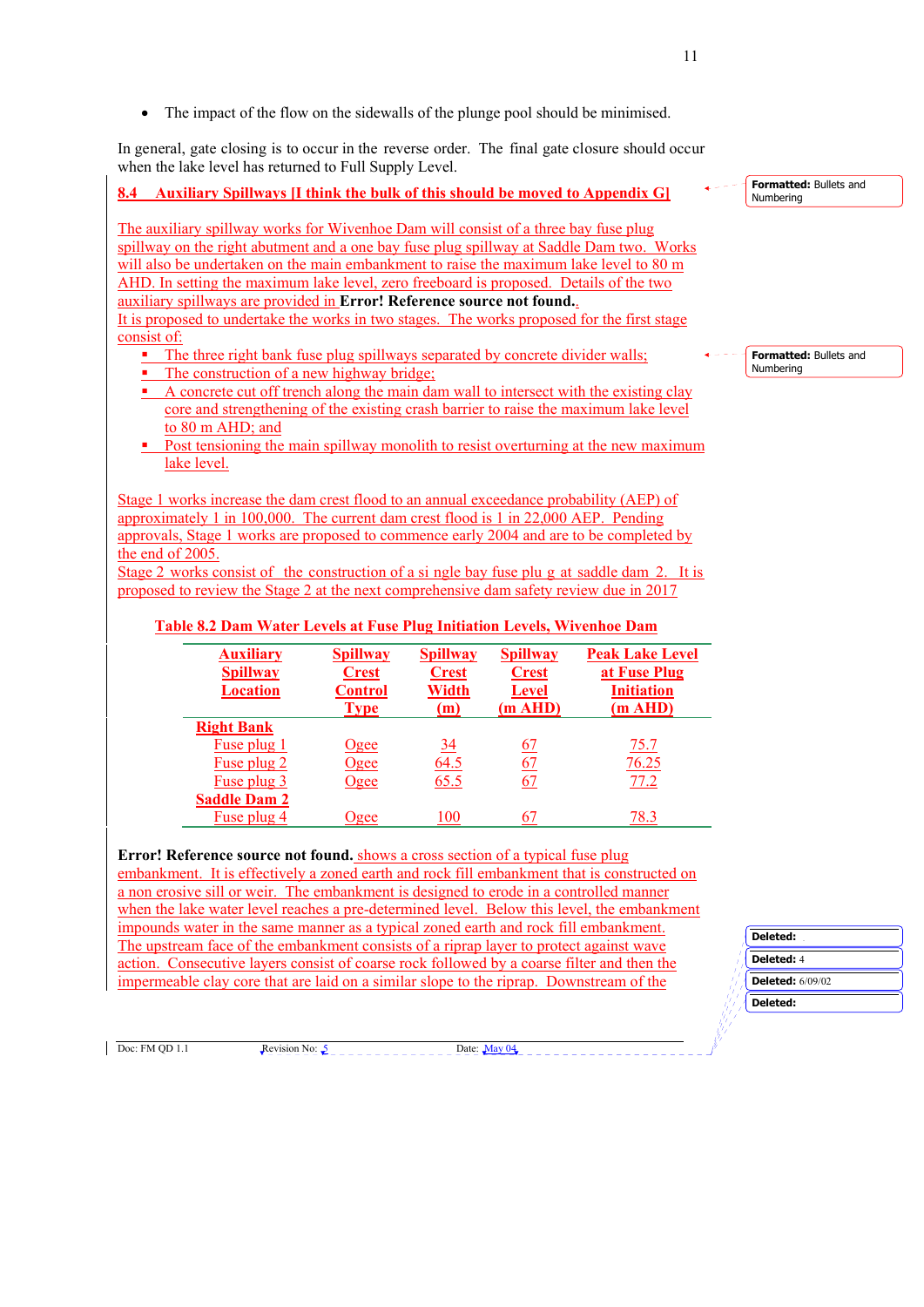- The impact of the flow on the sidewalls of the plunge pool should be minimised.

In general, gate closing is to occur in the reverse order. The final gate closure should occur when the lake level has returned to Full Supply Level.

## 8.4 Auxiliary Spillways [I think the bulk of this should be moved to Appendix G]

The auxiliary spillway works for Wivenhoe Dam will consist of a three bay fuse plug spillway on the right abutment and a one bay fuse plug spillway at Saddle Dam two. Works will also be undertaken on the main embankment to raise the maximum lake level to 80 m AHD. In setting the maximum lake level, zero freeboard is proposed. Details of the two auxiliary spillways are provided in **Error! Reference source not found.**.

It is proposed to undertake the works in two stages. The works proposed for the first stage consist of:

- The three right bank fuse plug spillways separated by concrete divider walls;
- The construction of a new highway bridge;
- A concrete cut off trench along the main dam wall to intersect with the existing clay core and strengthening of the existing crash barrier to raise the maximum lake level to 80 m AHD; and
- Post tensioning the main spillway monolith to resist overturning at the new maximum lake level.

Stage 1 works increase the dam crest flood to an annual exceedance probability (AEP) of approximately 1 in 100,000. The current dam crest flood is 1 in 22,000 AEP. Pending approvals, Stage 1 works are proposed to commence early 2004 and are to be completed by the end of 2005.

Stage 2 works consist of the construction of a single bay fuse plug at saddle dam 2. It is proposed to review the Stage 2 at the next comprehensive dam safety review due in 2017

**Table 8.2 Dam Water Levels at Fuse Plug Initiation Levels, Wivenhoe Dam**

| Auxiliary Spillway Location | Spillway Crest Control Type | Spillway Crest Width (m) | Spillway Crest Level (m AHD) | Peak Lake Level at Fuse Plug Initiation (m AHD) |
|---|---|---|---|---|
| **Right Bank** | | | | |
| Fuse plug 1 | Ogee | 34 | 67 | 75.7 |
| Fuse plug 2 | Ogee | 64.5 | 67 | 76.25 |
| Fuse plug 3 | Ogee | 65.5 | 67 | 77.2 |
| **Saddle Dam 2** | | | | |
| Fuse plug 4 | Ogee | 100 | 67 | 78.3 |

**Error! Reference source not found.** shows a cross section of a typical fuse plug embankment. It is effectively a zoned earth and rock fill embankment that is constructed on a non erosive sill or weir. The embankment is designed to erode in a controlled manner when the lake water level reaches a pre-determined level. Below this level, the embankment impounds water in the same manner as a typical zoned earth and rock fill embankment. The upstream face of the embankment consists of a riprap layer to protect against wave action. Consecutive layers consist of coarse rock followed by a coarse filter and then the impermeable clay core that are laid on a similar slope to the riprap. Downstream of the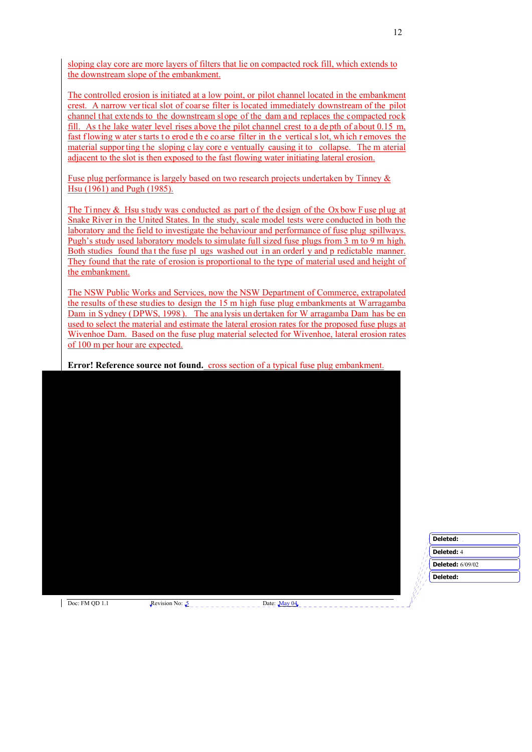sloping clay core are more layers of filters that lie on compacted rock fill, which extends to the downstream slope of the embankment.

The controlled erosion is initiated at a low point, or pilot channel located in the embankment crest. A narrow vertical slot of coarse filter is located immediately downstream of the pilot channel that extends to the downstream slope of the dam and replaces the compacted rock fill. As the lake water level rises above the pilot channel crest to a depth of about 0.15 m, fast flowing water starts to erode the coarse filter in the vertical slot, which removes the material supporting the sloping clay core eventually causing it to collapse. The material adjacent to the slot is then exposed to the fast flowing water initiating lateral erosion.

Fuse plug performance is largely based on two research projects undertaken by Tinney & Hsu (1961) and Pugh (1985).

The Tinney & Hsu study was conducted as part of the design of the Oxbow Fuse plug at Snake River in the United States. In the study, scale model tests were conducted in both the laboratory and the field to investigate the behaviour and performance of fuse plug spillways. Pugh's study used laboratory models to simulate full sized fuse plugs from 3 m to 9 m high. Both studies found that the fuse plugs washed out in an orderly and predictable manner. They found that the rate of erosion is proportional to the type of material used and height of the embankment.

The NSW Public Works and Services, now the NSW Department of Commerce, extrapolated the results of these studies to design the 15 m high fuse plug embankments at Warragamba Dam in Sydney (DPWS, 1998). The analysis undertaken for Warragamba Dam has been used to select the material and estimate the lateral erosion rates for the proposed fuse plugs at Wivenhoe Dam. Based on the fuse plug material selected for Wivenhoe, lateral erosion rates of 100 m per hour are expected.

**Error! Reference source not found.** cross section of a typical fuse plug embankment.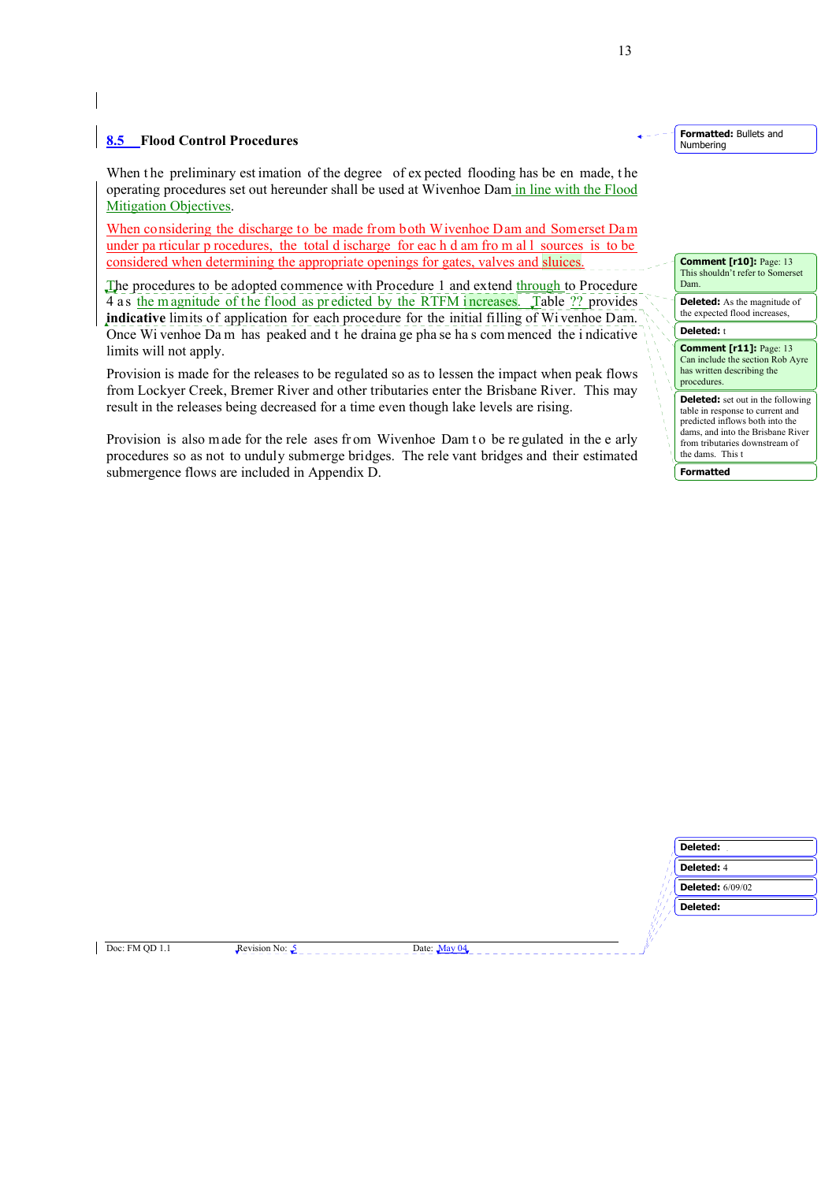## 8.5 Flood Control Procedures

When the preliminary estimation of the degree of expected flooding has been made, the operating procedures set out hereunder shall be used at Wivenhoe Dam in line with the Flood Mitigation Objectives.

When considering the discharge to be made from both Wivenhoe Dam and Somerset Dam under particular procedures, the total discharge for each dam from all sources is to be considered when determining the appropriate openings for gates, valves and sluices.

The procedures to be adopted commence with Procedure 1 and extend through to Procedure 4 as the magnitude of the flood as predicted by the RTFM increases. Table ?? provides **indicative** limits of application for each procedure for the initial filling of Wivenhoe Dam. Once Wivenhoe Dam has peaked and the drainage phase has commenced the indicative limits will not apply.

Provision is made for the releases to be regulated so as to lessen the impact when peak flows from Lockyer Creek, Bremer River and other tributaries enter the Brisbane River. This may result in the releases being decreased for a time even though lake levels are rising.

Provision is also made for the releases from Wivenhoe Dam to be regulated in the early procedures so as not to unduly submerge bridges. The relevant bridges and their estimated submergence flows are included in Appendix D.

Formatted: Bullets and Numbering

Comment [r10]: Page: 13 This shouldn't refer to Somerset Dam.

Deleted: As the magnitude of the expected flood increases,

Deleted: t

Comment [r11]: Page: 13 Can include the section Rob Ayre has written describing the procedures.

Deleted: set out in the following table in response to current and predicted inflows both into the dams, and into the Brisbane River from tributaries downstream of the dams. This t

Formatted

Deleted:

Deleted: 4

Deleted: 6/09/02

Deleted:

Doc: FM QD 1.1 Revision No: 5 Date: May 04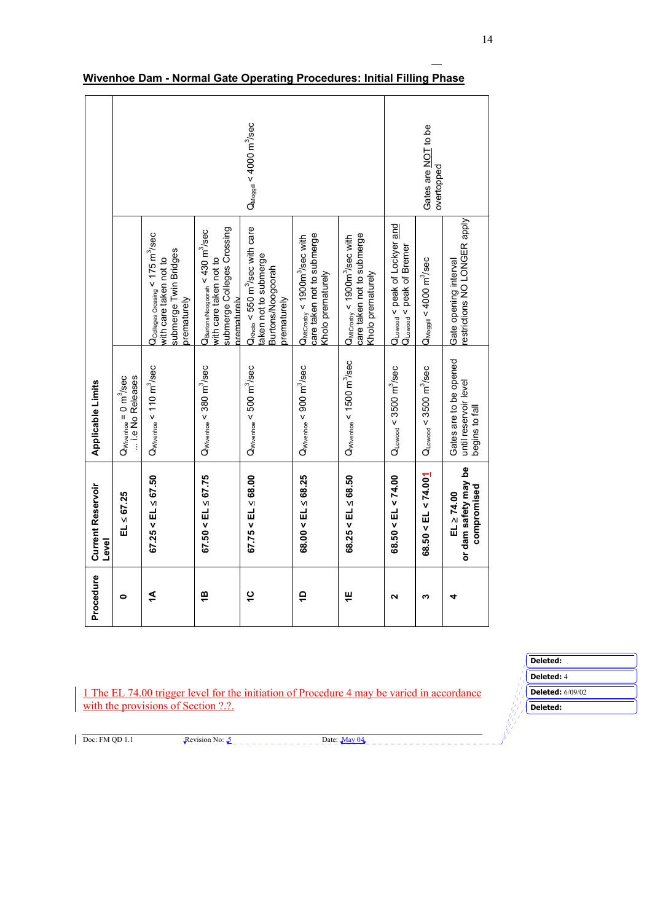## Wivenhoe Dam - Normal Gate Operating Procedures: Initial Filling Phase

| Procedure | Current Reservoir Level | Applicable Limits | | |
|---|---|---|---|---|
| 0 | EL ≤ 67.25 | $Q_{Wivenhoe}$ = 0 $m^3$/sec ... i.e No Releases | | $Q_{Moggill}$ < 4000 $m^3$/sec |
| 1A | 67.25 < EL ≤ 67.50 | $Q_{Wivenhoe}$ < 110 $m^3$/sec | $Q_{Colleges\ Crossing}$ < 175 $m^3$/sec with care taken not to submerge Twin Bridges prematurely | |
| 1B | 67.50 < EL ≤ 67.75 | $Q_{Wivenhoe}$ < 380 $m^3$/sec | $Q_{Burtons/Noogorah}$ < 430 $m^3$/sec with care taken not to submerge Colleges Crossing prematurely | |
| 1C | 67.75 < EL ≤ 68.00 | $Q_{Wivenhoe}$ < 500 $m^3$/sec | $Q_{Kholo}$ < 550 $m^3$/sec with care taken not to submerge Burtons/Noogoorah prematurely | |
| 1D | 68.00 < EL ≤ 68.25 | $Q_{Wivenhoe}$ < 900 $m^3$/sec | $Q_{MtCrosby}$ < 1900$m^3$/sec with care taken not to submerge Kholo prematurely | |
| 1E | 68.25 < EL ≤ 68.50 | $Q_{Wivenhoe}$ < 1500 $m^3$/sec | $Q_{MtCrosby}$ < 1900$m^3$/sec with care taken not to submerge Kholo prematurely | |
| 2 | 68.50 < EL < 74.00 | $Q_{Lowood}$ < 3500 $m^3$/sec | $Q_{Lowood}$ < peak of Lockyer and $Q_{Lowood}$ < peak of Bremer | Gates are NOT to be overtopped |
| 3 | 68.50 < EL < 74.00[1] | $Q_{Lowood}$ < 3500 $m^3$/sec | $Q_{Moggill}$ < 4000 $m^3$/sec | |
| 4 | EL ≥ 74.00 or dam safety may be compromised | Gates are to be opened until reservoir level begins to fall | Gate opening interval restrictions NO LONGER apply | |

1 The EL 74.00 trigger level for the initiation of Procedure 4 may be varied in accordance with the provisions of Section ?.?.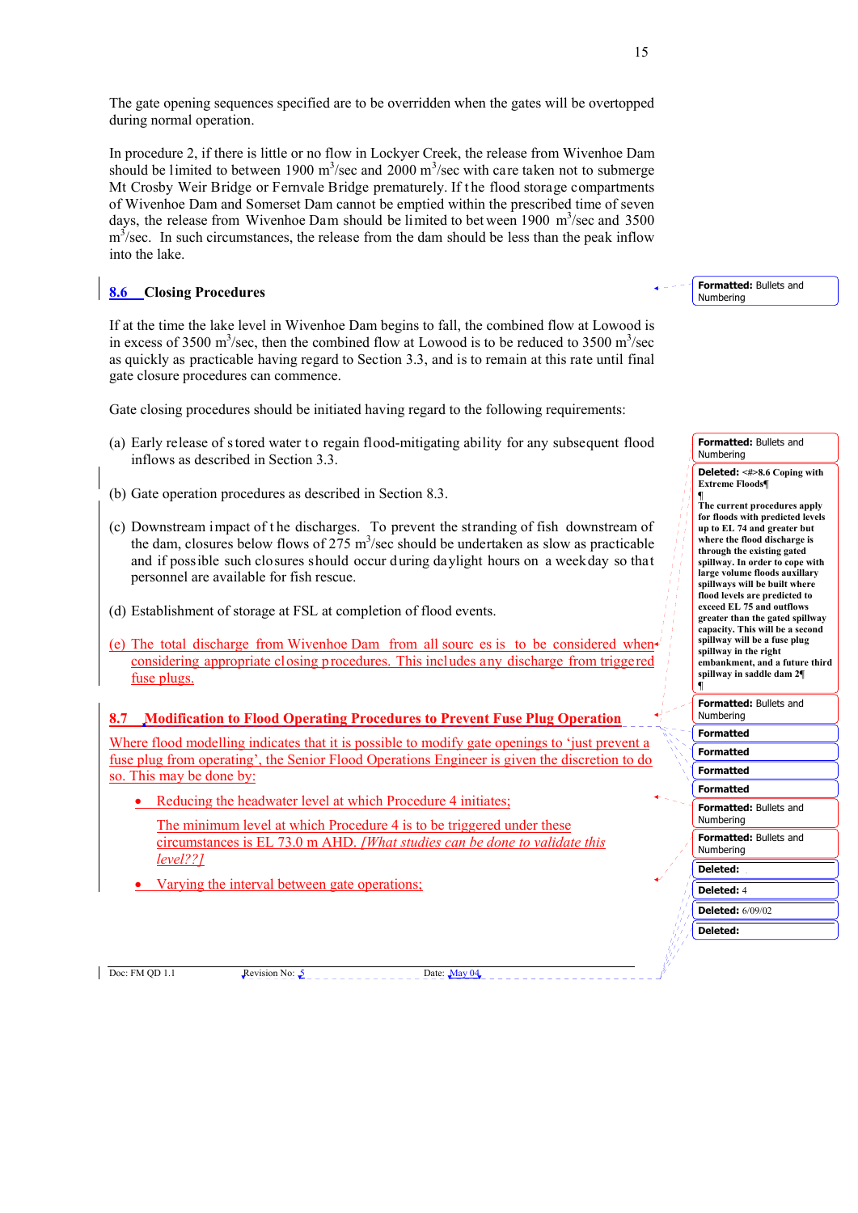The gate opening sequences specified are to be overridden when the gates will be overtopped during normal operation.

In procedure 2, if there is little or no flow in Lockyer Creek, the release from Wivenhoe Dam should be limited to between 1900 $m^3$/sec and 2000 $m^3$/sec with care taken not to submerge Mt Crosby Weir Bridge or Fernvale Bridge prematurely. If the flood storage compartments of Wivenhoe Dam and Somerset Dam cannot be emptied within the prescribed time of seven days, the release from Wivenhoe Dam should be limited to between 1900 $m^3$/sec and 3500 $m^3$/sec. In such circumstances, the release from the dam should be less than the peak inflow into the lake.

## 8.6 Closing Procedures

If at the time the lake level in Wivenhoe Dam begins to fall, the combined flow at Lowood is in excess of 3500 $m^3$/sec, then the combined flow at Lowood is to be reduced to 3500 $m^3$/sec as quickly as practicable having regard to Section 3.3, and is to remain at this rate until final gate closure procedures can commence.

Gate closing procedures should be initiated having regard to the following requirements:

(a) Early release of stored water to regain flood-mitigating ability for any subsequent flood inflows as described in Section 3.3.

(b) Gate operation procedures as described in Section 8.3.

(c) Downstream impact of the discharges. To prevent the stranding of fish downstream of the dam, closures below flows of 275 $m^3$/sec should be undertaken as slow as practicable and if possible such closures should occur during daylight hours on a weekday so that personnel are available for fish rescue.

(d) Establishment of storage at FSL at completion of flood events.

(e) The total discharge from Wivenhoe Dam from all sourc es is to be considered when considering appropriate closing procedures. This includes any discharge from triggered fuse plugs.

## 8.7 Modification to Flood Operating Procedures to Prevent Fuse Plug Operation

Where flood modelling indicates that it is possible to modify gate openings to 'just prevent a fuse plug from operating', the Senior Flood Operations Engineer is given the discretion to do so. This may be done by:

- Reducing the headwater level at which Procedure 4 initiates;

  The minimum level at which Procedure 4 is to be triggered under these circumstances is EL 73.0 m AHD. *[What studies can be done to validate this level??]*

- Varying the interval between gate operations;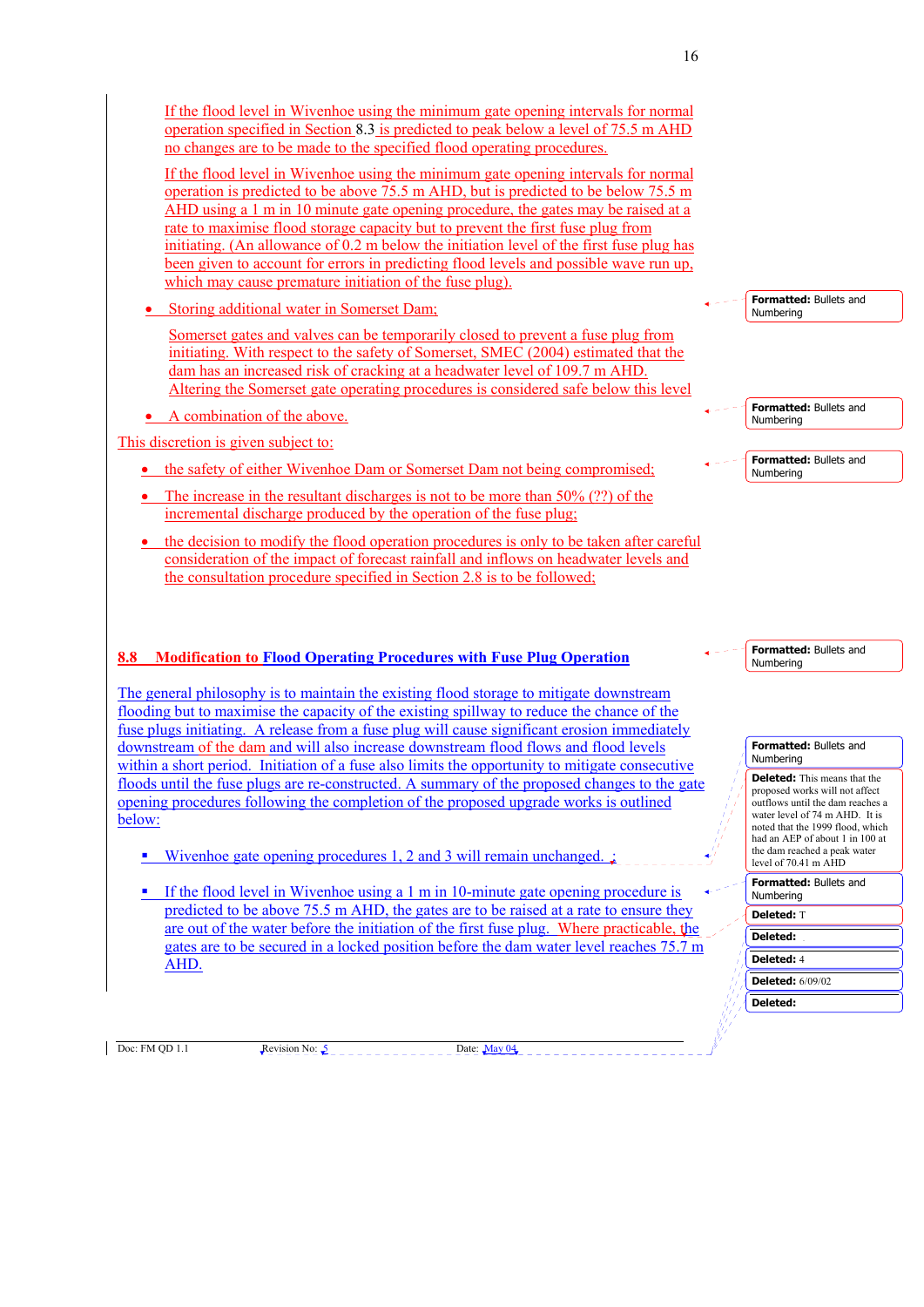If the flood level in Wivenhoe using the minimum gate opening intervals for normal operation specified in Section 8.3 is predicted to peak below a level of 75.5 m AHD no changes are to be made to the specified flood operating procedures.

If the flood level in Wivenhoe using the minimum gate opening intervals for normal operation is predicted to be above 75.5 m AHD, but is predicted to be below 75.5 m AHD using a 1 m in 10 minute gate opening procedure, the gates may be raised at a rate to maximise flood storage capacity but to prevent the first fuse plug from initiating. (An allowance of 0.2 m below the initiation level of the first fuse plug has been given to account for errors in predicting flood levels and possible wave run up, which may cause premature initiation of the fuse plug).

- Storing additional water in Somerset Dam;

  Somerset gates and valves can be temporarily closed to prevent a fuse plug from initiating. With respect to the safety of Somerset, SMEC (2004) estimated that the dam has an increased risk of cracking at a headwater level of 109.7 m AHD. Altering the Somerset gate operating procedures is considered safe below this level

- A combination of the above.

This discretion is given subject to:

- the safety of either Wivenhoe Dam or Somerset Dam not being compromised;
- The increase in the resultant discharges is not to be more than 50% (??) of the incremental discharge produced by the operation of the fuse plug;
- the decision to modify the flood operation procedures is only to be taken after careful consideration of the impact of forecast rainfall and inflows on headwater levels and the consultation procedure specified in Section 2.8 is to be followed;

## 8.8 Modification to Flood Operating Procedures with Fuse Plug Operation

The general philosophy is to maintain the existing flood storage to mitigate downstream flooding but to maximise the capacity of the existing spillway to reduce the chance of the fuse plugs initiating. A release from a fuse plug will cause significant erosion immediately downstream of the dam and will also increase downstream flood flows and flood levels within a short period. Initiation of a fuse also limits the opportunity to mitigate consecutive floods until the fuse plugs are re-constructed. A summary of the proposed changes to the gate opening procedures following the completion of the proposed upgrade works is outlined below:

- Wivenhoe gate opening procedures 1, 2 and 3 will remain unchanged.
- If the flood level in Wivenhoe using a 1 m in 10-minute gate opening procedure is predicted to be above 75.5 m AHD, the gates are to be raised at a rate to ensure they are out of the water before the initiation of the first fuse plug. Where practicable, the gates are to be secured in a locked position before the dam water level reaches 75.7 m AHD.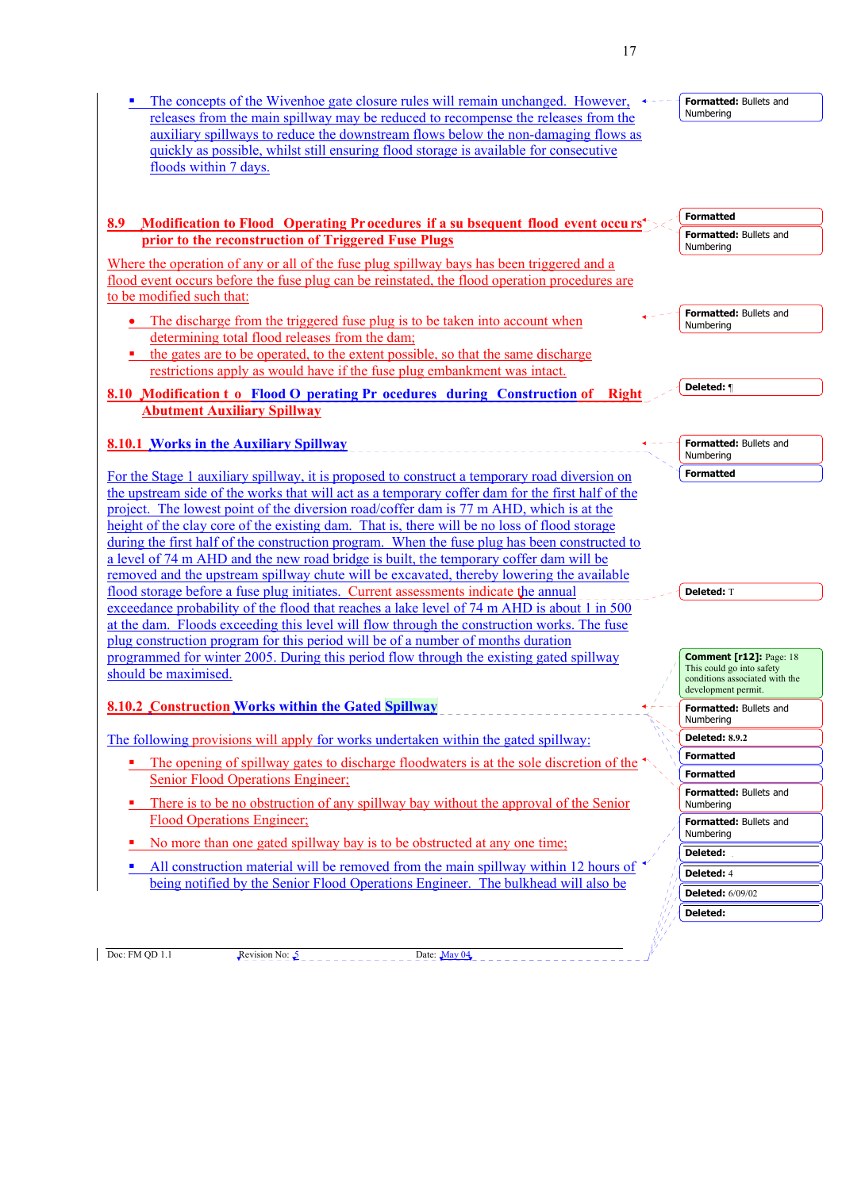- The concepts of the Wivenhoe gate closure rules will remain unchanged. However, releases from the main spillway may be reduced to recompense the releases from the auxiliary spillways to reduce the downstream flows below the non-damaging flows as quickly as possible, whilst still ensuring flood storage is available for consecutive floods within 7 days.

## 8.9 Modification to Flood Operating Procedures if a subsequent flood event occurs prior to the reconstruction of Triggered Fuse Plugs

Where the operation of any or all of the fuse plug spillway bays has been triggered and a flood event occurs before the fuse plug can be reinstated, the flood operation procedures are to be modified such that:

- The discharge from the triggered fuse plug is to be taken into account when determining total flood releases from the dam;
- the gates are to be operated, to the extent possible, so that the same discharge restrictions apply as would have if the fuse plug embankment was intact.

## 8.10 Modification to Flood Operating Procedures during Construction of Right Abutment Auxiliary Spillway

### 8.10.1 Works in the Auxiliary Spillway

For the Stage 1 auxiliary spillway, it is proposed to construct a temporary road diversion on the upstream side of the works that will act as a temporary coffer dam for the first half of the project. The lowest point of the diversion road/coffer dam is 77 m AHD, which is at the height of the clay core of the existing dam. That is, there will be no loss of flood storage during the first half of the construction program. When the fuse plug has been constructed to a level of 74 m AHD and the new road bridge is built, the temporary coffer dam will be removed and the upstream spillway chute will be excavated, thereby lowering the available flood storage before a fuse plug initiates. Current assessments indicate the annual exceedance probability of the flood that reaches a lake level of 74 m AHD is about 1 in 500 at the dam. Floods exceeding this level will flow through the construction works. The fuse plug construction program for this period will be of a number of months duration programmed for winter 2005. During this period flow through the existing gated spillway should be maximised.

### 8.10.2 Construction Works within the Gated Spillway

The following provisions will apply for works undertaken within the gated spillway:

- The opening of spillway gates to discharge floodwaters is at the sole discretion of the Senior Flood Operations Engineer;
- There is to be no obstruction of any spillway bay without the approval of the Senior Flood Operations Engineer;
- No more than one gated spillway bay is to be obstructed at any one time;
- All construction material will be removed from the main spillway within 12 hours of being notified by the Senior Flood Operations Engineer. The bulkhead will also be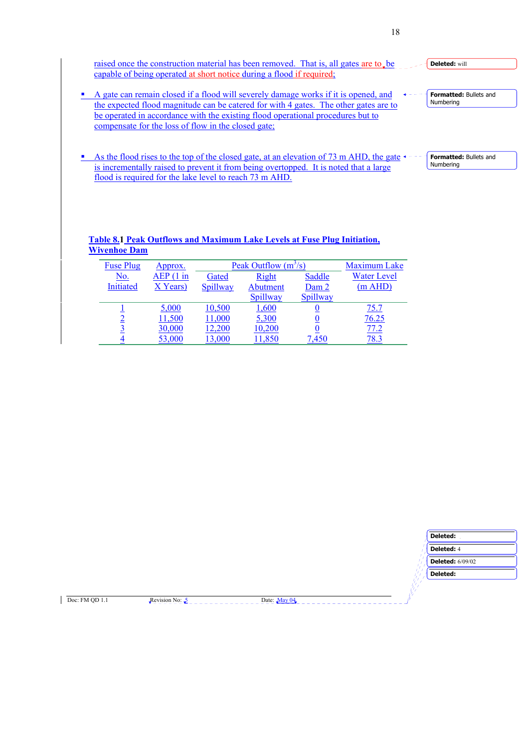raised once the construction material has been removed. That is, all gates are to be capable of being operated at short notice during a flood if required;

- A gate can remain closed if a flood will severely damage works if it is opened, and the expected flood magnitude can be catered for with 4 gates. The other gates are to be operated in accordance with the existing flood operational procedures but to compensate for the loss of flow in the closed gate;

- As the flood rises to the top of the closed gate, at an elevation of 73 m AHD, the gate is incrementally raised to prevent it from being overtopped. It is noted that a large flood is required for the lake level to reach 73 m AHD.

**Table 8.1 Peak Outflows and Maximum Lake Levels at Fuse Plug Initiation, Wivenhoe Dam**

| Fuse Plug No. Initiated | Approx. AEP (1 in X Years) | Peak Outflow ($m^3/s$) | | | Maximum Lake Water Level (m AHD) |
|---|---|---|---|---|---|
| | | Gated Spillway | Right Abutment Spillway | Saddle Dam 2 Spillway | |
| 1 | 5,000 | 10,500 | 1,600 | 0 | 75.7 |
| 2 | 11,500 | 11,000 | 5,300 | 0 | 76.25 |
| 3 | 30,000 | 12,200 | 10,200 | 0 | 77.2 |
| 4 | 53,000 | 13,000 | 11,850 | 7,450 | 78.3 |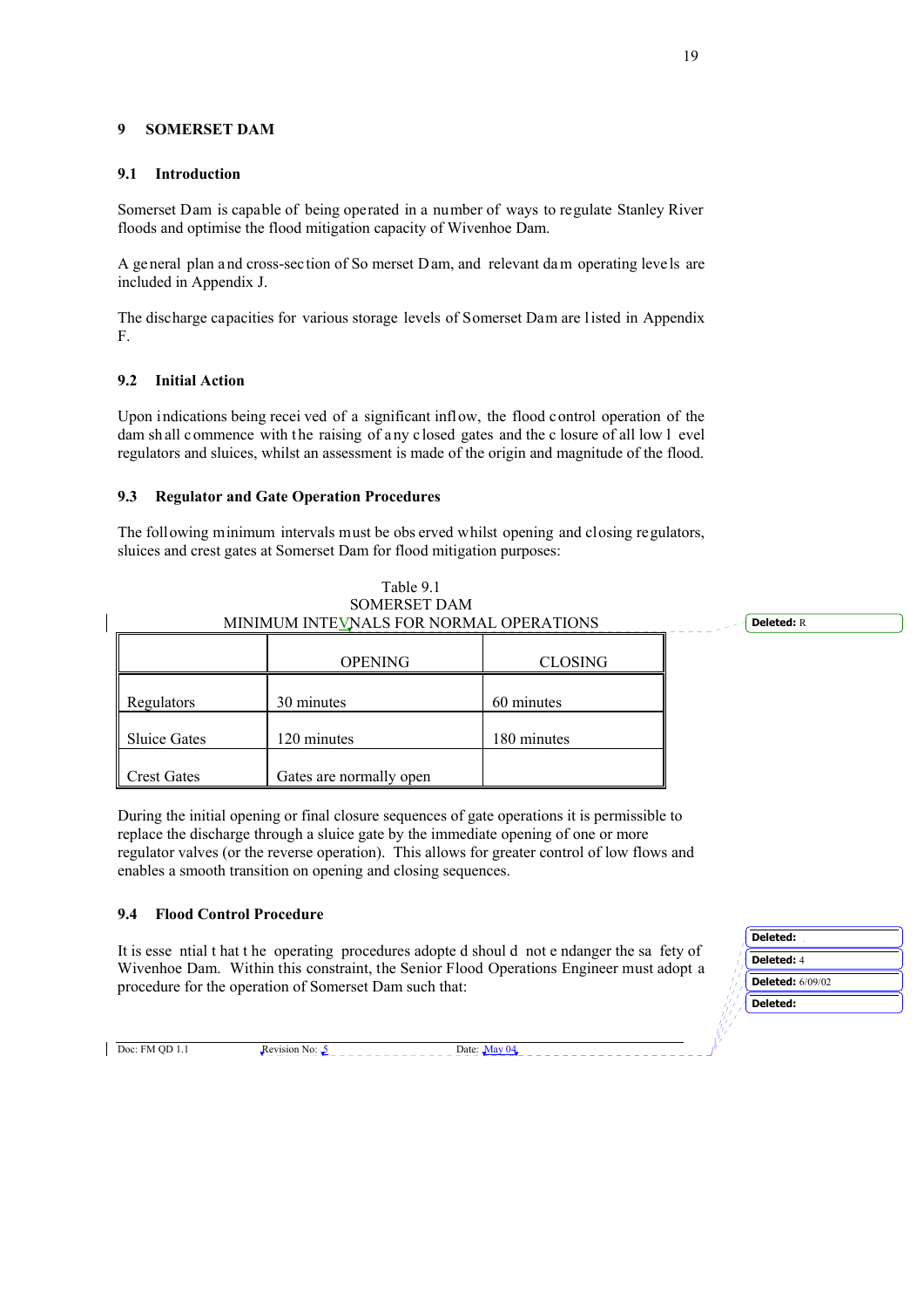# 9 SOMERSET DAM

## 9.1 Introduction

Somerset Dam is capable of being operated in a number of ways to regulate Stanley River floods and optimise the flood mitigation capacity of Wivenhoe Dam.

A general plan and cross-section of Somerset Dam, and relevant dam operating levels are included in Appendix J.

The discharge capacities for various storage levels of Somerset Dam are listed in Appendix F.

## 9.2 Initial Action

Upon indications being received of a significant inflow, the flood control operation of the dam shall commence with the raising of any closed gates and the closure of all low level regulators and sluices, whilst an assessment is made of the origin and magnitude of the flood.

## 9.3 Regulator and Gate Operation Procedures

The following minimum intervals must be observed whilst opening and closing regulators, sluices and crest gates at Somerset Dam for flood mitigation purposes:

Table 9.1
SOMERSET DAM
MINIMUM INTERVALS FOR NORMAL OPERATIONS

| | OPENING | CLOSING |
|---|---|---|
| Regulators | 30 minutes | 60 minutes |
| Sluice Gates | 120 minutes | 180 minutes |
| Crest Gates | Gates are normally open | |

During the initial opening or final closure sequences of gate operations it is permissible to replace the discharge through a sluice gate by the immediate opening of one or more regulator valves (or the reverse operation). This allows for greater control of low flows and enables a smooth transition on opening and closing sequences.

## 9.4 Flood Control Procedure

It is essential that the operating procedures adopted should not endanger the safety of Wivenhoe Dam. Within this constraint, the Senior Flood Operations Engineer must adopt a procedure for the operation of Somerset Dam such that: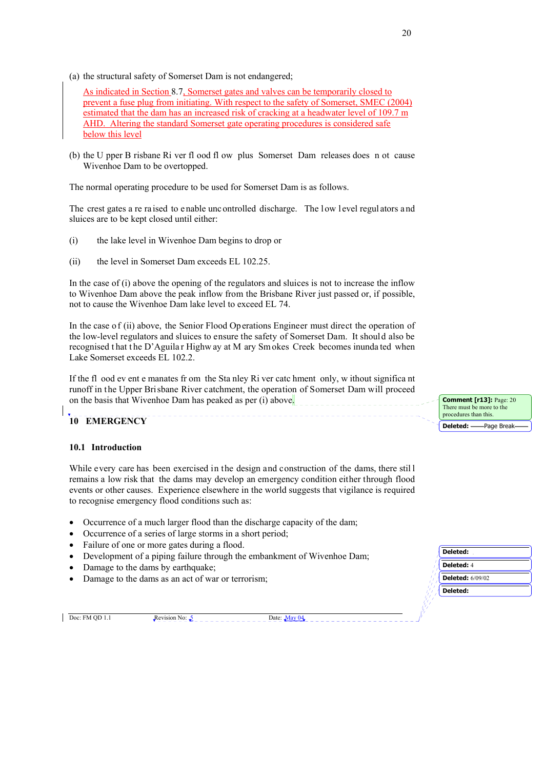(a) the structural safety of Somerset Dam is not endangered;

As indicated in Section 8.7, Somerset gates and valves can be temporarily closed to prevent a fuse plug from initiating. With respect to the safety of Somerset, SMEC (2004) estimated that the dam has an increased risk of cracking at a headwater level of 109.7 m AHD. Altering the standard Somerset gate operating procedures is considered safe below this level

(b) the Upper Brisbane River flood flow plus Somerset Dam releases does not cause Wivenhoe Dam to be overtopped.

The normal operating procedure to be used for Somerset Dam is as follows.

The crest gates are raised to enable uncontrolled discharge. The low level regulators and sluices are to be kept closed until either:

(i) the lake level in Wivenhoe Dam begins to drop or

(ii) the level in Somerset Dam exceeds EL 102.25.

In the case of (i) above the opening of the regulators and sluices is not to increase the inflow to Wivenhoe Dam above the peak inflow from the Brisbane River just passed or, if possible, not to cause the Wivenhoe Dam lake level to exceed EL 74.

In the case of (ii) above, the Senior Flood Operations Engineer must direct the operation of the low-level regulators and sluices to ensure the safety of Somerset Dam. It should also be recognised that the D'Aguilar Highway at Mary Smokes Creek becomes inundated when Lake Somerset exceeds EL 102.2.

If the flood event emanates from the Stanley River catchment only, without significant runoff in the Upper Brisbane River catchment, the operation of Somerset Dam will proceed on the basis that Wivenhoe Dam has peaked as per (i) above.

Comment [r13]: Page: 20 There must be more to the procedures than this.

## 10 EMERGENCY

### 10.1 Introduction

While every care has been exercised in the design and construction of the dams, there still remains a low risk that the dams may develop an emergency condition either through flood events or other causes. Experience elsewhere in the world suggests that vigilance is required to recognise emergency flood conditions such as:

- Occurrence of a much larger flood than the discharge capacity of the dam;
- Occurrence of a series of large storms in a short period;
- Failure of one or more gates during a flood.
- Development of a piping failure through the embankment of Wivenhoe Dam;
- Damage to the dams by earthquake;
- Damage to the dams as an act of war or terrorism;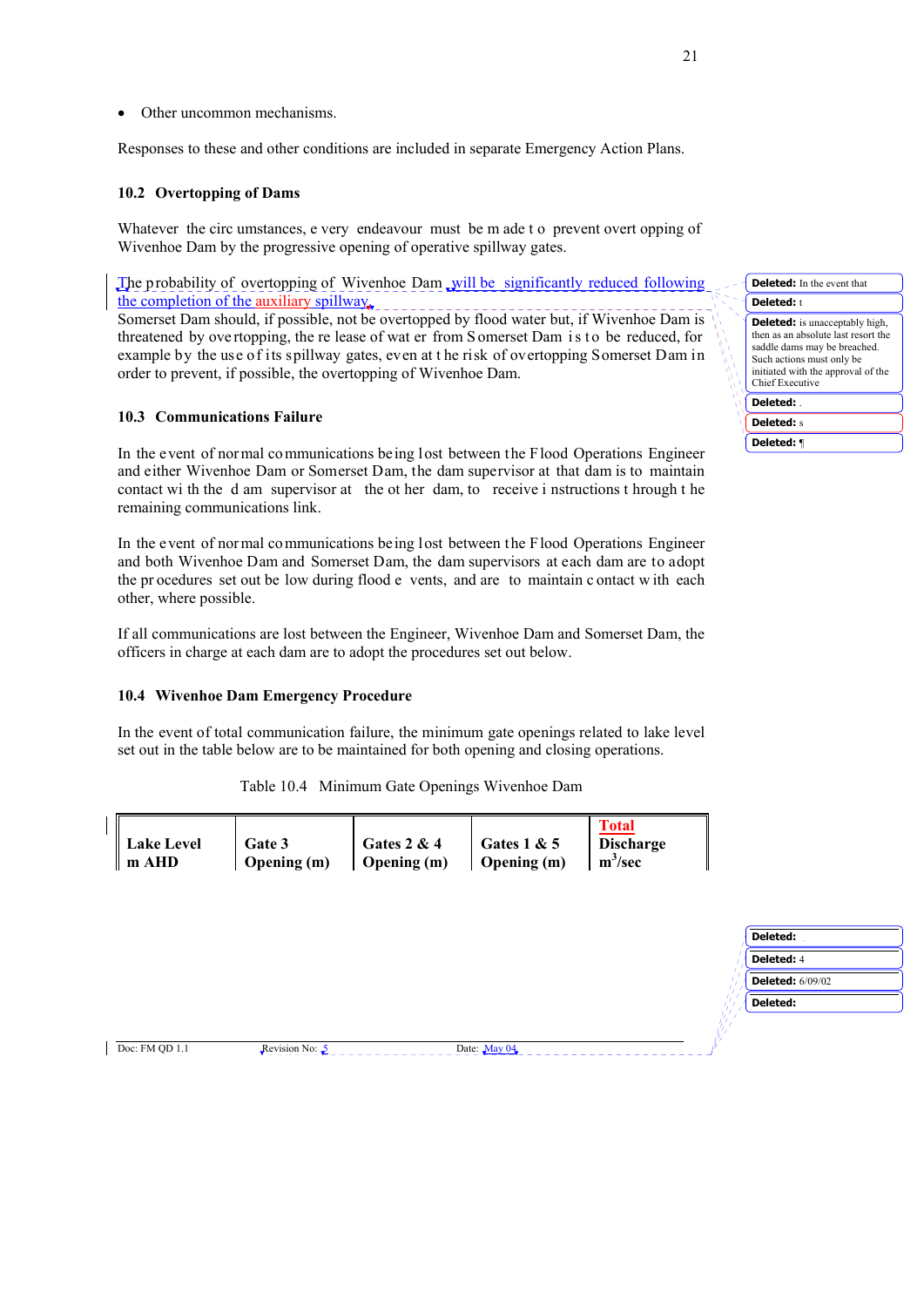- Other uncommon mechanisms.

Responses to these and other conditions are included in separate Emergency Action Plans.

### 10.2 Overtopping of Dams

Whatever the circumstances, every endeavour must be made to prevent overtopping of Wivenhoe Dam by the progressive opening of operative spillway gates.

The probability of overtopping of Wivenhoe Dam will be significantly reduced following the completion of the auxiliary spillway.

Somerset Dam should, if possible, not be overtopped by flood water but, if Wivenhoe Dam is threatened by overtopping, the release of water from Somerset Dam is to be reduced, for example by the use of its spillway gates, even at the risk of overtopping Somerset Dam in order to prevent, if possible, the overtopping of Wivenhoe Dam.

### 10.3 Communications Failure

In the event of normal communications being lost between the Flood Operations Engineer and either Wivenhoe Dam or Somerset Dam, the dam supervisor at that dam is to maintain contact with the dam supervisor at the other dam, to receive instructions through the remaining communications link.

In the event of normal communications being lost between the Flood Operations Engineer and both Wivenhoe Dam and Somerset Dam, the dam supervisors at each dam are to adopt the procedures set out below during flood events, and are to maintain contact with each other, where possible.

If all communications are lost between the Engineer, Wivenhoe Dam and Somerset Dam, the officers in charge at each dam are to adopt the procedures set out below.

### 10.4 Wivenhoe Dam Emergency Procedure

In the event of total communication failure, the minimum gate openings related to lake level set out in the table below are to be maintained for both opening and closing operations.

Table 10.4 Minimum Gate Openings Wivenhoe Dam

| Lake Level m AHD | Gate 3 Opening (m) | Gates 2 & 4 Opening (m) | Gates 1 & 5 Opening (m) | Total Discharge $m^3$/sec |
|---|---|---|---|---|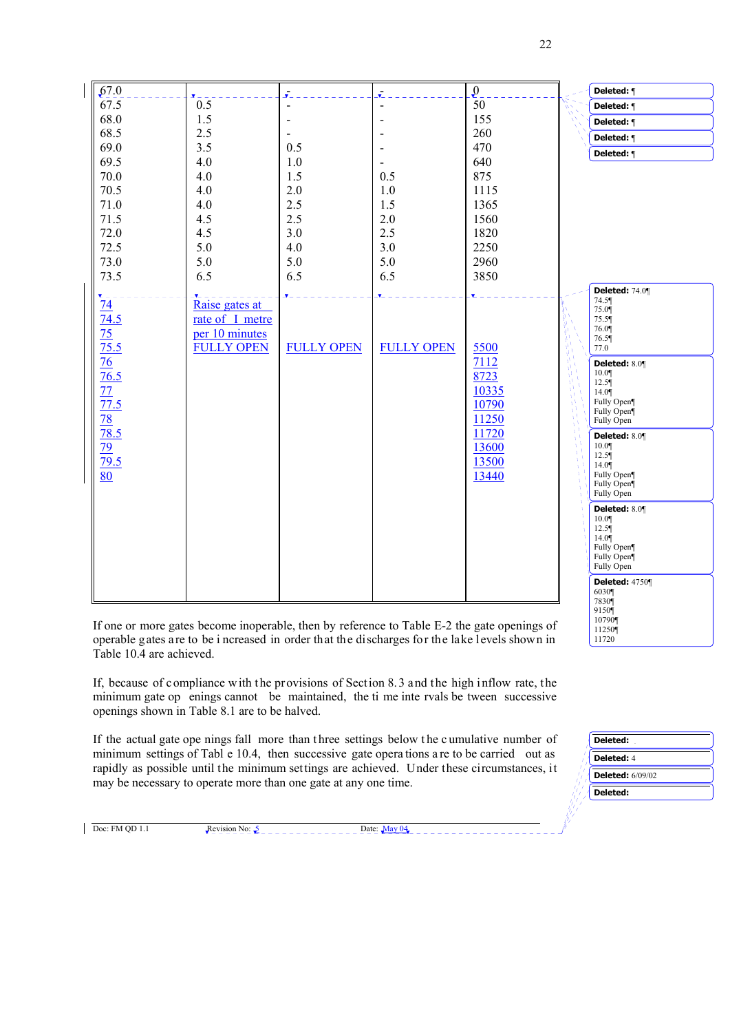| 67.0 | | - | - | 0 |
|---|---|---|---|---|
| 67.5 | 0.5 | - | - | 50 |
| 68.0 | 1.5 | - | - | 155 |
| 68.5 | 2.5 | - | - | 260 |
| 69.0 | 3.5 | 0.5 | - | 470 |
| 69.5 | 4.0 | 1.0 | - | 640 |
| 70.0 | 4.0 | 1.5 | 0.5 | 875 |
| 70.5 | 4.0 | 2.0 | 1.0 | 1115 |
| 71.0 | 4.0 | 2.5 | 1.5 | 1365 |
| 71.5 | 4.5 | 2.5 | 2.0 | 1560 |
| 72.0 | 4.5 | 3.0 | 2.5 | 1820 |
| 72.5 | 5.0 | 4.0 | 3.0 | 2250 |
| 73.0 | 5.0 | 5.0 | 5.0 | 2960 |
| 73.5 | 6.5 | 6.5 | 6.5 | 3850 |
| 74 | Raise gates at rate of 1 metre per 10 minutes | | | |
| 74.5 | | | | |
| 75 | | | | |
| 75.5 | FULLY OPEN | FULLY OPEN | FULLY OPEN | 5500 |
| 76 | | | | 7112 |
| 76.5 | | | | 8723 |
| 77 | | | | 10335 |
| 77.5 | | | | 10790 |
| 78 | | | | 11250 |
| 78.5 | | | | 11720 |
| 79 | | | | 13600 |
| 79.5 | | | | 13500 |
| 80 | | | | 13440 |

If one or more gates become inoperable, then by reference to Table E-2 the gate openings of operable gates are to be increased in order that the discharges for the lake levels shown in Table 10.4 are achieved.

If, because of compliance with the provisions of Section 8.3 and the high inflow rate, the minimum gate openings cannot be maintained, the time intervals between successive openings shown in Table 8.1 are to be halved.

If the actual gate openings fall more than three settings below the cumulative number of minimum settings of Table 10.4, then successive gate operations are to be carried out as rapidly as possible until the minimum settings are achieved. Under these circumstances, it may be necessary to operate more than one gate at any one time.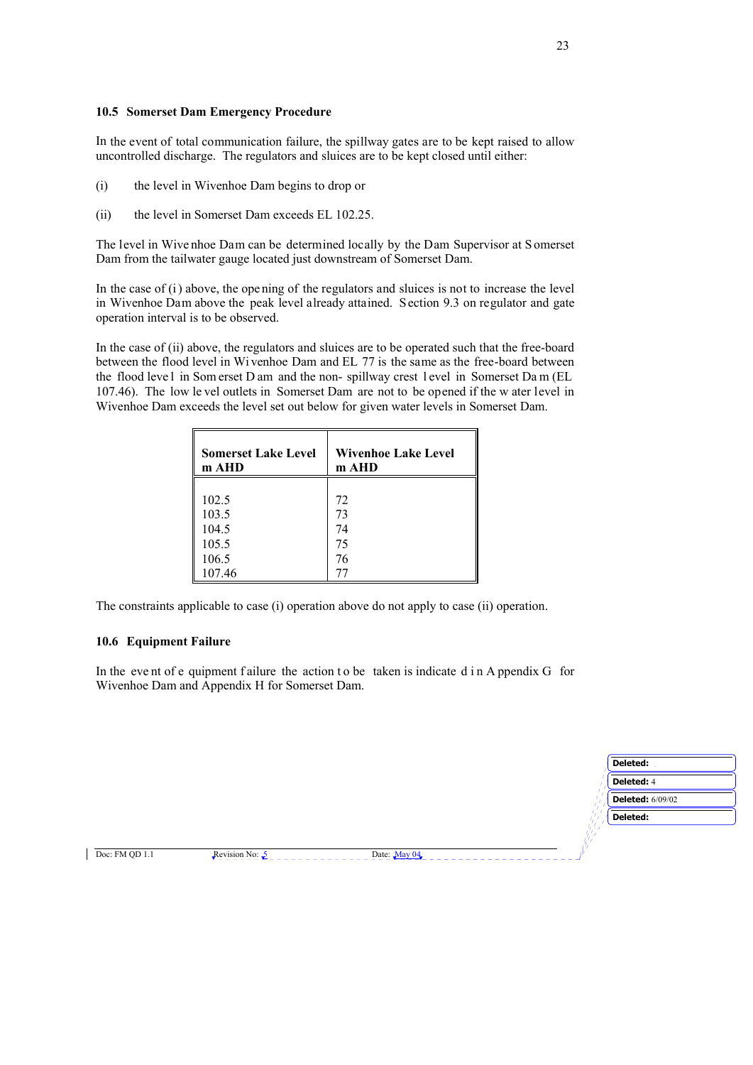## 10.5 Somerset Dam Emergency Procedure

In the event of total communication failure, the spillway gates are to be kept raised to allow uncontrolled discharge. The regulators and sluices are to be kept closed until either:

(i) the level in Wivenhoe Dam begins to drop or

(ii) the level in Somerset Dam exceeds EL 102.25.

The level in Wivenhoe Dam can be determined locally by the Dam Supervisor at Somerset Dam from the tailwater gauge located just downstream of Somerset Dam.

In the case of (i) above, the opening of the regulators and sluices is not to increase the level in Wivenhoe Dam above the peak level already attained. Section 9.3 on regulator and gate operation interval is to be observed.

In the case of (ii) above, the regulators and sluices are to be operated such that the free-board between the flood level in Wivenhoe Dam and EL 77 is the same as the free-board between the flood level in Somerset Dam and the non-spillway crest level in Somerset Dam (EL 107.46). The low level outlets in Somerset Dam are not to be opened if the water level in Wivenhoe Dam exceeds the level set out below for given water levels in Somerset Dam.

| Somerset Lake Level m AHD | Wivenhoe Lake Level m AHD |
|---|---|
| 102.5 | 72 |
| 103.5 | 73 |
| 104.5 | 74 |
| 105.5 | 75 |
| 106.5 | 76 |
| 107.46 | 77 |

The constraints applicable to case (i) operation above do not apply to case (ii) operation.

## 10.6 Equipment Failure

In the event of equipment failure the action to be taken is indicated in Appendix G for Wivenhoe Dam and Appendix H for Somerset Dam.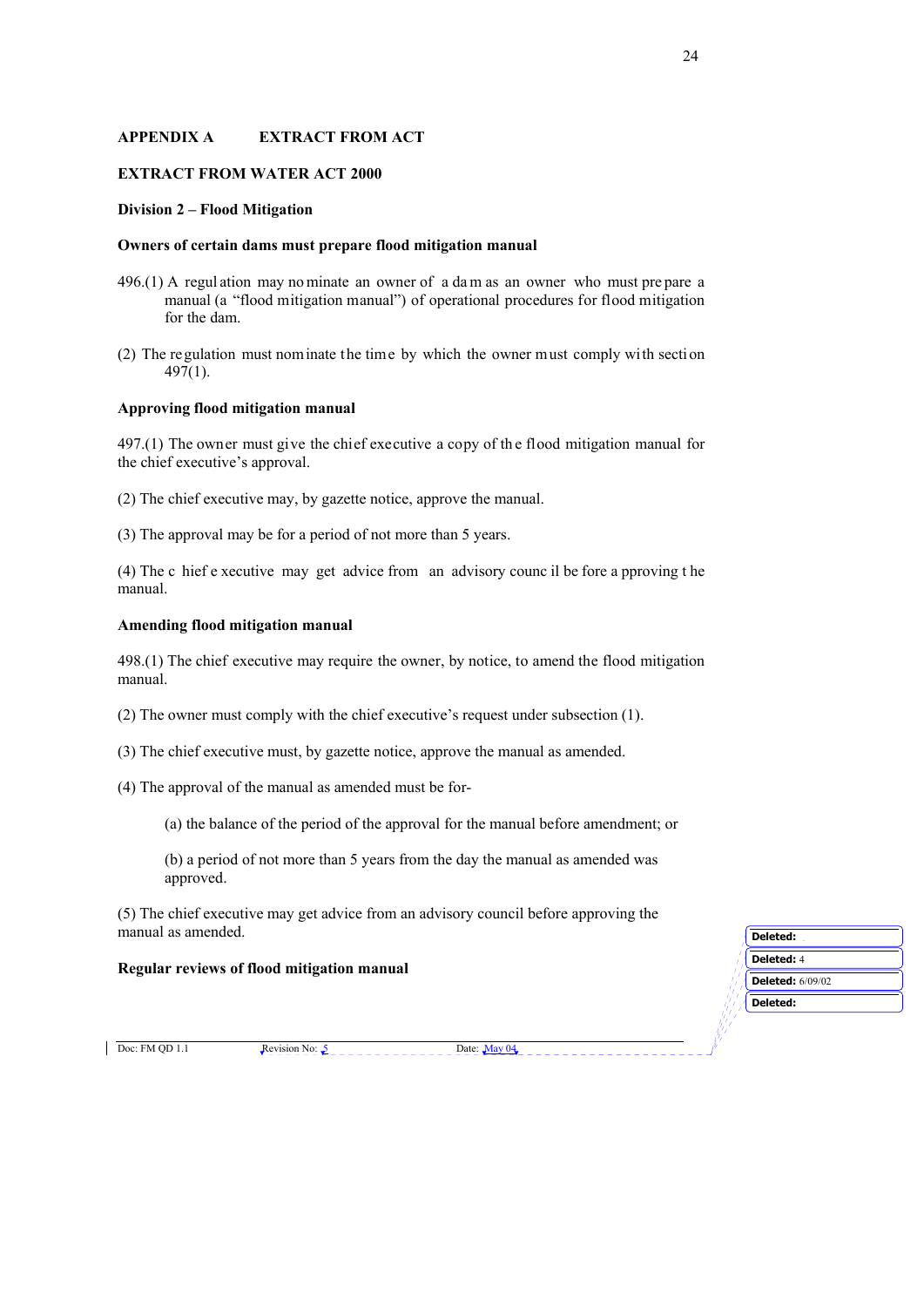## APPENDIX A EXTRACT FROM ACT

### EXTRACT FROM WATER ACT 2000

#### Division 2 – Flood Mitigation

**Owners of certain dams must prepare flood mitigation manual**

496.(1) A regulation may nominate an owner of a dam as an owner who must prepare a manual (a "flood mitigation manual") of operational procedures for flood mitigation for the dam.

(2) The regulation must nominate the time by which the owner must comply with section 497(1).

**Approving flood mitigation manual**

497.(1) The owner must give the chief executive a copy of the flood mitigation manual for the chief executive's approval.

(2) The chief executive may, by gazette notice, approve the manual.

(3) The approval may be for a period of not more than 5 years.

(4) The chief executive may get advice from an advisory council before approving the manual.

**Amending flood mitigation manual**

498.(1) The chief executive may require the owner, by notice, to amend the flood mitigation manual.

(2) The owner must comply with the chief executive's request under subsection (1).

(3) The chief executive must, by gazette notice, approve the manual as amended.

(4) The approval of the manual as amended must be for-

(a) the balance of the period of the approval for the manual before amendment; or

(b) a period of not more than 5 years from the day the manual as amended was approved.

(5) The chief executive may get advice from an advisory council before approving the manual as amended.

**Regular reviews of flood mitigation manual**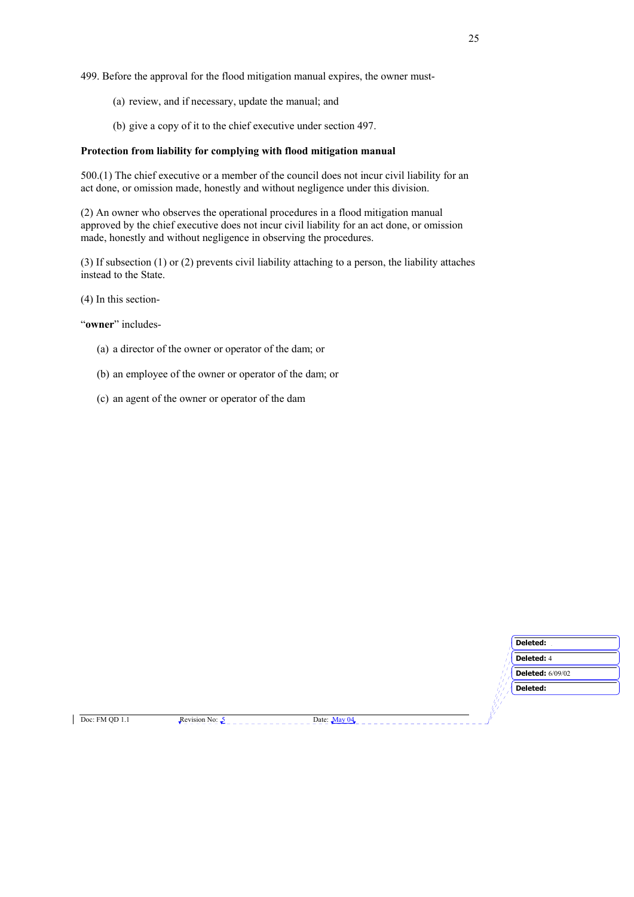499. Before the approval for the flood mitigation manual expires, the owner must-

(a) review, and if necessary, update the manual; and

(b) give a copy of it to the chief executive under section 497.

**Protection from liability for complying with flood mitigation manual**

500.(1) The chief executive or a member of the council does not incur civil liability for an act done, or omission made, honestly and without negligence under this division.

(2) An owner who observes the operational procedures in a flood mitigation manual approved by the chief executive does not incur civil liability for an act done, or omission made, honestly and without negligence in observing the procedures.

(3) If subsection (1) or (2) prevents civil liability attaching to a person, the liability attaches instead to the State.

(4) In this section-

"**owner**" includes-

(a) a director of the owner or operator of the dam; or

(b) an employee of the owner or operator of the dam; or

(c) an agent of the owner or operator of the dam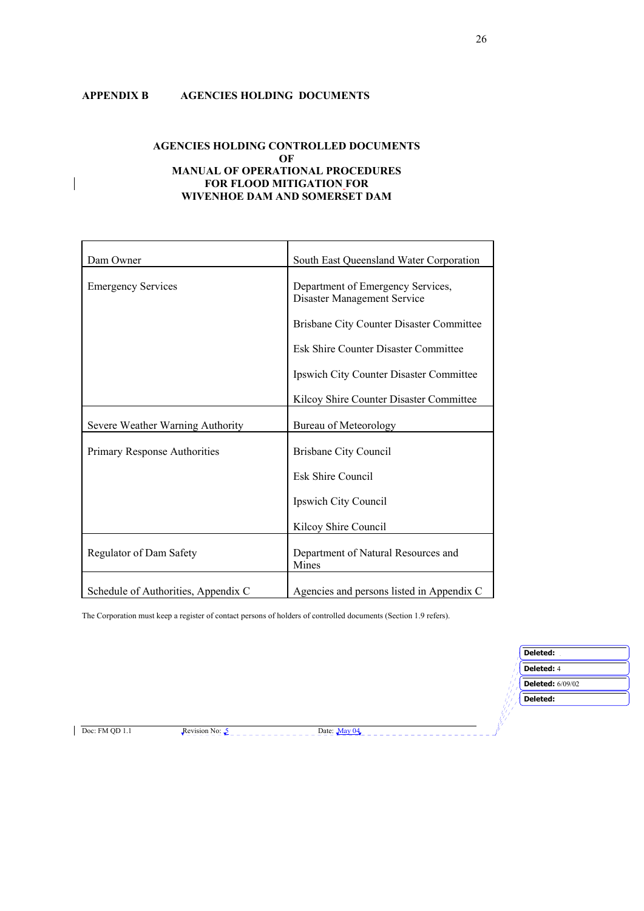## APPENDIX B AGENCIES HOLDING DOCUMENTS

**AGENCIES HOLDING CONTROLLED DOCUMENTS**
**OF**
**MANUAL OF OPERATIONAL PROCEDURES**
**FOR FLOOD MITIGATION FOR**
**WIVENHOE DAM AND SOMERSET DAM**

| | |
|---|---|
| Dam Owner | South East Queensland Water Corporation |
| Emergency Services | Department of Emergency Services, Disaster Management Service<br><br>Brisbane City Counter Disaster Committee<br><br>Esk Shire Counter Disaster Committee<br><br>Ipswich City Counter Disaster Committee<br><br>Kilcoy Shire Counter Disaster Committee |
| Severe Weather Warning Authority | Bureau of Meteorology |
| Primary Response Authorities | Brisbane City Council<br><br>Esk Shire Council<br><br>Ipswich City Council<br><br>Kilcoy Shire Council |
| Regulator of Dam Safety | Department of Natural Resources and Mines |
| Schedule of Authorities, Appendix C | Agencies and persons listed in Appendix C |

The Corporation must keep a register of contact persons of holders of controlled documents (Section 1.9 refers).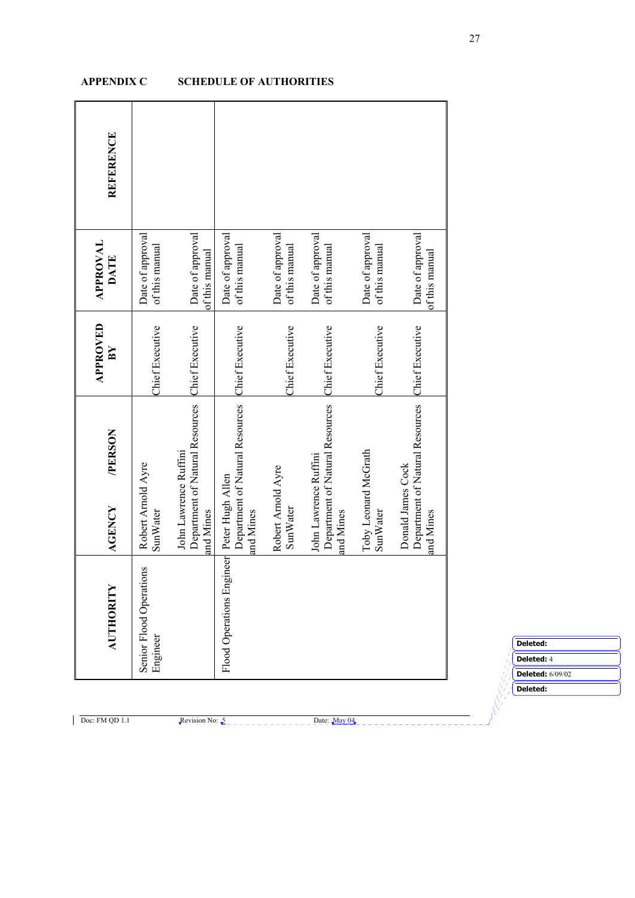## APPENDIX C SCHEDULE OF AUTHORITIES

| AUTHORITY | AGENCY /PERSON | APPROVED BY | APPROVAL DATE | REFERENCE |
|---|---|---|---|---|
| Senior Flood Operations Engineer | Robert Arnold Ayre SunWater | Chief Executive | Date of approval of this manual | |
| | John Lawrence Ruffini Department of Natural Resources and Mines | Chief Executive | Date of approval of this manual | |
| Flood Operations Engineer | Peter Hugh Allen Department of Natural Resources and Mines | Chief Executive | Date of approval of this manual | |
| | Robert Arnold Ayre SunWater | Chief Executive | Date of approval of this manual | |
| | John Lawrence Ruffini Department of Natural Resources and Mines | Chief Executive | Date of approval of this manual | |
| | Toby Leonard McGrath SunWater | Chief Executive | Date of approval of this manual | |
| | Donald James Cock Department of Natural Resources and Mines | Chief Executive | Date of approval of this manual | |

Deleted:
Deleted: 4
Deleted: 6/09/02
Deleted:

Doc: FM QD 1.1 Revision No: 5 Date: May 04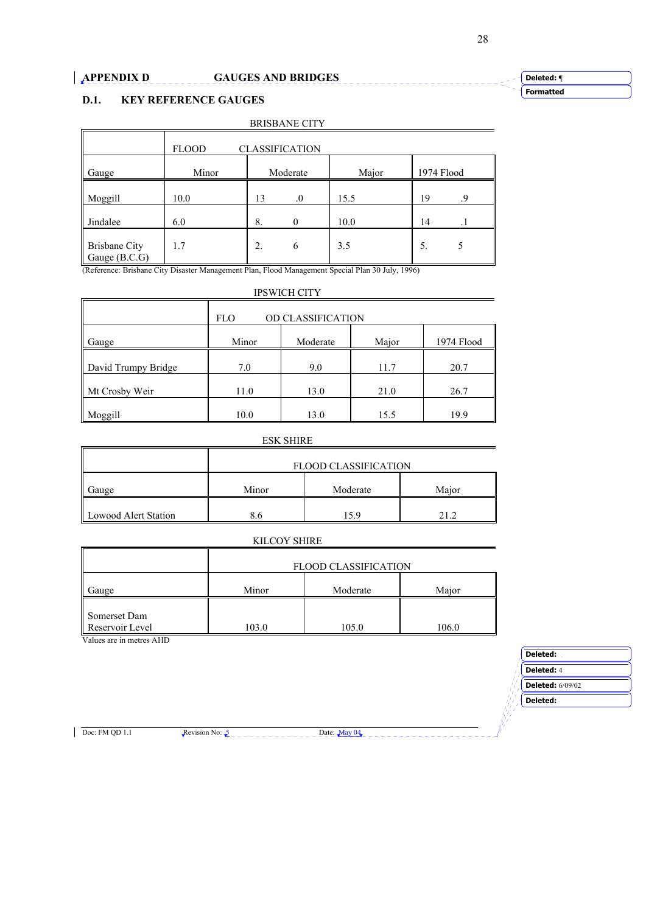# APPENDIX D GAUGES AND BRIDGES

## D.1. KEY REFERENCE GAUGES

BRISBANE CITY

| | FLOOD CLASSIFICATION | | | |
|---|---|---|---|---|
| Gauge | Minor | Moderate | Major | 1974 Flood |
| Moggill | 10.0 | 13.0 | 15.5 | 19.9 |
| Jindalee | 6.0 | 8.0 | 10.0 | 14.1 |
| Brisbane City Gauge (B.C.G) | 1.7 | 2.6 | 3.5 | 5.5 |

(Reference: Brisbane City Disaster Management Plan, Flood Management Special Plan 30 July, 1996)

IPSWICH CITY

| | FLOOD CLASSIFICATION | | | |
|---|---|---|---|---|
| Gauge | Minor | Moderate | Major | 1974 Flood |
| David Trumpy Bridge | 7.0 | 9.0 | 11.7 | 20.7 |
| Mt Crosby Weir | 11.0 | 13.0 | 21.0 | 26.7 |
| Moggill | 10.0 | 13.0 | 15.5 | 19.9 |

ESK SHIRE

| | FLOOD CLASSIFICATION | | |
|---|---|---|---|
| Gauge | Minor | Moderate | Major |
| Lowood Alert Station | 8.6 | 15.9 | 21.2 |

KILCOY SHIRE

| | FLOOD CLASSIFICATION | | |
|---|---|---|---|
| Gauge | Minor | Moderate | Major |
| Somerset Dam Reservoir Level | 103.0 | 105.0 | 106.0 |

Values are in metres AHD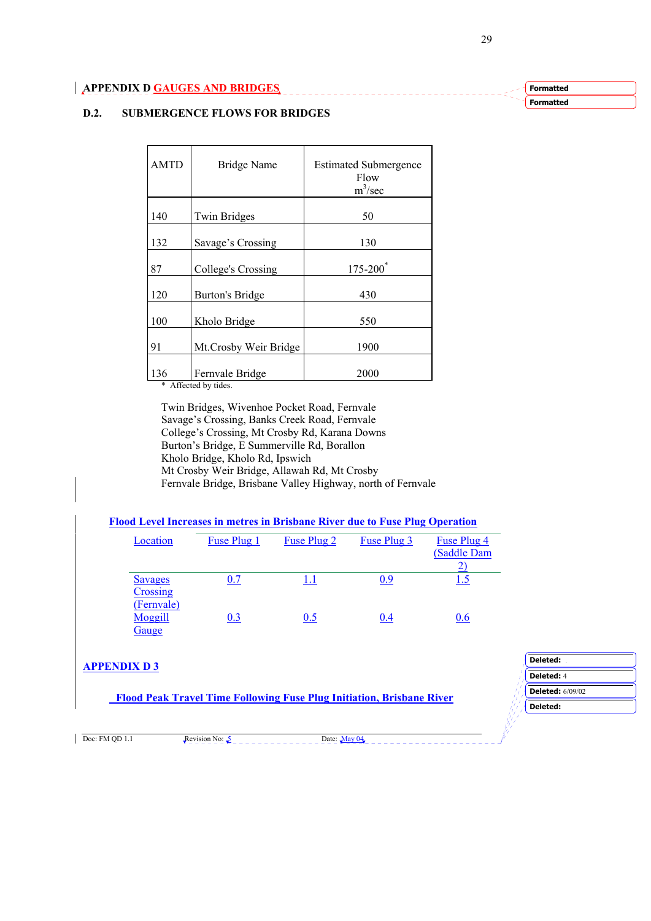## APPENDIX D GAUGES AND BRIDGES

### D.2. SUBMERGENCE FLOWS FOR BRIDGES

| AMTD | Bridge Name | Estimated Submergence Flow $m^3$/sec |
|---|---|---|
| 140 | Twin Bridges | 50 |
| 132 | Savage's Crossing | 130 |
| 87 | College's Crossing | 175-200* |
| 120 | Burton's Bridge | 430 |
| 100 | Kholo Bridge | 550 |
| 91 | Mt.Crosby Weir Bridge | 1900 |
| 136 | Fernvale Bridge | 2000 |

\* Affected by tides.

Twin Bridges, Wivenhoe Pocket Road, Fernvale
Savage's Crossing, Banks Creek Road, Fernvale
College's Crossing, Mt Crosby Rd, Karana Downs
Burton's Bridge, E Summerville Rd, Borallon
Kholo Bridge, Kholo Rd, Ipswich
Mt Crosby Weir Bridge, Allawah Rd, Mt Crosby
Fernvale Bridge, Brisbane Valley Highway, north of Fernvale

**Flood Level Increases in metres in Brisbane River due to Fuse Plug Operation**

| Location | Fuse Plug 1 | Fuse Plug 2 | Fuse Plug 3 | Fuse Plug 4 (Saddle Dam 2) |
|---|---|---|---|---|
| Savages Crossing (Fernvale) | 0.7 | 1.1 | 0.9 | 1.5 |
| Moggill Gauge | 0.3 | 0.5 | 0.4 | 0.6 |

## APPENDIX D 3

**Flood Peak Travel Time Following Fuse Plug Initiation, Brisbane River**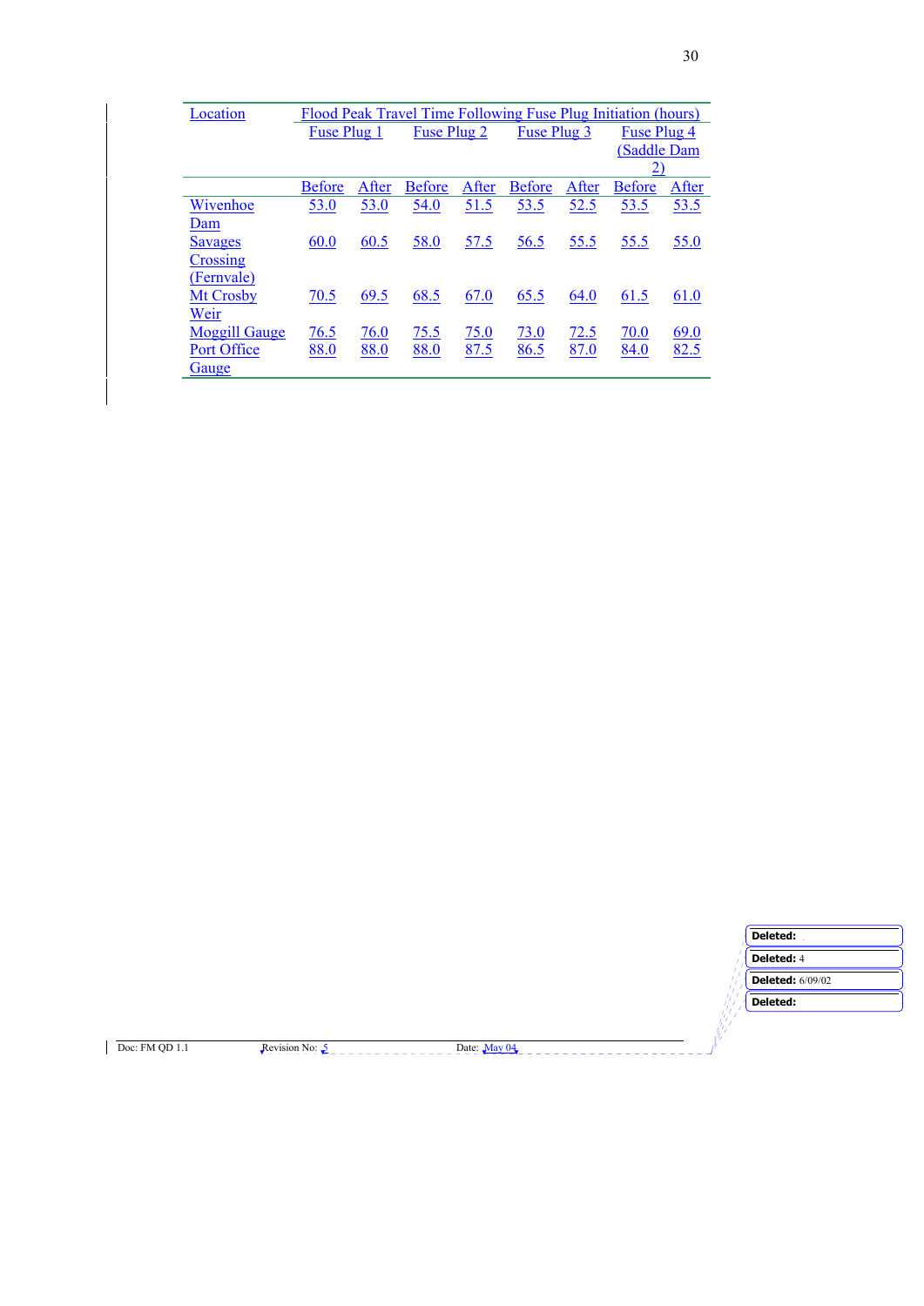| Location | Flood Peak Travel Time Following Fuse Plug Initiation (hours) | | | | | | | |
|---|---|---|---|---|---|---|---|---|
| | Fuse Plug 1 | | Fuse Plug 2 | | Fuse Plug 3 | | Fuse Plug 4 (Saddle Dam 2) | |
| | Before | After | Before | After | Before | After | Before | After |
| Wivenhoe Dam | 53.0 | 53.0 | 54.0 | 51.5 | 53.5 | 52.5 | 53.5 | 53.5 |
| Savages Crossing (Fernvale) | 60.0 | 60.5 | 58.0 | 57.5 | 56.5 | 55.5 | 55.5 | 55.0 |
| Mt Crosby Weir | 70.5 | 69.5 | 68.5 | 67.0 | 65.5 | 64.0 | 61.5 | 61.0 |
| Moggill Gauge | 76.5 | 76.0 | 75.5 | 75.0 | 73.0 | 72.5 | 70.0 | 69.0 |
| Port Office Gauge | 88.0 | 88.0 | 88.0 | 87.5 | 86.5 | 87.0 | 84.0 | 82.5 |

Deleted:

Deleted: 4

Deleted: 6/09/02

Deleted:

Doc: FM QD 1.1 Revision No: 5 Date: May 04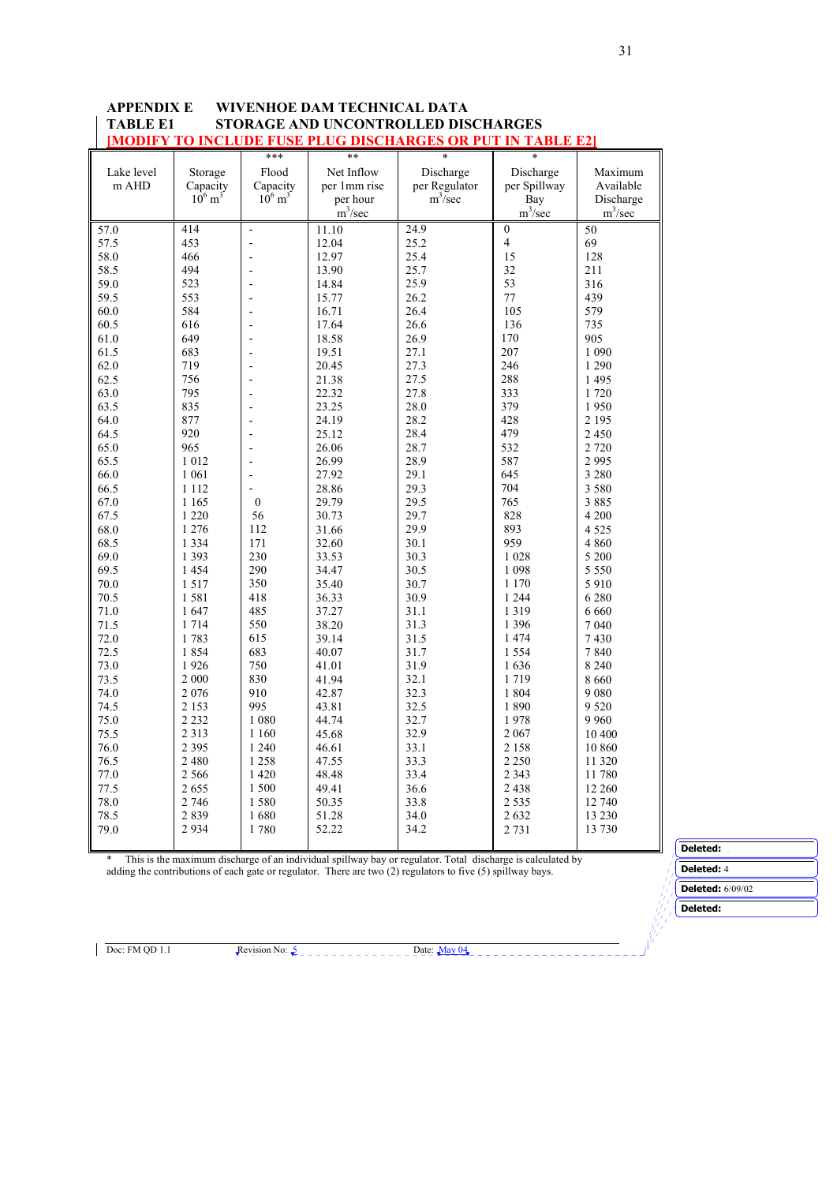## APPENDIX E WIVENHOE DAM TECHNICAL DATA

### TABLE E1 STORAGE AND UNCONTROLLED DISCHARGES

**[MODIFY TO INCLUDE FUSE PLUG DISCHARGES OR PUT IN TABLE E2]**

| Lake level m AHD | Storage Capacity $10^6$ $m^3$ | *** Flood Capacity $10^6$ $m^3$ | ** Net Inflow per 1mm rise per hour $m^3$/sec | * Discharge per Regulator $m^3$/sec | * Discharge per Spillway Bay $m^3$/sec | Maximum Available Discharge $m^3$/sec |
|---|---|---|---|---|---|---|
| 57.0 | 414 | - | 11.10 | 24.9 | 0 | 50 |
| 57.5 | 453 | - | 12.04 | 25.2 | 4 | 69 |
| 58.0 | 466 | - | 12.97 | 25.4 | 15 | 128 |
| 58.5 | 494 | - | 13.90 | 25.7 | 32 | 211 |
| 59.0 | 523 | - | 14.84 | 25.9 | 53 | 316 |
| 59.5 | 553 | - | 15.77 | 26.2 | 77 | 439 |
| 60.0 | 584 | - | 16.71 | 26.4 | 105 | 579 |
| 60.5 | 616 | - | 17.64 | 26.6 | 136 | 735 |
| 61.0 | 649 | - | 18.58 | 26.9 | 170 | 905 |
| 61.5 | 683 | - | 19.51 | 27.1 | 207 | 1 090 |
| 62.0 | 719 | - | 20.45 | 27.3 | 246 | 1 290 |
| 62.5 | 756 | - | 21.38 | 27.5 | 288 | 1 495 |
| 63.0 | 795 | - | 22.32 | 27.8 | 333 | 1 720 |
| 63.5 | 835 | - | 23.25 | 28.0 | 379 | 1 950 |
| 64.0 | 877 | - | 24.19 | 28.2 | 428 | 2 195 |
| 64.5 | 920 | - | 25.12 | 28.4 | 479 | 2 450 |
| 65.0 | 965 | - | 26.06 | 28.7 | 532 | 2 720 |
| 65.5 | 1 012 | - | 26.99 | 28.9 | 587 | 2 995 |
| 66.0 | 1 061 | - | 27.92 | 29.1 | 645 | 3 280 |
| 66.5 | 1 112 | - | 28.86 | 29.3 | 704 | 3 580 |
| 67.0 | 1 165 | 0 | 29.79 | 29.5 | 765 | 3 885 |
| 67.5 | 1 220 | 56 | 30.73 | 29.7 | 828 | 4 200 |
| 68.0 | 1 276 | 112 | 31.66 | 29.9 | 893 | 4 525 |
| 68.5 | 1 334 | 171 | 32.60 | 30.1 | 959 | 4 860 |
| 69.0 | 1 393 | 230 | 33.53 | 30.3 | 1 028 | 5 200 |
| 69.5 | 1 454 | 290 | 34.47 | 30.5 | 1 098 | 5 550 |
| 70.0 | 1 517 | 350 | 35.40 | 30.7 | 1 170 | 5 910 |
| 70.5 | 1 581 | 418 | 36.33 | 30.9 | 1 244 | 6 280 |
| 71.0 | 1 647 | 485 | 37.27 | 31.1 | 1 319 | 6 660 |
| 71.5 | 1 714 | 550 | 38.20 | 31.3 | 1 396 | 7 040 |
| 72.0 | 1 783 | 615 | 39.14 | 31.5 | 1 474 | 7 430 |
| 72.5 | 1 854 | 683 | 40.07 | 31.7 | 1 554 | 7 840 |
| 73.0 | 1 926 | 750 | 41.01 | 31.9 | 1 636 | 8 240 |
| 73.5 | 2 000 | 830 | 41.94 | 32.1 | 1 719 | 8 660 |
| 74.0 | 2 076 | 910 | 42.87 | 32.3 | 1 804 | 9 080 |
| 74.5 | 2 153 | 995 | 43.81 | 32.5 | 1 890 | 9 520 |
| 75.0 | 2 232 | 1 080 | 44.74 | 32.7 | 1 978 | 9 960 |
| 75.5 | 2 313 | 1 160 | 45.68 | 32.9 | 2 067 | 10 400 |
| 76.0 | 2 395 | 1 240 | 46.61 | 33.1 | 2 158 | 10 860 |
| 76.5 | 2 480 | 1 258 | 47.55 | 33.3 | 2 250 | 11 320 |
| 77.0 | 2 566 | 1 420 | 48.48 | 33.4 | 2 343 | 11 780 |
| 77.5 | 2 655 | 1 500 | 49.41 | 36.6 | 2 438 | 12 260 |
| 78.0 | 2 746 | 1 580 | 50.35 | 33.8 | 2 535 | 12 740 |
| 78.5 | 2 839 | 1 680 | 51.28 | 34.0 | 2 632 | 13 230 |
| 79.0 | 2 934 | 1 780 | 52.22 | 34.2 | 2 731 | 13 730 |

\* This is the maximum discharge of an individual spillway bay or regulator. Total discharge is calculated by adding the contributions of each gate or regulator. There are two (2) regulators to five (5) spillway bays.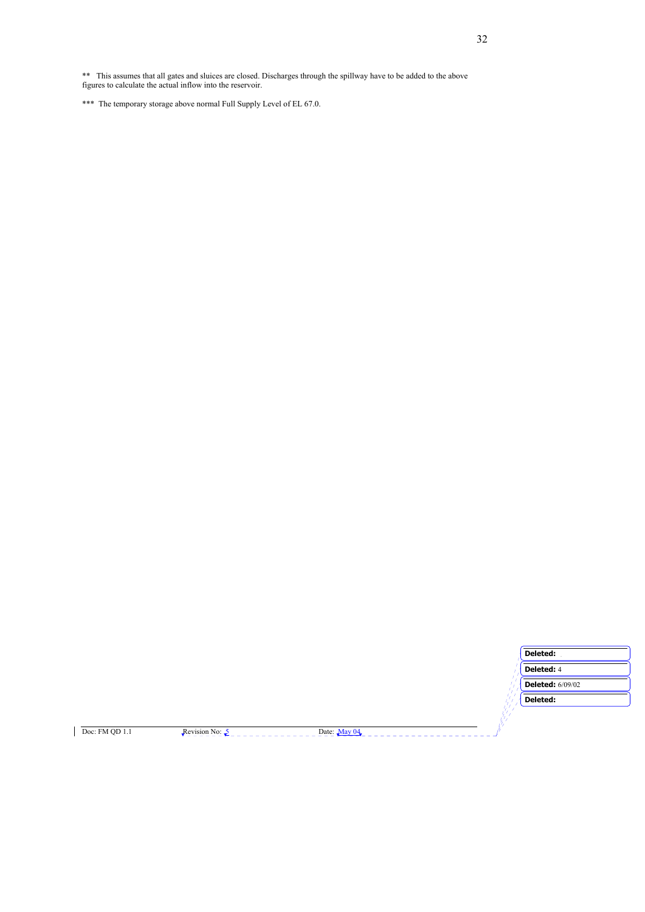** This assumes that all gates and sluices are closed. Discharges through the spillway have to be added to the above figures to calculate the actual inflow into the reservoir.

*** The temporary storage above normal Full Supply Level of EL 67.0.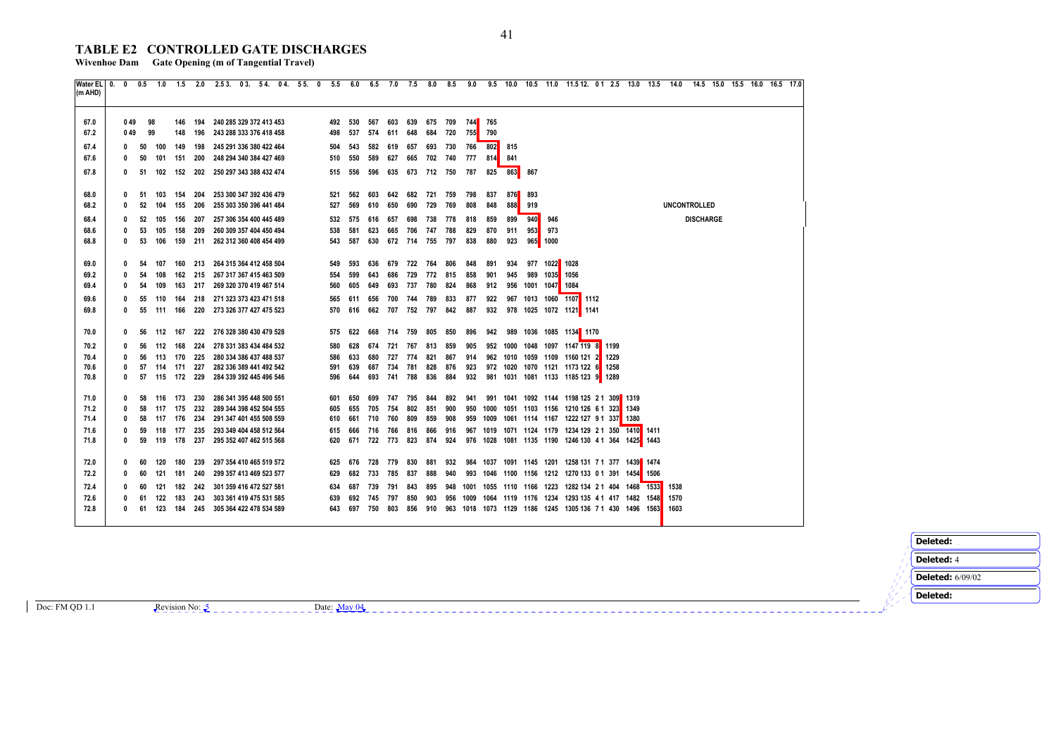# TABLE E2 CONTROLLED GATE DISCHARGES

**Wivenhoe Dam Gate Opening (m of Tangential Travel)**

| Water EL (m AHD) | 0.0 | 0.5 | 1.0 | 1.5 | 2.0 | 2.5 | 3.0 | 3.5 | 4.0 | 4.5 | 5.0 | 5.5 | 6.0 | 6.5 | 7.0 | 7.5 | 8.0 | 8.5 | 9.0 | 9.5 | 10.0 | 10.5 | 11.0 | 11.5 | 12.0 | 12.5 | 13.0 | 13.5 | 14.0 | 14.5 | 15.0 | 15.5 | 16.0 | 16.5 | 17.0 |
|---|---|---|---|---|---|---|---|---|---|---|---|---|---|---|---|---|---|---|---|---|---|---|---|---|---|---|---|---|---|---|---|---|---|---|---|
| 67.0 | 0 | 49 | 98 | 146 | 194 | 240 | 285 | 329 | 372 | 413 | 453 | 492 | 530 | 567 | 603 | 639 | 675 | 709 | 744 | 765 | | | | | | | | | | | | | | | |
| 67.2 | 0 | 49 | 99 | 148 | 196 | 243 | 288 | 333 | 376 | 418 | 458 | 498 | 537 | 574 | 611 | 648 | 684 | 720 | 755 | 790 | | | | | | | | | | | | | | | |
| 67.4 | 0 | 50 | 100 | 149 | 198 | 245 | 291 | 336 | 380 | 422 | 464 | 504 | 543 | 582 | 619 | 657 | 693 | 730 | 766 | 802 | 815 | | | | | | | | | | | | | | |
| 67.6 | 0 | 50 | 101 | 151 | 200 | 248 | 294 | 340 | 384 | 427 | 469 | 510 | 550 | 589 | 627 | 665 | 702 | 740 | 777 | 814 | 841 | | | | | | | | | | | | | | |
| 67.8 | 0 | 51 | 102 | 152 | 202 | 250 | 297 | 343 | 388 | 432 | 474 | 515 | 556 | 596 | 635 | 673 | 712 | 750 | 787 | 825 | 863 | 867 | | | | | | | | | | | | | |
| 68.0 | 0 | 51 | 103 | 154 | 204 | 253 | 300 | 347 | 392 | 436 | 479 | 521 | 562 | 603 | 642 | 682 | 721 | 759 | 798 | 837 | 876 | 893 | | | | | | | | | | | | | |
| 68.2 | 0 | 52 | 104 | 155 | 206 | 255 | 303 | 350 | 396 | 441 | 484 | 527 | 569 | 610 | 650 | 690 | 729 | 769 | 808 | 848 | 888 | 919 | | | | | | | | | | | | | |
| 68.4 | 0 | 52 | 105 | 156 | 207 | 257 | 306 | 354 | 400 | 445 | 489 | 532 | 575 | 616 | 657 | 698 | 738 | 778 | 818 | 859 | 899 | 940 | 946 | | | | | | | | | | | | |
| 68.6 | 0 | 53 | 105 | 158 | 209 | 260 | 309 | 357 | 404 | 450 | 494 | 538 | 581 | 623 | 665 | 706 | 747 | 788 | 829 | 870 | 911 | 953 | 973 | | | | | | | | | | | | |
| 68.8 | 0 | 53 | 106 | 159 | 211 | 262 | 312 | 360 | 408 | 454 | 499 | 543 | 587 | 630 | 672 | 714 | 755 | 797 | 838 | 880 | 923 | 965 | 1000 | | | | | | | | | | | | |
| 69.0 | 0 | 54 | 107 | 160 | 213 | 264 | 315 | 364 | 412 | 458 | 504 | 549 | 593 | 636 | 679 | 722 | 764 | 806 | 848 | 891 | 934 | 977 | 1022 | 1028 | | | | | | | | | | | |
| 69.2 | 0 | 54 | 108 | 162 | 215 | 267 | 317 | 367 | 415 | 463 | 509 | 554 | 599 | 643 | 686 | 729 | 772 | 815 | 858 | 901 | 945 | 989 | 1035 | 1056 | | | | | | | | | | | |
| 69.4 | 0 | 54 | 109 | 163 | 217 | 269 | 320 | 370 | 419 | 467 | 514 | 560 | 605 | 649 | 693 | 737 | 780 | 824 | 868 | 912 | 956 | 1001 | 1047 | 1084 | | | | | | | | | | | |
| 69.6 | 0 | 55 | 110 | 164 | 218 | 271 | 323 | 373 | 423 | 471 | 518 | 565 | 611 | 656 | 700 | 744 | 789 | 833 | 877 | 922 | 967 | 1013 | 1060 | 1107 | 1112 | | | | | | | | | | |
| 69.8 | 0 | 55 | 111 | 166 | 220 | 273 | 326 | 377 | 427 | 475 | 523 | 570 | 616 | 662 | 707 | 752 | 797 | 842 | 887 | 932 | 978 | 1025 | 1072 | 1121 | 1141 | | | | | | | | | | |
| 70.0 | 0 | 56 | 112 | 167 | 222 | 276 | 328 | 380 | 430 | 479 | 528 | 575 | 622 | 668 | 714 | 759 | 805 | 850 | 896 | 942 | 989 | 1036 | 1085 | 1134 | 1170 | | | | | | | | | | |
| 70.2 | 0 | 56 | 112 | 168 | 224 | 278 | 331 | 383 | 434 | 484 | 532 | 580 | 628 | 674 | 721 | 767 | 813 | 859 | 905 | 952 | 1000 | 1048 | 1097 | 1147 | 1198 | 1199 | | | | | | | | | |
| 70.4 | 0 | 56 | 113 | 170 | 225 | 280 | 334 | 386 | 437 | 488 | 537 | 586 | 633 | 680 | 727 | 774 | 821 | 867 | 914 | 962 | 1010 | 1059 | 1109 | 1160 | 1212 | 1229 | | | | | | | | | |
| 70.6 | 0 | 57 | 114 | 171 | 227 | 282 | 336 | 389 | 441 | 492 | 542 | 591 | 639 | 687 | 734 | 781 | 828 | 876 | 923 | 972 | 1020 | 1070 | 1121 | 1173 | 1226 | 1258 | | | | | | | | | |
| 70.8 | 0 | 57 | 115 | 172 | 229 | 284 | 339 | 392 | 445 | 496 | 546 | 596 | 644 | 693 | 741 | 788 | 836 | 884 | 932 | 981 | 1031 | 1081 | 1133 | 1185 | 1239 | 1289 | | | | | | | | | |
| 71.0 | 0 | 58 | 116 | 173 | 230 | 286 | 341 | 395 | 448 | 500 | 551 | 601 | 650 | 699 | 747 | 795 | 844 | 892 | 941 | 991 | 1041 | 1092 | 1144 | 1198 | 1252 | 1309 | 1319 | | | | | | | | |
| 71.2 | 0 | 58 | 117 | 175 | 232 | 289 | 344 | 398 | 452 | 504 | 555 | 605 | 655 | 705 | 754 | 802 | 851 | 900 | 950 | 1000 | 1051 | 1103 | 1156 | 1210 | 1266 | 1323 | 1349 | | | | | | | | |
| 71.4 | 0 | 58 | 117 | 176 | 234 | 291 | 347 | 401 | 455 | 508 | 559 | 610 | 661 | 710 | 760 | 809 | 859 | 908 | 959 | 1009 | 1061 | 1114 | 1167 | 1222 | 1279 | 1337 | 1380 | | | | | | | | |
| 71.6 | 0 | 59 | 118 | 177 | 235 | 293 | 349 | 404 | 458 | 512 | 564 | 615 | 666 | 716 | 766 | 816 | 866 | 916 | 967 | 1019 | 1071 | 1124 | 1179 | 1234 | 1292 | 1350 | 1410 | 1411 | | | | | | | |
| 71.8 | 0 | 59 | 119 | 178 | 237 | 295 | 352 | 407 | 462 | 515 | 568 | 620 | 671 | 722 | 773 | 823 | 874 | 924 | 976 | 1028 | 1081 | 1135 | 1190 | 1246 | 1304 | 1364 | 1425 | 1443 | | | | | | | |
| 72.0 | 0 | 60 | 120 | 180 | 239 | 297 | 354 | 410 | 465 | 519 | 572 | 625 | 676 | 728 | 779 | 830 | 881 | 932 | 984 | 1037 | 1091 | 1145 | 1201 | 1258 | 1317 | 1377 | 1439 | 1474 | | | | | | | |
| 72.2 | 0 | 60 | 121 | 181 | 240 | 299 | 357 | 413 | 469 | 523 | 577 | 629 | 682 | 733 | 785 | 837 | 888 | 940 | 993 | 1046 | 1100 | 1156 | 1212 | 1270 | 1330 | 1391 | 1454 | 1506 | | | | | | | |
| 72.4 | 0 | 60 | 121 | 182 | 242 | 301 | 359 | 416 | 472 | 527 | 581 | 634 | 687 | 739 | 791 | 843 | 895 | 948 | 1001 | 1055 | 1110 | 1166 | 1223 | 1282 | 1342 | 1404 | 1468 | 1533 | 1538 | | | | | | |
| 72.6 | 0 | 61 | 122 | 183 | 243 | 303 | 361 | 419 | 475 | 531 | 585 | 639 | 692 | 745 | 797 | 850 | 903 | 956 | 1009 | 1064 | 1119 | 1176 | 1234 | 1293 | 1354 | 1417 | 1482 | 1548 | 1570 | | | | | | |
| 72.8 | 0 | 61 | 123 | 184 | 245 | 305 | 364 | 422 | 478 | 534 | 589 | 643 | 697 | 750 | 803 | 856 | 910 | 963 | 1018 | 1073 | 1129 | 1186 | 1245 | 1305 | 1367 | 1430 | 1496 | 1563 | 1603 | | | | | | |

UNCONTROLLED DISCHARGE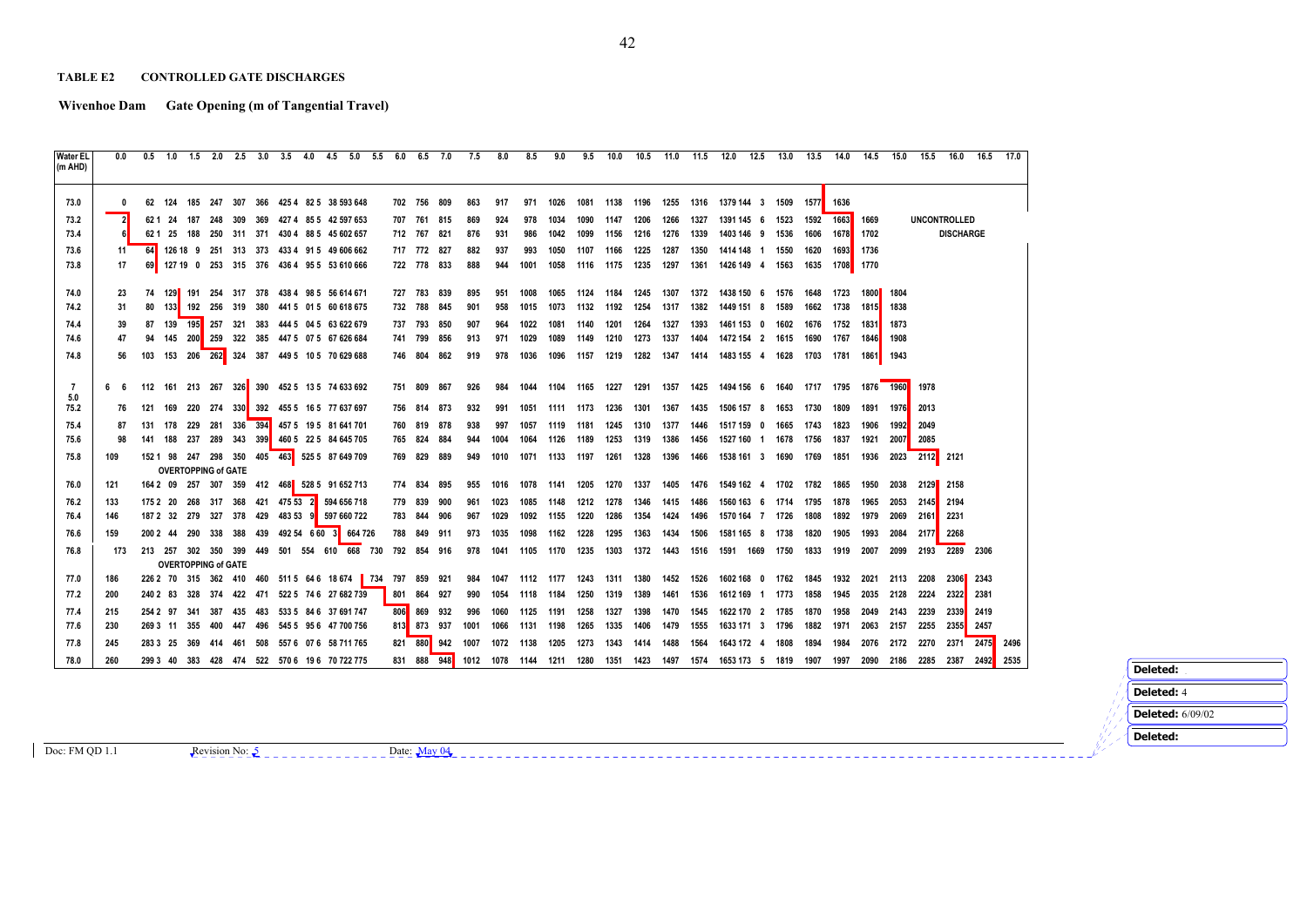**TABLE E2 CONTROLLED GATE DISCHARGES**

**Wivenhoe Dam Gate Opening (m of Tangential Travel)**

| Water EL (m AHD) | 0.0 | 0.5 | 1.0 | 1.5 | 2.0 | 2.5 | 3.0 | 3.5 | 4.0 | 4.5 | 5.0 | 5.5 | 6.0 | 6.5 | 7.0 | 7.5 | 8.0 | 8.5 | 9.0 | 9.5 | 10.0 | 10.5 | 11.0 | 11.5 | 12.0 | 12.5 | 13.0 | 13.5 | 14.0 | 14.5 | 15.0 | 15.5 | 16.0 | 16.5 | 17.0 |
|---|---|---|---|---|---|---|---|---|---|---|---|---|---|---|---|---|---|---|---|---|---|---|---|---|---|---|---|---|---|---|---|---|---|---|---|
| 73.0 | 0 | 62 | 124 | 185 | 247 | 307 | 366 | 425 | 482 | 538 | 593 | 648 | 702 | 756 | 809 | 863 | 917 | 971 | 1026 | 1081 | 1138 | 1196 | 1255 | 1316 | 1379 | 1443 | 1509 | 1577 | 1636 | | | | | | |
| 73.2 | 2 | 62 | 124 | 187 | 248 | 309 | 369 | 427 | 485 | 542 | 597 | 653 | 707 | 761 | 815 | 869 | 924 | 978 | 1034 | 1090 | 1147 | 1206 | 1266 | 1327 | 1391 | 1456 | 1523 | 1592 | 1663 | 1669 | | | | | |
| 73.4 | 6 | 62 | 125 | 188 | 250 | 311 | 371 | 430 | 488 | 545 | 602 | 657 | 712 | 767 | 821 | 876 | 931 | 986 | 1042 | 1099 | 1156 | 1216 | 1276 | 1339 | 1403 | 1469 | 1536 | 1606 | 1678 | 1702 | | | | | |
| 73.6 | 11 | 64 | 126 | 189 | 251 | 313 | 373 | 433 | 491 | 549 | 606 | 662 | 717 | 772 | 827 | 882 | 937 | 993 | 1050 | 1107 | 1166 | 1225 | 1287 | 1350 | 1414 | 1481 | 1550 | 1620 | 1693 | 1736 | | | | | |
| 73.8 | 17 | 69 | 127 | 190 | 253 | 315 | 376 | 436 | 495 | 553 | 610 | 666 | 722 | 778 | 833 | 888 | 944 | 1001 | 1058 | 1116 | 1175 | 1235 | 1297 | 1361 | 1426 | 1494 | 1563 | 1635 | 1708 | 1770 | | | | | |
| 74.0 | 23 | 74 | 129 | 191 | 254 | 317 | 378 | 438 | 498 | 556 | 614 | 671 | 727 | 783 | 839 | 895 | 951 | 1008 | 1065 | 1124 | 1184 | 1245 | 1307 | 1372 | 1438 | 1506 | 1576 | 1648 | 1723 | 1800 | 1804 | | | | |
| 74.2 | 31 | 80 | 133 | 192 | 256 | 319 | 380 | 441 | 501 | 560 | 618 | 675 | 732 | 788 | 845 | 901 | 958 | 1015 | 1073 | 1132 | 1192 | 1254 | 1317 | 1382 | 1449 | 1518 | 1589 | 1662 | 1738 | 1815 | 1838 | | | | |
| 74.4 | 39 | 87 | 139 | 195 | 257 | 321 | 383 | 444 | 504 | 563 | 622 | 679 | 737 | 793 | 850 | 907 | 964 | 1022 | 1081 | 1140 | 1201 | 1264 | 1327 | 1393 | 1461 | 1530 | 1602 | 1676 | 1752 | 1831 | 1873 | | | | |
| 74.6 | 47 | 94 | 145 | 200 | 259 | 322 | 385 | 447 | 507 | 567 | 626 | 684 | 741 | 799 | 856 | 913 | 971 | 1029 | 1089 | 1149 | 1210 | 1273 | 1337 | 1404 | 1472 | 1542 | 1615 | 1690 | 1767 | 1846 | 1908 | | | | |
| 74.8 | 56 | 103 | 153 | 206 | 262 | 324 | 387 | 449 | 510 | 570 | 629 | 688 | 746 | 804 | 862 | 919 | 978 | 1036 | 1096 | 1157 | 1219 | 1282 | 1347 | 1414 | 1483 | 1554 | 1628 | 1703 | 1781 | 1861 | 1943 | | | | |
| 75.0 | 66 | 112 | 161 | 213 | 267 | 326 | 390 | 452 | 513 | 574 | 633 | 692 | 751 | 809 | 867 | 926 | 984 | 1044 | 1104 | 1165 | 1227 | 1291 | 1357 | 1425 | 1494 | 1566 | 1640 | 1717 | 1795 | 1876 | 1960 | 1978 | | | |
| 75.2 | 76 | 121 | 169 | 220 | 274 | 330 | 392 | 455 | 516 | 577 | 637 | 697 | 756 | 814 | 873 | 932 | 991 | 1051 | 1111 | 1173 | 1236 | 1301 | 1367 | 1435 | 1506 | 1578 | 1653 | 1730 | 1809 | 1891 | 1976 | 2013 | | | |
| 75.4 | 87 | 131 | 178 | 229 | 281 | 336 | 394 | 457 | 519 | 581 | 641 | 701 | 760 | 819 | 878 | 938 | 997 | 1057 | 1119 | 1181 | 1245 | 1310 | 1377 | 1446 | 1517 | 1590 | 1665 | 1743 | 1823 | 1906 | 1992 | 2049 | | | |
| 75.6 | 98 | 141 | 188 | 237 | 289 | 343 | 399 | 460 | 522 | 584 | 645 | 705 | 765 | 824 | 884 | 944 | 1004 | 1064 | 1126 | 1189 | 1253 | 1319 | 1386 | 1456 | 1527 | 1601 | 1678 | 1756 | 1837 | 1921 | 2007 | 2085 | | | |
| 75.8 | 109 | 152 | 198 | 247 | 298 | 350 | 405 | 463 | 525 | 587 | 649 | 709 | 769 | 829 | 889 | 949 | 1010 | 1071 | 1133 | 1197 | 1261 | 1328 | 1396 | 1466 | 1538 | 1613 | 1690 | 1769 | 1851 | 1936 | 2023 | 2112 | 2121 | | |
| 76.0 | 121 | 164 | 209 | 257 | 307 | 359 | 412 | 468 | 528 | 591 | 652 | 713 | 774 | 834 | 895 | 955 | 1016 | 1078 | 1141 | 1205 | 1270 | 1337 | 1405 | 1476 | 1549 | 1624 | 1702 | 1782 | 1865 | 1950 | 2038 | 2129 | 2158 | | |
| 76.2 | 133 | 175 | 220 | 268 | 317 | 368 | 421 | 475 | 532 | 594 | 656 | 718 | 779 | 839 | 900 | 961 | 1023 | 1085 | 1148 | 1212 | 1278 | 1346 | 1415 | 1486 | 1560 | 1636 | 1714 | 1795 | 1878 | 1965 | 2053 | 2145 | 2194 | | |
| 76.4 | 146 | 187 | 232 | 279 | 327 | 378 | 429 | 483 | 539 | 597 | 660 | 722 | 783 | 844 | 906 | 967 | 1029 | 1092 | 1155 | 1220 | 1286 | 1354 | 1424 | 1496 | 1570 | 1647 | 1726 | 1808 | 1892 | 1979 | 2069 | 2161 | 2231 | | |
| 76.6 | 159 | 200 | 244 | 290 | 338 | 388 | 439 | 492 | 546 | 603 | 664 | 726 | 788 | 849 | 911 | 973 | 1035 | 1098 | 1162 | 1228 | 1295 | 1363 | 1434 | 1506 | 1581 | 1658 | 1738 | 1820 | 1905 | 1993 | 2084 | 2177 | 2268 | | |
| 76.8 | 173 | 213 | 257 | 302 | 350 | 399 | 449 | 501 | 554 | 610 | 668 | 730 | 792 | 854 | 916 | 978 | 1041 | 1105 | 1170 | 1235 | 1303 | 1372 | 1443 | 1516 | 1591 | 1669 | 1750 | 1833 | 1919 | 2007 | 2099 | 2193 | 2289 | 2306 | |
| 77.0 | 186 | 226 | 270 | 315 | 362 | 410 | 460 | 511 | 564 | 618 | 674 | 734 | 797 | 859 | 921 | 984 | 1047 | 1112 | 1177 | 1243 | 1311 | 1380 | 1452 | 1526 | 1602 | 1680 | 1762 | 1845 | 1932 | 2021 | 2113 | 2208 | 2306 | 2343 | |
| 77.2 | 200 | 240 | 283 | 328 | 374 | 422 | 471 | 522 | 574 | 627 | 682 | 739 | 801 | 864 | 927 | 990 | 1054 | 1118 | 1184 | 1250 | 1319 | 1389 | 1461 | 1536 | 1612 | 1691 | 1773 | 1858 | 1945 | 2035 | 2128 | 2224 | 2322 | 2381 | |
| 77.4 | 215 | 254 | 297 | 341 | 387 | 435 | 483 | 533 | 584 | 637 | 691 | 747 | 806 | 869 | 932 | 996 | 1060 | 1125 | 1191 | 1258 | 1327 | 1398 | 1470 | 1545 | 1622 | 1702 | 1785 | 1870 | 1958 | 2049 | 2143 | 2239 | 2339 | 2419 | |
| 77.6 | 230 | 269 | 311 | 355 | 400 | 447 | 496 | 545 | 595 | 647 | 700 | 756 | 813 | 873 | 937 | 1001 | 1066 | 1131 | 1198 | 1265 | 1335 | 1406 | 1479 | 1555 | 1633 | 1713 | 1796 | 1882 | 1971 | 2063 | 2157 | 2255 | 2355 | 2457 | |
| 77.8 | 245 | 283 | 325 | 369 | 414 | 461 | 508 | 557 | 607 | 658 | 711 | 765 | 821 | 880 | 942 | 1007 | 1072 | 1138 | 1205 | 1273 | 1343 | 1414 | 1488 | 1564 | 1643 | 1724 | 1808 | 1894 | 1984 | 2076 | 2172 | 2270 | 2371 | 2475 | 2496 |
| 78.0 | 260 | 299 | 340 | 383 | 428 | 474 | 522 | 570 | 619 | 670 | 722 | 775 | 831 | 888 | 948 | 1012 | 1078 | 1144 | 1211 | 1280 | 1351 | 1423 | 1497 | 1574 | 1653 | 1735 | 1819 | 1907 | 1997 | 2090 | 2186 | 2285 | 2387 | 2492 | 2535 |

UNCONTROLLED DISCHARGE (region to the right of the boundary line, above water level 75.0)

OVERTOPPING of GATE (below water level 75.8, for gate openings of 1.0 to 2.5)

OVERTOPPING of GATE (below water level 76.8, for gate openings of 1.0 to 2.5)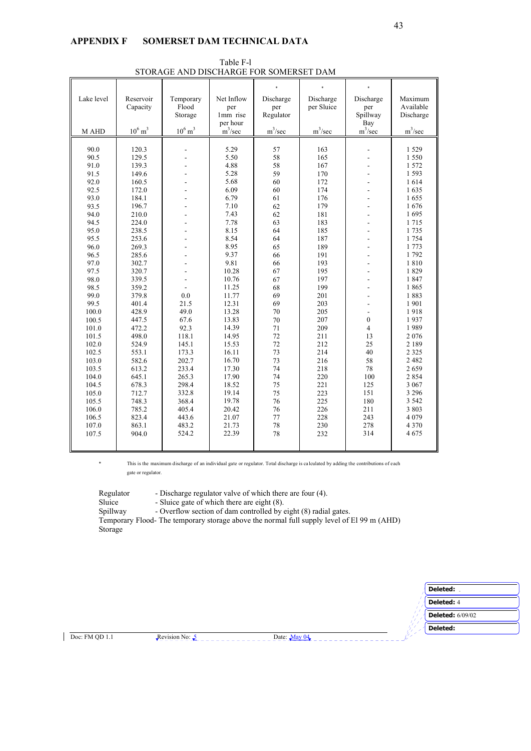## APPENDIX F SOMERSET DAM TECHNICAL DATA

Table F-l
STORAGE AND DISCHARGE FOR SOMERSET DAM

| Lake level | Reservoir Capacity | Temporary Flood Storage | Net Inflow per 1mm rise per hour | * Discharge per Regulator | * Discharge per Sluice | * Discharge per Spillway Bay | Maximum Available Discharge |
|---|---|---|---|---|---|---|---|
| M AHD | $10^6$ $m^3$ | $10^6$ $m^3$ | $m^3$/sec | $m^3$/sec | $m^3$/sec | $m^3$/sec | $m^3$/sec |
| 90.0 | 120.3 | - | 5.29 | 57 | 163 | - | 1 529 |
| 90.5 | 129.5 | - | 5.50 | 58 | 165 | - | 1 550 |
| 91.0 | 139.3 | - | 4.88 | 58 | 167 | - | 1 572 |
| 91.5 | 149.6 | - | 5.28 | 59 | 170 | - | 1 593 |
| 92.0 | 160.5 | - | 5.68 | 60 | 172 | - | 1 614 |
| 92.5 | 172.0 | - | 6.09 | 60 | 174 | - | 1 635 |
| 93.0 | 184.1 | - | 6.79 | 61 | 176 | - | 1 655 |
| 93.5 | 196.7 | - | 7.10 | 62 | 179 | - | 1 676 |
| 94.0 | 210.0 | - | 7.43 | 62 | 181 | - | 1 695 |
| 94.5 | 224.0 | - | 7.78 | 63 | 183 | - | 1 715 |
| 95.0 | 238.5 | - | 8.15 | 64 | 185 | - | 1 735 |
| 95.5 | 253.6 | - | 8.54 | 64 | 187 | - | 1 754 |
| 96.0 | 269.3 | - | 8.95 | 65 | 189 | - | 1 773 |
| 96.5 | 285.6 | - | 9.37 | 66 | 191 | - | 1 792 |
| 97.0 | 302.7 | - | 9.81 | 66 | 193 | - | 1 810 |
| 97.5 | 320.7 | - | 10.28 | 67 | 195 | - | 1 829 |
| 98.0 | 339.5 | - | 10.76 | 67 | 197 | - | 1 847 |
| 98.5 | 359.2 | - | 11.25 | 68 | 199 | - | 1 865 |
| 99.0 | 379.8 | 0.0 | 11.77 | 69 | 201 | - | 1 883 |
| 99.5 | 401.4 | 21.5 | 12.31 | 69 | 203 | - | 1 901 |
| 100.0 | 428.9 | 49.0 | 13.28 | 70 | 205 | - | 1 918 |
| 100.5 | 447.5 | 67.6 | 13.83 | 70 | 207 | 0 | 1 937 |
| 101.0 | 472.2 | 92.3 | 14.39 | 71 | 209 | 4 | 1 989 |
| 101.5 | 498.0 | 118.1 | 14.95 | 72 | 211 | 13 | 2 076 |
| 102.0 | 524.9 | 145.1 | 15.53 | 72 | 212 | 25 | 2 189 |
| 102.5 | 553.1 | 173.3 | 16.11 | 73 | 214 | 40 | 2 325 |
| 103.0 | 582.6 | 202.7 | 16.70 | 73 | 216 | 58 | 2 482 |
| 103.5 | 613.2 | 233.4 | 17.30 | 74 | 218 | 78 | 2 659 |
| 104.0 | 645.1 | 265.3 | 17.90 | 74 | 220 | 100 | 2 854 |
| 104.5 | 678.3 | 298.4 | 18.52 | 75 | 221 | 125 | 3 067 |
| 105.0 | 712.7 | 332.8 | 19.14 | 75 | 223 | 151 | 3 296 |
| 105.5 | 748.3 | 368.4 | 19.78 | 76 | 225 | 180 | 3 542 |
| 106.0 | 785.2 | 405.4 | 20.42 | 76 | 226 | 211 | 3 803 |
| 106.5 | 823.4 | 443.6 | 21.07 | 77 | 228 | 243 | 4 079 |
| 107.0 | 863.1 | 483.2 | 21.73 | 78 | 230 | 278 | 4 370 |
| 107.5 | 904.0 | 524.2 | 22.39 | 78 | 232 | 314 | 4 675 |

\* This is the maximum discharge of an individual gate or regulator. Total discharge is calculated by adding the contributions of each gate or regulator.

Regulator - Discharge regulator valve of which there are four (4).
Sluice - Sluice gate of which there are eight (8).
Spillway - Overflow section of dam controlled by eight (8) radial gates.
Temporary Flood Storage - The temporary storage above the normal full supply level of El 99 m (AHD)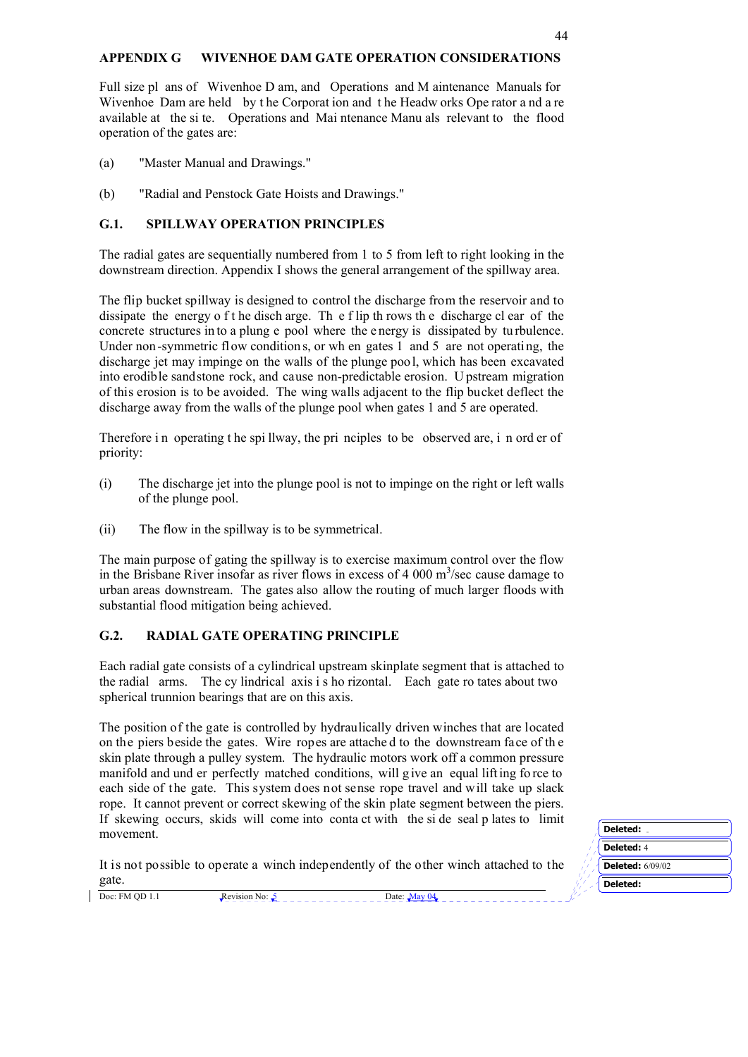## APPENDIX G WIVENHOE DAM GATE OPERATION CONSIDERATIONS

Full size plans of Wivenhoe Dam, and Operations and Maintenance Manuals for Wivenhoe Dam are held by the Corporation and the Headworks Operator and are available at the site. Operations and Maintenance Manuals relevant to the flood operation of the gates are:

(a) "Master Manual and Drawings."

(b) "Radial and Penstock Gate Hoists and Drawings."

### G.1. SPILLWAY OPERATION PRINCIPLES

The radial gates are sequentially numbered from 1 to 5 from left to right looking in the downstream direction. Appendix I shows the general arrangement of the spillway area.

The flip bucket spillway is designed to control the discharge from the reservoir and to dissipate the energy of the discharge. The flip throws the discharge clear of the concrete structures into a plunge pool where the energy is dissipated by turbulence. Under non-symmetric flow conditions, or when gates 1 and 5 are not operating, the discharge jet may impinge on the walls of the plunge pool, which has been excavated into erodible sandstone rock, and cause non-predictable erosion. Upstream migration of this erosion is to be avoided. The wing walls adjacent to the flip bucket deflect the discharge away from the walls of the plunge pool when gates 1 and 5 are operated.

Therefore in operating the spillway, the principles to be observed are, in order of priority:

(i) The discharge jet into the plunge pool is not to impinge on the right or left walls of the plunge pool.

(ii) The flow in the spillway is to be symmetrical.

The main purpose of gating the spillway is to exercise maximum control over the flow in the Brisbane River insofar as river flows in excess of 4 000 $m^3$/sec cause damage to urban areas downstream. The gates also allow the routing of much larger floods with substantial flood mitigation being achieved.

### G.2. RADIAL GATE OPERATING PRINCIPLE

Each radial gate consists of a cylindrical upstream skinplate segment that is attached to the radial arms. The cylindrical axis is horizontal. Each gate rotates about two spherical trunnion bearings that are on this axis.

The position of the gate is controlled by hydraulically driven winches that are located on the piers beside the gates. Wire ropes are attached to the downstream face of the skin plate through a pulley system. The hydraulic motors work off a common pressure manifold and under perfectly matched conditions, will give an equal lifting force to each side of the gate. This system does not sense rope travel and will take up slack rope. It cannot prevent or correct skewing of the skin plate segment between the piers. If skewing occurs, skids will come into contact with the side seal plates to limit movement.

It is not possible to operate a winch independently of the other winch attached to the gate.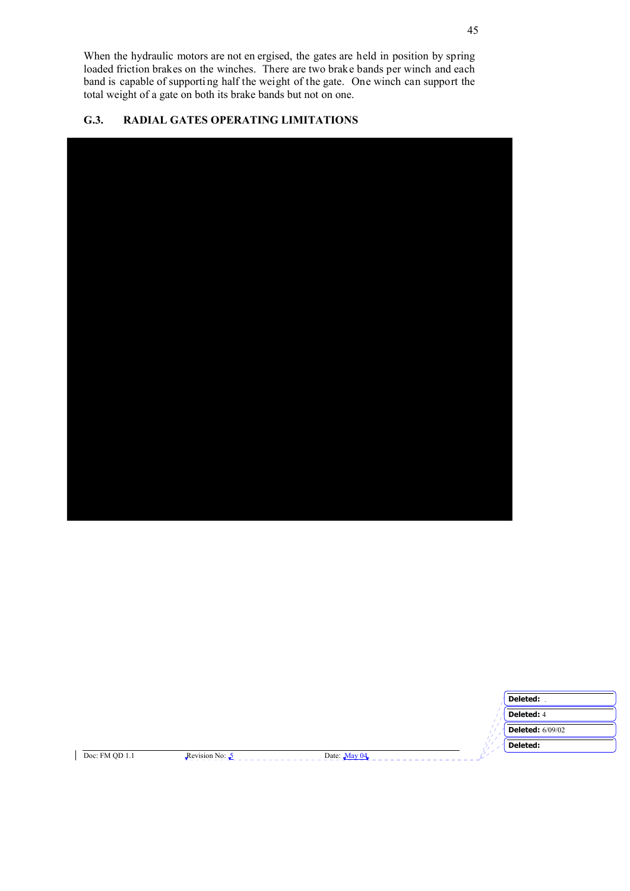When the hydraulic motors are not energised, the gates are held in position by spring loaded friction brakes on the winches. There are two brake bands per winch and each band is capable of supporting half the weight of the gate. One winch can support the total weight of a gate on both its brake bands but not on one.

## G.3. RADIAL GATES OPERATING LIMITATIONS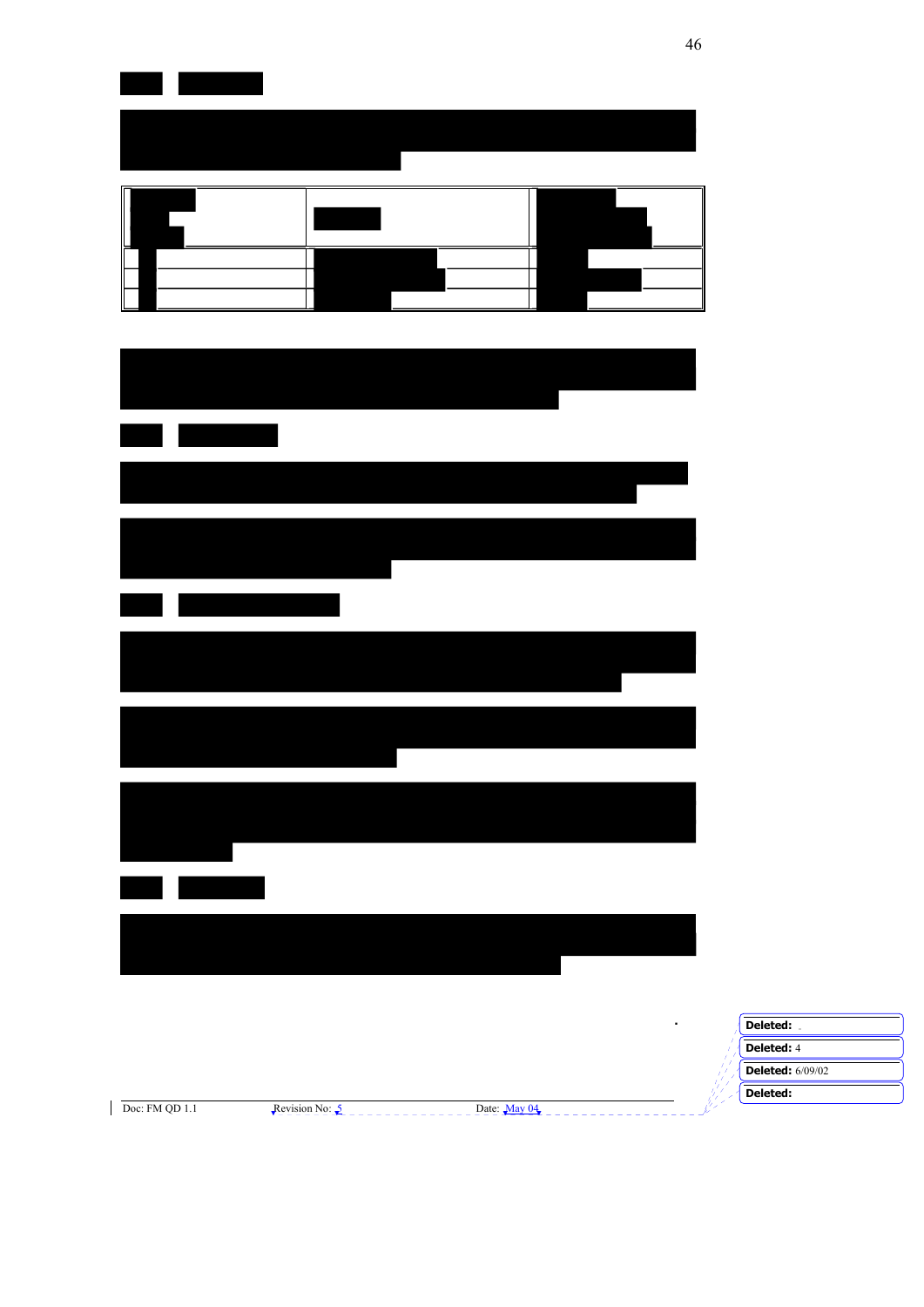| Deleted: |
|---|
| Deleted: 4 |
| Deleted: 6/09/02 |
| Deleted: |

Doc: FM QD 1.1 Revision No: 5 Date: May 04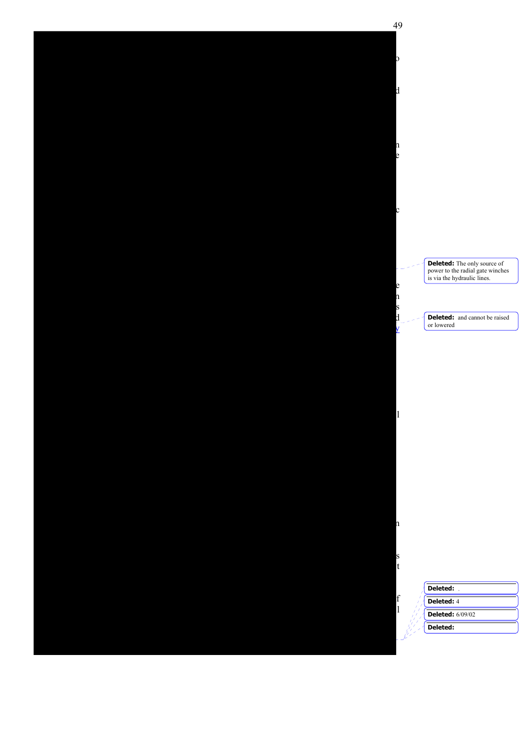Deleted: The only source of power to the radial gate winches is via the hydraulic lines.

Deleted: and cannot be raised or lowered

Deleted:

Deleted: 4

Deleted: 6/09/02

Deleted: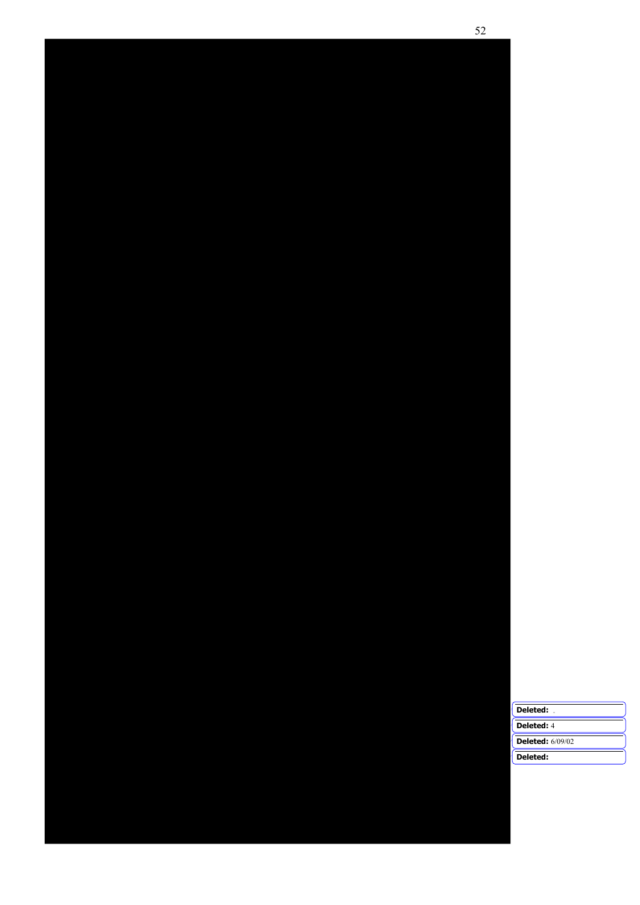Deleted:

Deleted: 4

Deleted: 6/09/02

Deleted: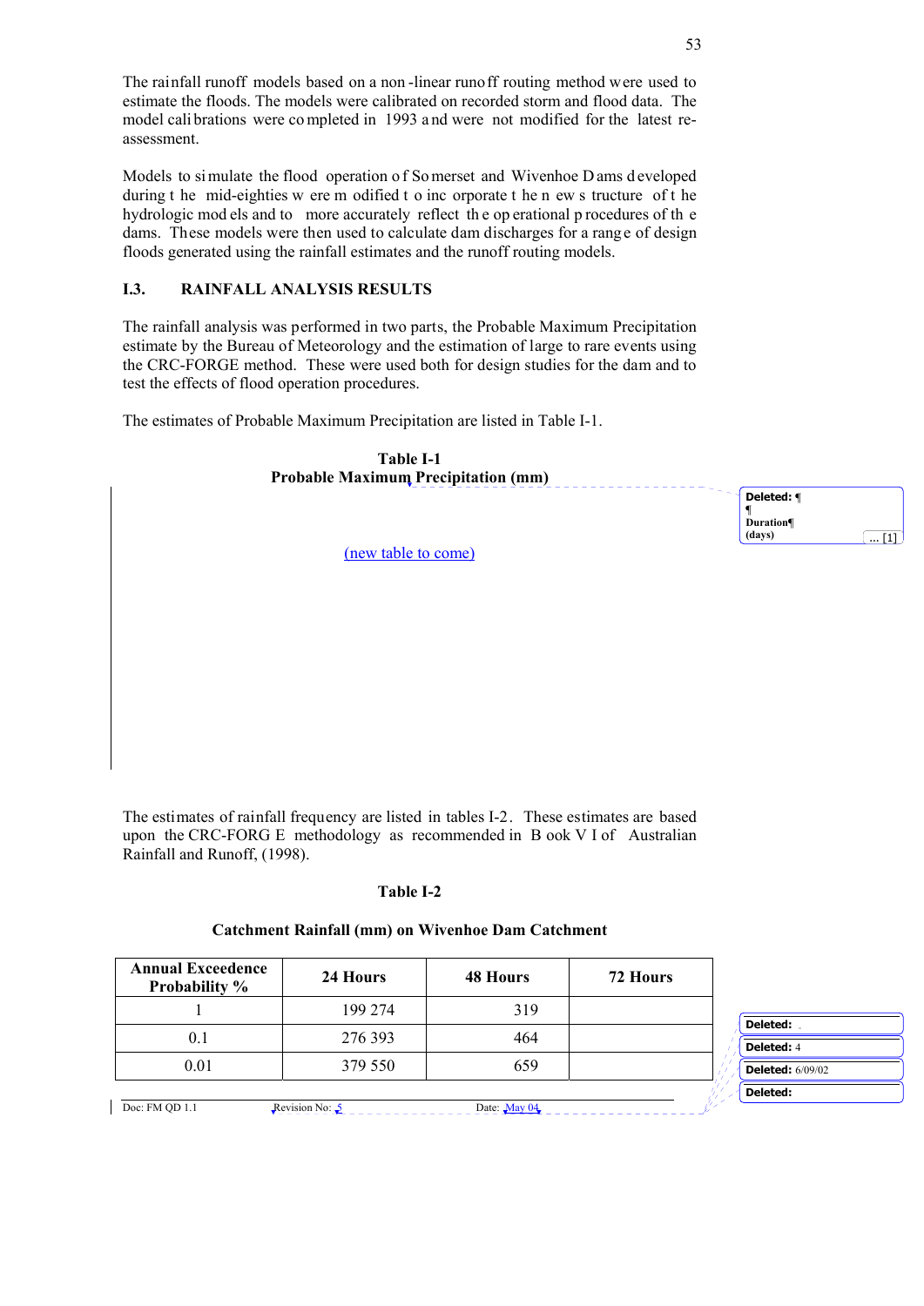The rainfall runoff models based on a non-linear runoff routing method were used to estimate the floods. The models were calibrated on recorded storm and flood data. The model calibrations were completed in 1993 and were not modified for the latest re-assessment.

Models to simulate the flood operation of Somerset and Wivenhoe Dams developed during the mid-eighties were modified to incorporate the new structure of the hydrologic models and to more accurately reflect the operational procedures of the dams. These models were then used to calculate dam discharges for a range of design floods generated using the rainfall estimates and the runoff routing models.

## I.3. RAINFALL ANALYSIS RESULTS

The rainfall analysis was performed in two parts, the Probable Maximum Precipitation estimate by the Bureau of Meteorology and the estimation of large to rare events using the CRC-FORGE method. These were used both for design studies for the dam and to test the effects of flood operation procedures.

The estimates of Probable Maximum Precipitation are listed in Table I-1.

**Table I-1**
**Probable Maximum Precipitation (mm)**

(new table to come)

The estimates of rainfall frequency are listed in tables I-2. These estimates are based upon the CRC-FORGE methodology as recommended in Book VI of Australian Rainfall and Runoff, (1998).

**Table I-2**

**Catchment Rainfall (mm) on Wivenhoe Dam Catchment**

| Annual Exceedence Probability % | 24 Hours | 48 Hours | 72 Hours |
|---|---|---|---|
| 1 | 199 274 | 319 | |
| 0.1 | 276 393 | 464 | |
| 0.01 | 379 550 | 659 | |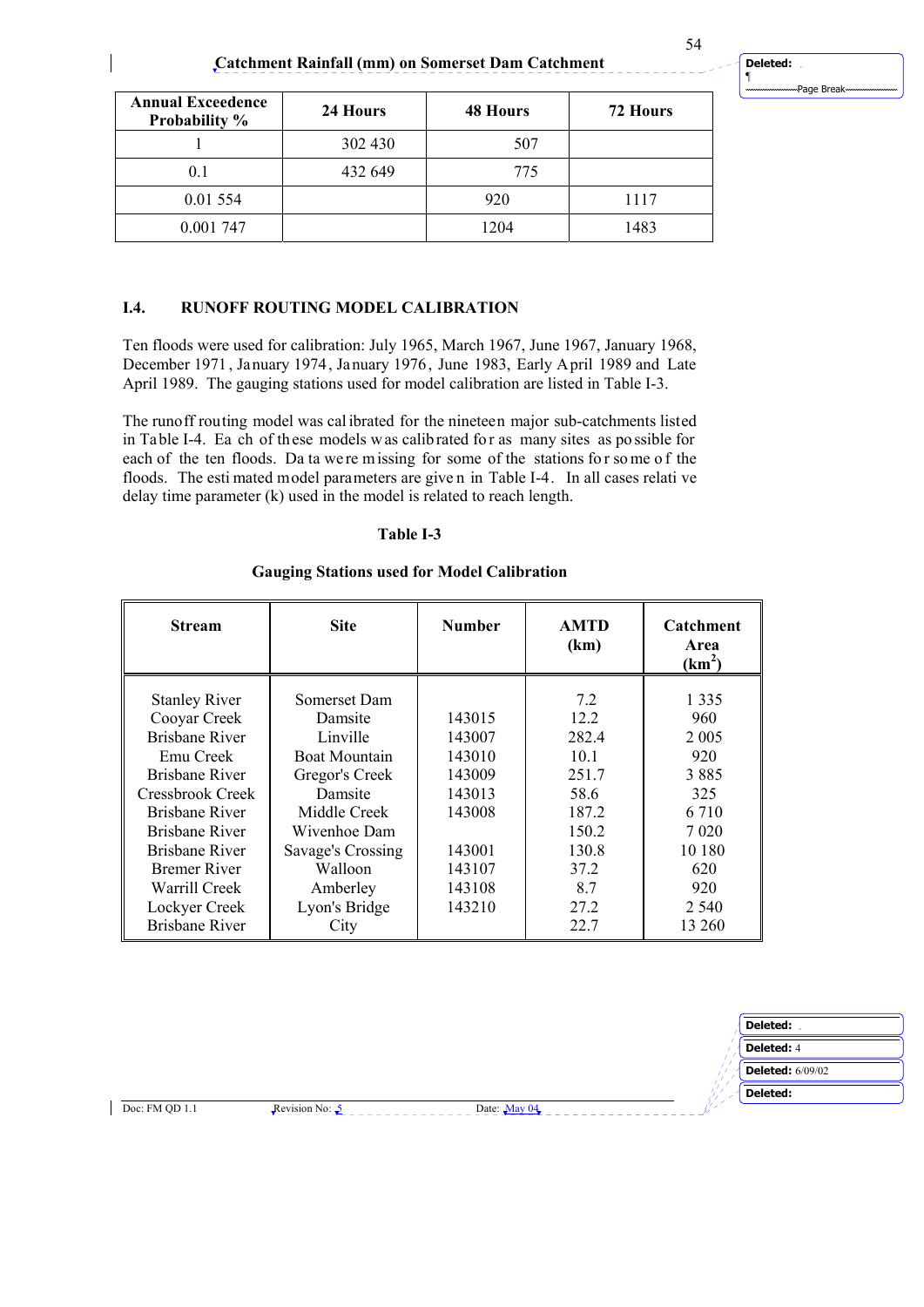**Catchment Rainfall (mm) on Somerset Dam Catchment**

| Annual Exceedence Probability % | 24 Hours | 48 Hours | 72 Hours |
|---|---|---|---|
| 1 | 302 430 | 507 | |
| 0.1 | 432 649 | 775 | |
| 0.01 554 | | 920 | 1117 |
| 0.001 747 | | 1204 | 1483 |

## I.4. RUNOFF ROUTING MODEL CALIBRATION

Ten floods were used for calibration: July 1965, March 1967, June 1967, January 1968, December 1971, January 1974, January 1976, June 1983, Early April 1989 and Late April 1989. The gauging stations used for model calibration are listed in Table I-3.

The runoff routing model was calibrated for the nineteen major sub-catchments listed in Table I-4. Each of these models was calibrated for as many sites as possible for each of the ten floods. Data were missing for some of the stations for some of the floods. The estimated model parameters are given in Table I-4. In all cases relative delay time parameter (k) used in the model is related to reach length.

**Table I-3**

**Gauging Stations used for Model Calibration**

| Stream | Site | Number | AMTD (km) | Catchment Area ($km^2$) |
|---|---|---|---|---|
| Stanley River | Somerset Dam | | 7.2 | 1 335 |
| Cooyar Creek | Damsite | 143015 | 12.2 | 960 |
| Brisbane River | Linville | 143007 | 282.4 | 2 005 |
| Emu Creek | Boat Mountain | 143010 | 10.1 | 920 |
| Brisbane River | Gregor's Creek | 143009 | 251.7 | 3 885 |
| Cressbrook Creek | Damsite | 143013 | 58.6 | 325 |
| Brisbane River | Middle Creek | 143008 | 187.2 | 6 710 |
| Brisbane River | Wivenhoe Dam | | 150.2 | 7 020 |
| Brisbane River | Savage's Crossing | 143001 | 130.8 | 10 180 |
| Bremer River | Walloon | 143107 | 37.2 | 620 |
| Warrill Creek | Amberley | 143108 | 8.7 | 920 |
| Lockyer Creek | Lyon's Bridge | 143210 | 27.2 | 2 540 |
| Brisbane River | City | | 22.7 | 13 260 |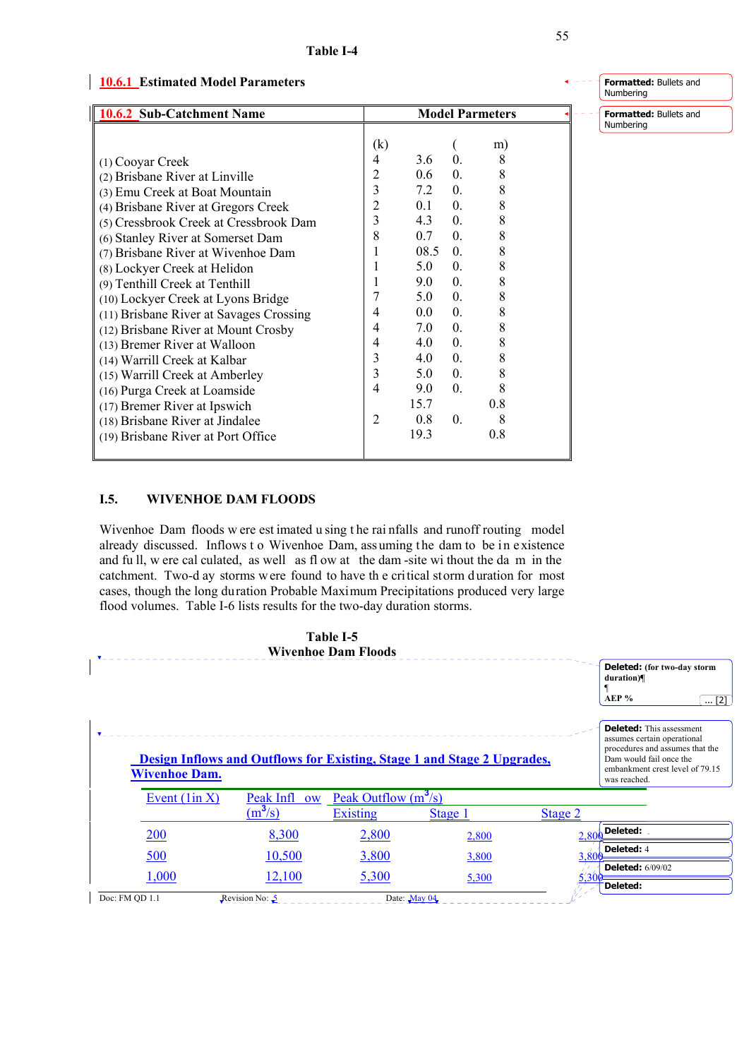Table I-4

## 10.6.1 Estimated Model Parameters

| 10.6.2 Sub-Catchment Name | Model Parmeters | | |
|---|---|---|---|
| | (k) | ( | m) |
| (1) Cooyar Creek | 4 | 3.6 0. | 8 |
| (2) Brisbane River at Linville | 2 | 0.6 0. | 8 |
| (3) Emu Creek at Boat Mountain | 3 | 7.2 0. | 8 |
| (4) Brisbane River at Gregors Creek | 2 | 0.1 0. | 8 |
| (5) Cressbrook Creek at Cressbrook Dam | 3 | 4.3 0. | 8 |
| (6) Stanley River at Somerset Dam | 8 | 0.7 0. | 8 |
| (7) Brisbane River at Wivenhoe Dam | 1 | 08.5 0. | 8 |
| (8) Lockyer Creek at Helidon | 1 | 5.0 0. | 8 |
| (9) Tenthill Creek at Tenthill | 1 | 9.0 0. | 8 |
| (10) Lockyer Creek at Lyons Bridge | 7 | 5.0 0. | 8 |
| (11) Brisbane River at Savages Crossing | 4 | 0.0 0. | 8 |
| (12) Brisbane River at Mount Crosby | 4 | 7.0 0. | 8 |
| (13) Bremer River at Walloon | 4 | 4.0 0. | 8 |
| (14) Warrill Creek at Kalbar | 3 | 4.0 0. | 8 |
| (15) Warrill Creek at Amberley | 3 | 5.0 0. | 8 |
| (16) Purga Creek at Loamside | 4 | 9.0 0. | 8 |
| (17) Bremer River at Ipswich | | 15.7 | 0.8 |
| (18) Brisbane River at Jindalee | 2 | 0.8 0. | 8 |
| (19) Brisbane River at Port Office | | 19.3 | 0.8 |

## I.5. WIVENHOE DAM FLOODS

Wivenhoe Dam floods were estimated using the rainfalls and runoff routing model already discussed. Inflows to Wivenhoe Dam, assuming the dam to be in existence and full, were calculated, as well as flow at the dam-site without the dam in the catchment. Two-day storms were found to have the critical storm duration for most cases, though the long duration Probable Maximum Precipitations produced very large flood volumes. Table I-6 lists results for the two-day duration storms.

Table I-5
Wivenhoe Dam Floods

**Design Inflows and Outflows for Existing, Stage 1 and Stage 2 Upgrades, Wivenhoe Dam.**

| Event (1in X) | Peak Inflow ($m^3$/s) | Peak Outflow ($m^3$/s) Existing | Stage 1 | Stage 2 |
|---|---|---|---|---|
| 200 | 8,300 | 2,800 | 2,800 | 2,800 |
| 500 | 10,500 | 3,800 | 3,800 | 3,800 |
| 1,000 | 12,100 | 5,300 | 5,300 | 5,300 |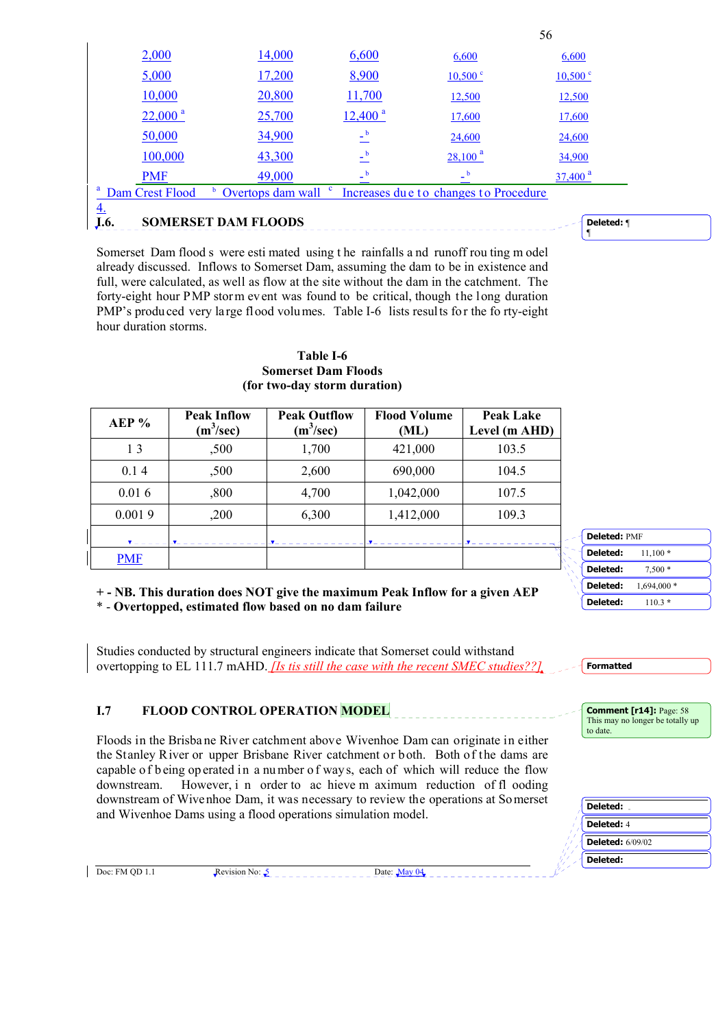| | | | | |
|---|---|---|---|---|
| 2,000 | 14,000 | 6,600 | 6,600 | 6,600 |
| 5,000 | 17,200 | 8,900 | 10,500 [c] | 10,500 [c] |
| 10,000 | 20,800 | 11,700 | 12,500 | 12,500 |
| 22,000 [a] | 25,700 | 12,400 [a] | 17,600 | 17,600 |
| 50,000 | 34,900 | - [b] | 24,600 | 24,600 |
| 100,000 | 43,300 | - [b] | 28,100 [a] | 34,900 |
| PMF | 49,000 | - [b] | - [b] | 37,400 [a] |

[a] Dam Crest Flood [b] Overtops dam wall [c] Increases due to changes to Procedure 4.

## I.6. SOMERSET DAM FLOODS

Somerset Dam floods were estimated using the rainfalls and runoff routing model already discussed. Inflows to Somerset Dam, assuming the dam to be in existence and full, were calculated, as well as flow at the site without the dam in the catchment. The forty-eight hour PMP storm event was found to be critical, though the long duration PMP's produced very large flood volumes. Table I-6 lists results for the forty-eight hour duration storms.

**Table I-6**
**Somerset Dam Floods**
**(for two-day storm duration)**

| AEP % | Peak Inflow ($m^3$/sec) | Peak Outflow ($m^3$/sec) | Flood Volume (ML) | Peak Lake Level (m AHD) |
|---|---|---|---|---|
| 1 | 3,500 | 1,700 | 421,000 | 103.5 |
| 0.1 | 4,500 | 2,600 | 690,000 | 104.5 |
| 0.01 | 6,800 | 4,700 | 1,042,000 | 107.5 |
| 0.001 | 9,200 | 6,300 | 1,412,000 | 109.3 |
| | | | | |
| PMF | | | | |

**+ - NB. This duration does NOT give the maximum Peak Inflow for a given AEP**
**\* - Overtopped, estimated flow based on no dam failure**

Studies conducted by structural engineers indicate that Somerset could withstand overtopping to EL 111.7 mAHD. *[Is tis still the case with the recent SMEC studies??]*

## I.7 FLOOD CONTROL OPERATION MODEL

Floods in the Brisbane River catchment above Wivenhoe Dam can originate in either the Stanley River or upper Brisbane River catchment or both. Both of the dams are capable of being operated in a number of ways, each of which will reduce the flow downstream. However, in order to achieve maximum reduction of flooding downstream of Wivenhoe Dam, it was necessary to review the operations at Somerset and Wivenhoe Dams using a flood operations simulation model.

Doc: FM QD 1.1 Revision No: 5 Date: May 04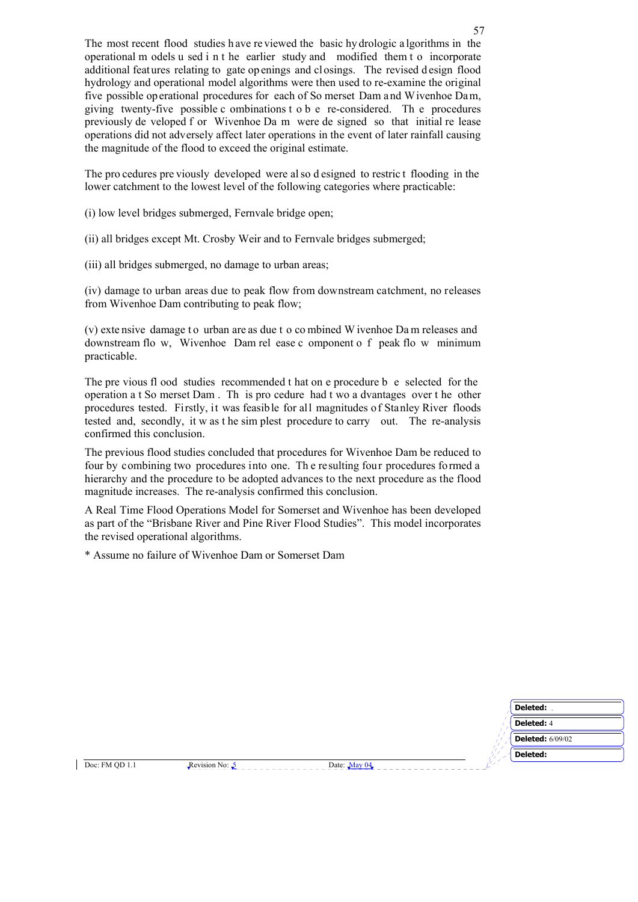The most recent flood studies have reviewed the basic hydrologic algorithms in the operational models used in the earlier study and modified them to incorporate additional features relating to gate openings and closings. The revised design flood hydrology and operational model algorithms were then used to re-examine the original five possible operational procedures for each of Somerset Dam and Wivenhoe Dam, giving twenty-five possible combinations to be re-considered. The procedures previously developed for Wivenhoe Dam were designed so that initial release operations did not adversely affect later operations in the event of later rainfall causing the magnitude of the flood to exceed the original estimate.

The procedures previously developed were also designed to restrict flooding in the lower catchment to the lowest level of the following categories where practicable:

(i) low level bridges submerged, Fernvale bridge open;

(ii) all bridges except Mt. Crosby Weir and to Fernvale bridges submerged;

(iii) all bridges submerged, no damage to urban areas;

(iv) damage to urban areas due to peak flow from downstream catchment, no releases from Wivenhoe Dam contributing to peak flow;

(v) extensive damage to urban areas due to combined Wivenhoe Dam releases and downstream flow, Wivenhoe Dam release component of peak flow minimum practicable.

The previous flood studies recommended that one procedure be selected for the operation at Somerset Dam. This procedure had two advantages over the other procedures tested. Firstly, it was feasible for all magnitudes of Stanley River floods tested and, secondly, it was the simplest procedure to carry out. The re-analysis confirmed this conclusion.

The previous flood studies concluded that procedures for Wivenhoe Dam be reduced to four by combining two procedures into one. The resulting four procedures formed a hierarchy and the procedure to be adopted advances to the next procedure as the flood magnitude increases. The re-analysis confirmed this conclusion.

A Real Time Flood Operations Model for Somerset and Wivenhoe has been developed as part of the "Brisbane River and Pine River Flood Studies". This model incorporates the revised operational algorithms.

* Assume no failure of Wivenhoe Dam or Somerset Dam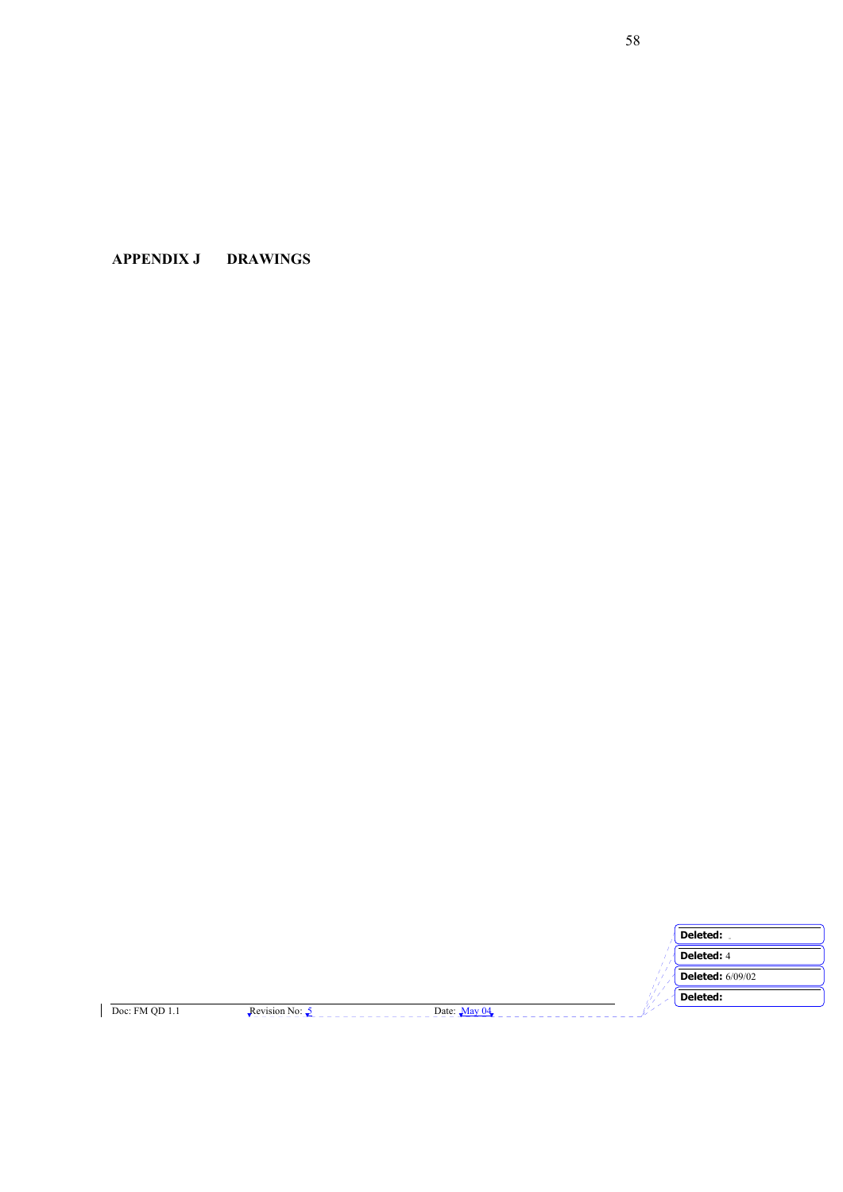# APPENDIX J DRAWINGS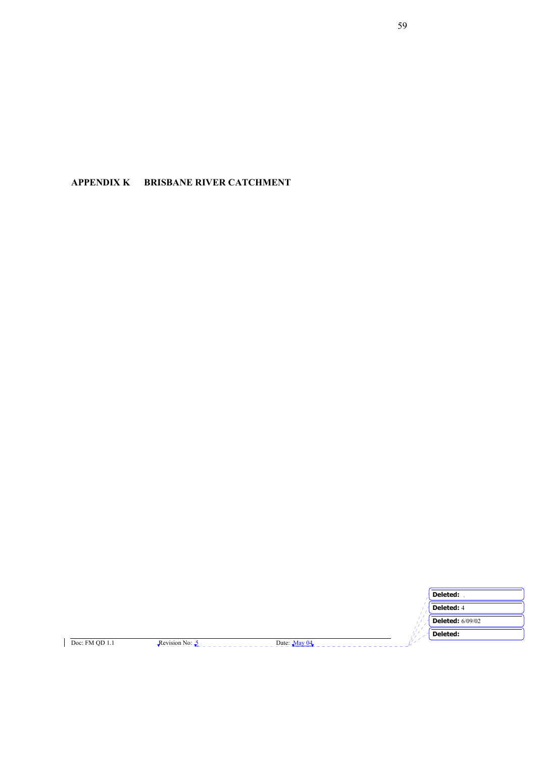# APPENDIX K BRISBANE RIVER CATCHMENT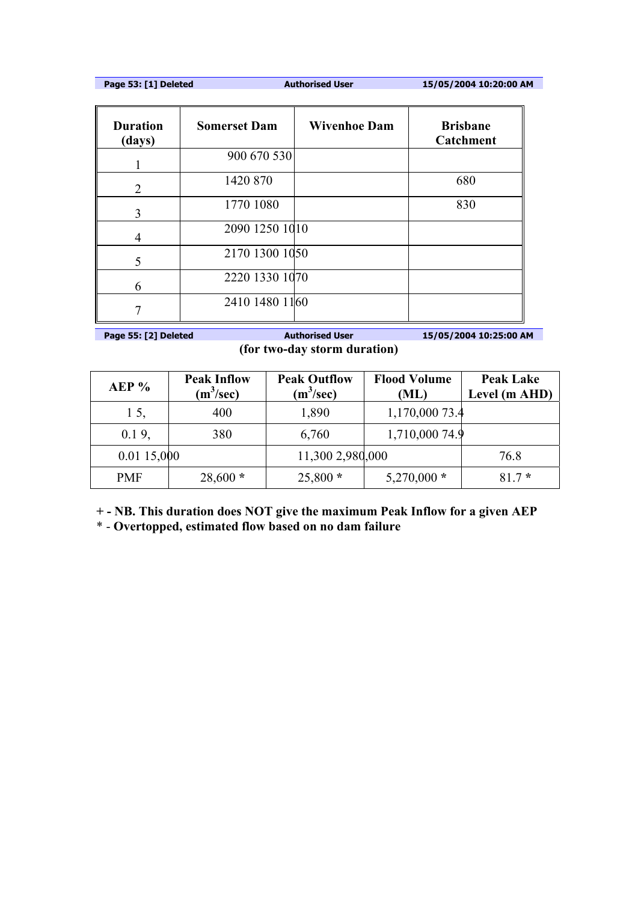**Page 53: [1] Deleted** **Authorised User** **15/05/2004 10:20:00 AM**

| Duration (days) | Somerset Dam | Wivenhoe Dam | Brisbane Catchment |
|---|---|---|---|
| 1 | 900 670 530 | | |
| 2 | 1420 870 | | 680 |
| 3 | 1770 1080 | | 830 |
| 4 | 2090 1250 1010 | | |
| 5 | 2170 1300 1050 | | |
| 6 | 2220 1330 1070 | | |
| 7 | 2410 1480 1160 | | |

**Page 55: [2] Deleted** **Authorised User** **15/05/2004 10:25:00 AM**

**(for two-day storm duration)**

| AEP % | Peak Inflow ($m^3$/sec) | Peak Outflow ($m^3$/sec) | Flood Volume (ML) | Peak Lake Level (m AHD) |
|---|---|---|---|---|
| 1 5, | 400 | 1,890 | 1,170,000 73.4 | |
| 0.1 9, | 380 | 6,760 | 1,710,000 74.9 | |
| 0.01 15,000 | | 11,300 2,980,000 | | 76.8 |
| PMF | 28,600 * | 25,800 * | 5,270,000 * | 81.7 * |

**+ - NB. This duration does NOT give the maximum Peak Inflow for a given AEP**
**\* - Overtopped, estimated flow based on no dam failure**